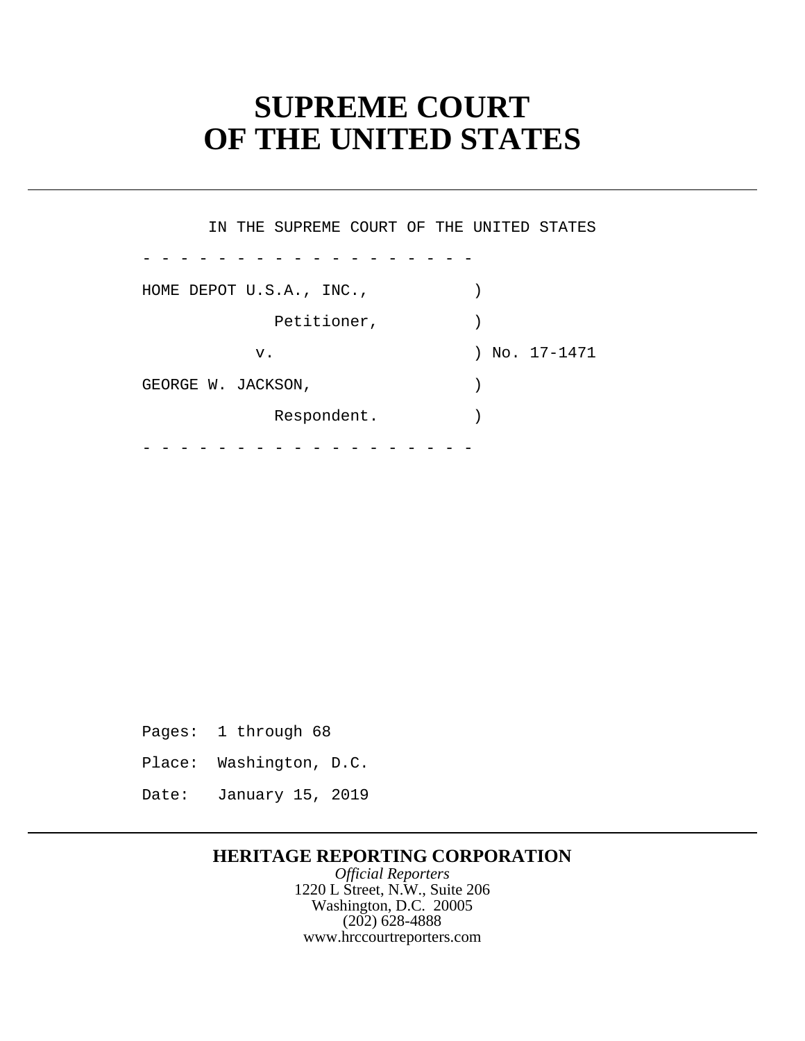# SUPREME COURT OF THE UNITED STATES

IN THE SUPREME COURT OF THE UNITED STATES

\- - - - - - - - - - - - - - - - - -

HOME DEPOT U.S.A., INC., )

Petitioner, )

v. ) No. 17-1471

GEORGE W. JACKSON, )

Respondent. )

\- - - - - - - - - - - - - - - - - -

Pages: 1 through 68

Place: Washington, D.C.

Date: January 15, 2019

**HERITAGE REPORTING CORPORATION**

*Official Reporters*

1220 L Street, N.W., Suite 206

Washington, D.C. 20005

(202) 628-4888

www.hrccourtreporters.com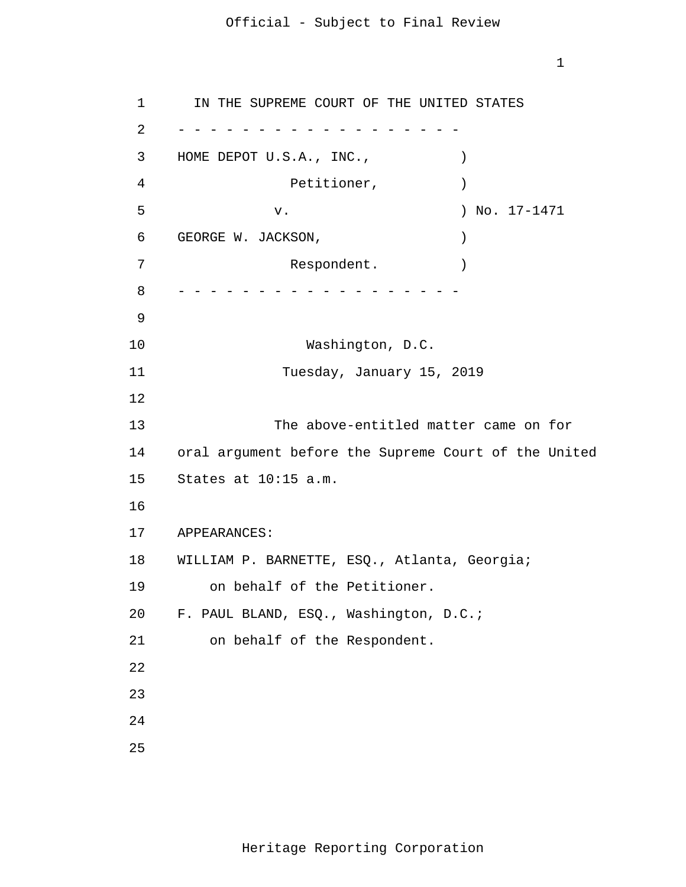IN THE SUPREME COURT OF THE UNITED STATES

- - - - - - - - - - - - - - - - - -

HOME DEPOT U.S.A., INC., )
Petitioner, )
v. ) No. 17-1471
GEORGE W. JACKSON, )
Respondent. )

- - - - - - - - - - - - - - - - - -

Washington, D.C.

Tuesday, January 15, 2019

The above-entitled matter came on for oral argument before the Supreme Court of the United States at 10:15 a.m.

APPEARANCES:

WILLIAM P. BARNETTE, ESQ., Atlanta, Georgia; on behalf of the Petitioner.

F. PAUL BLAND, ESQ., Washington, D.C.; on behalf of the Respondent.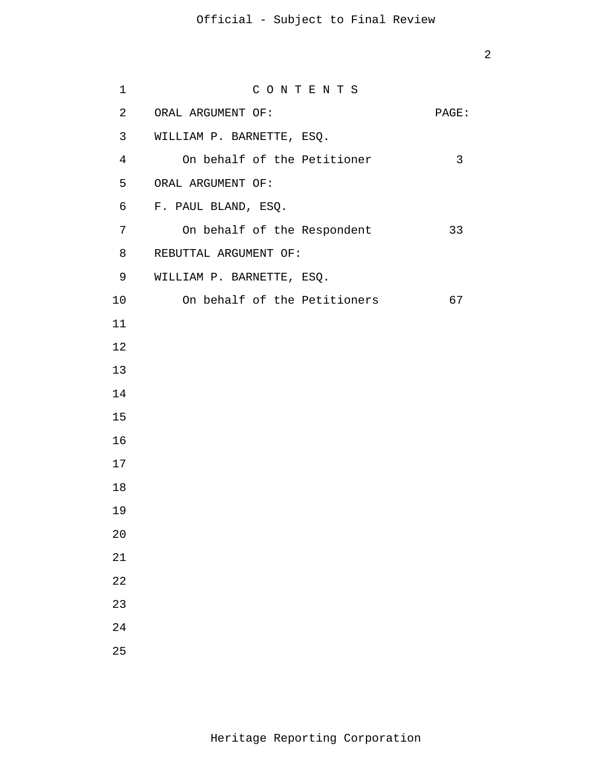C O N T E N T S

| ORAL ARGUMENT OF: | PAGE: |
|---|---|
| WILLIAM P. BARNETTE, ESQ. | |
| On behalf of the Petitioner | 3 |
| ORAL ARGUMENT OF: | |
| F. PAUL BLAND, ESQ. | |
| On behalf of the Respondent | 33 |
| REBUTTAL ARGUMENT OF: | |
| WILLIAM P. BARNETTE, ESQ. | |
| On behalf of the Petitioners | 67 |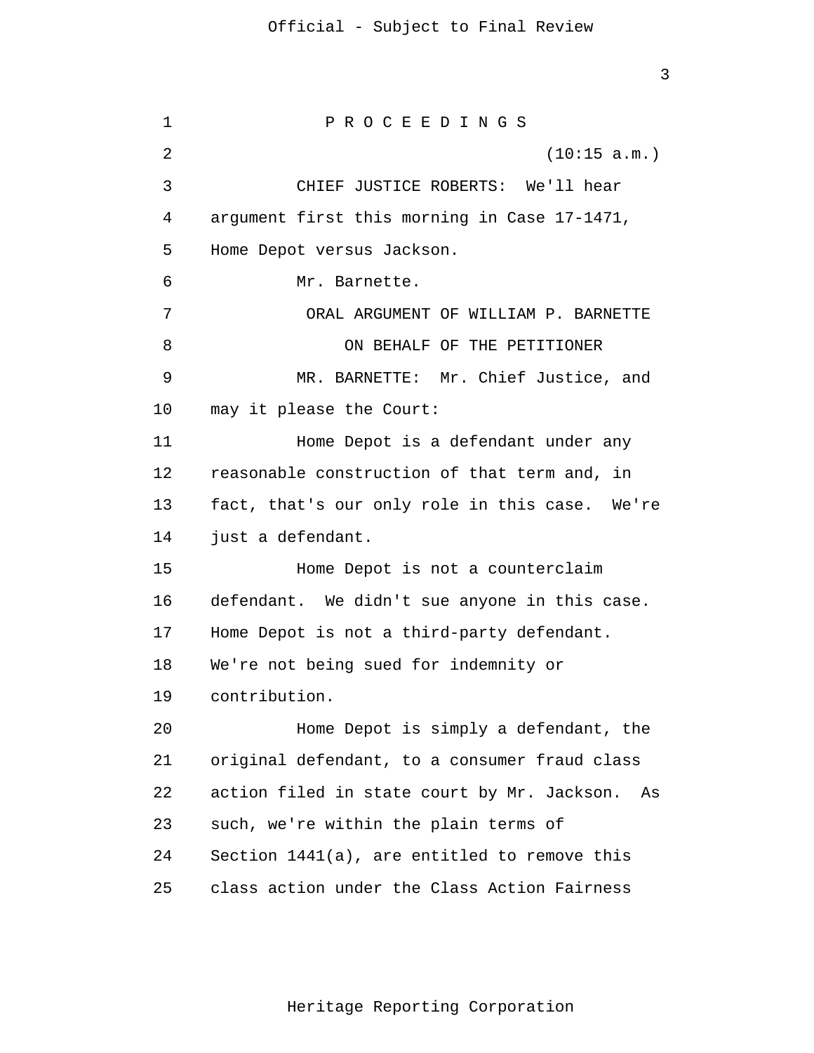P R O C E E D I N G S

(10:15 a.m.)

CHIEF JUSTICE ROBERTS: We'll hear argument first this morning in Case 17-1471, Home Depot versus Jackson.

Mr. Barnette.

ORAL ARGUMENT OF WILLIAM P. BARNETTE

ON BEHALF OF THE PETITIONER

MR. BARNETTE: Mr. Chief Justice, and may it please the Court:

Home Depot is a defendant under any reasonable construction of that term and, in fact, that's our only role in this case. We're just a defendant.

Home Depot is not a counterclaim defendant. We didn't sue anyone in this case. Home Depot is not a third-party defendant. We're not being sued for indemnity or contribution.

Home Depot is simply a defendant, the original defendant, to a consumer fraud class action filed in state court by Mr. Jackson. As such, we're within the plain terms of Section 1441(a), are entitled to remove this class action under the Class Action Fairness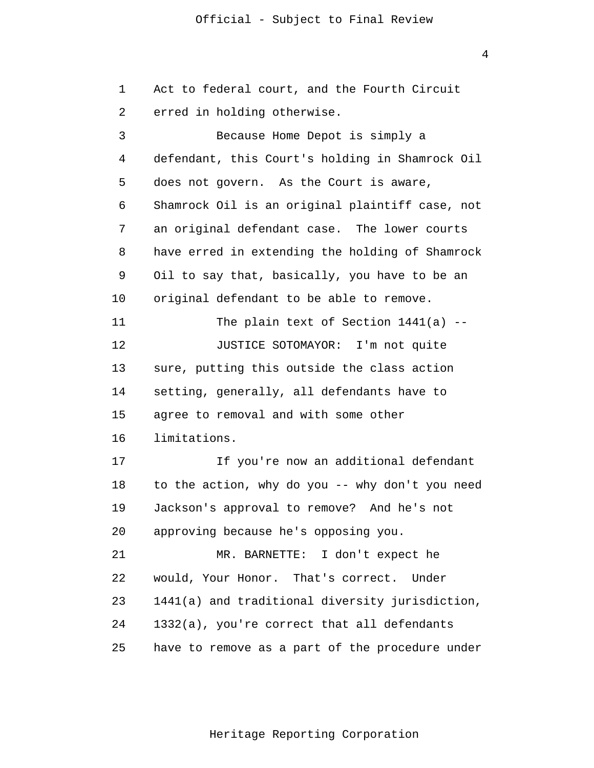Act to federal court, and the Fourth Circuit erred in holding otherwise.

Because Home Depot is simply a defendant, this Court's holding in Shamrock Oil does not govern. As the Court is aware, Shamrock Oil is an original plaintiff case, not an original defendant case. The lower courts have erred in extending the holding of Shamrock Oil to say that, basically, you have to be an original defendant to be able to remove.

The plain text of Section 1441(a) --

JUSTICE SOTOMAYOR: I'm not quite sure, putting this outside the class action setting, generally, all defendants have to agree to removal and with some other limitations.

If you're now an additional defendant to the action, why do you -- why don't you need Jackson's approval to remove? And he's not approving because he's opposing you.

MR. BARNETTE: I don't expect he would, Your Honor. That's correct. Under 1441(a) and traditional diversity jurisdiction, 1332(a), you're correct that all defendants have to remove as a part of the procedure under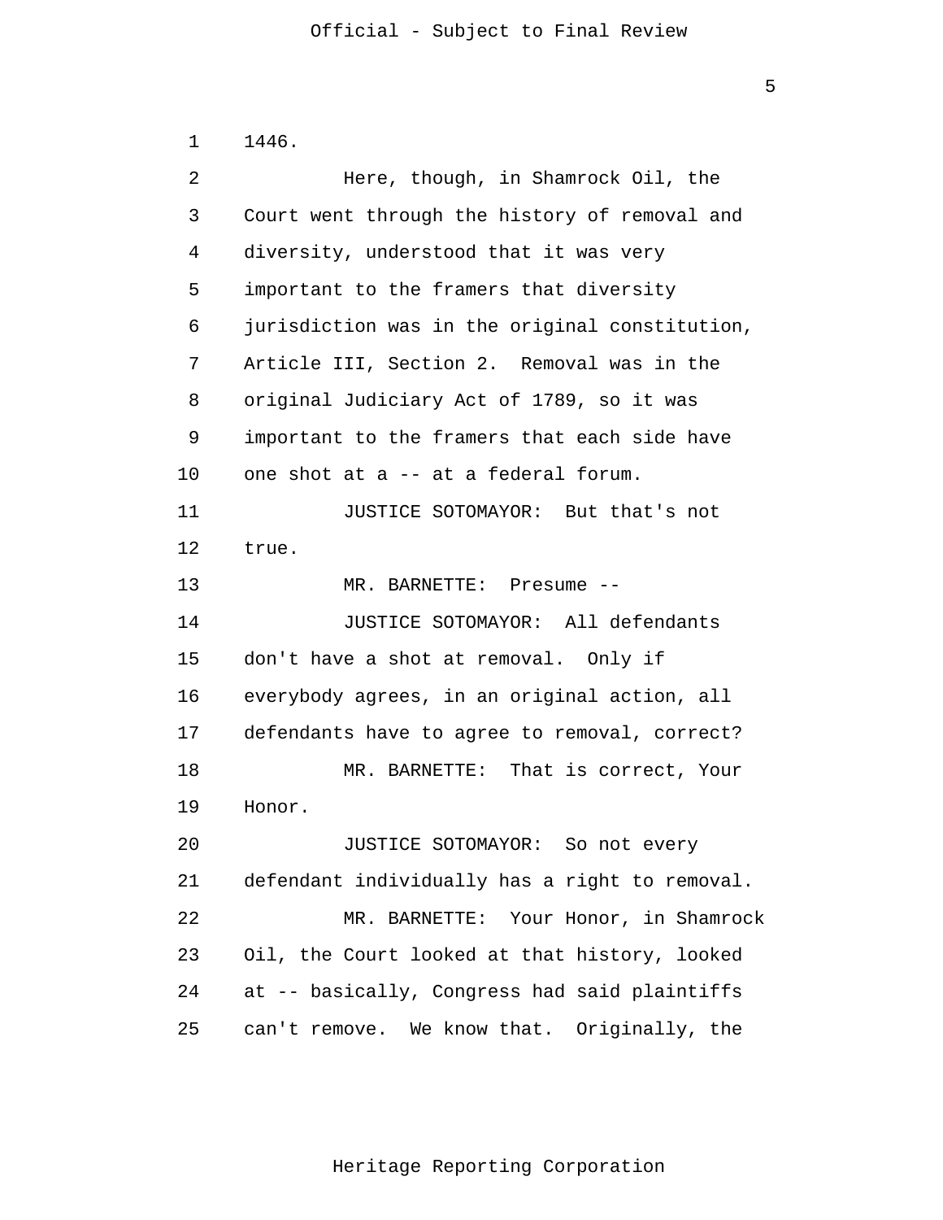1446.

Here, though, in Shamrock Oil, the Court went through the history of removal and diversity, understood that it was very important to the framers that diversity jurisdiction was in the original constitution, Article III, Section 2. Removal was in the original Judiciary Act of 1789, so it was important to the framers that each side have one shot at a -- at a federal forum.

JUSTICE SOTOMAYOR: But that's not true.

MR. BARNETTE: Presume --

JUSTICE SOTOMAYOR: All defendants don't have a shot at removal. Only if everybody agrees, in an original action, all defendants have to agree to removal, correct?

MR. BARNETTE: That is correct, Your Honor.

JUSTICE SOTOMAYOR: So not every defendant individually has a right to removal.

MR. BARNETTE: Your Honor, in Shamrock Oil, the Court looked at that history, looked at -- basically, Congress had said plaintiffs can't remove. We know that. Originally, the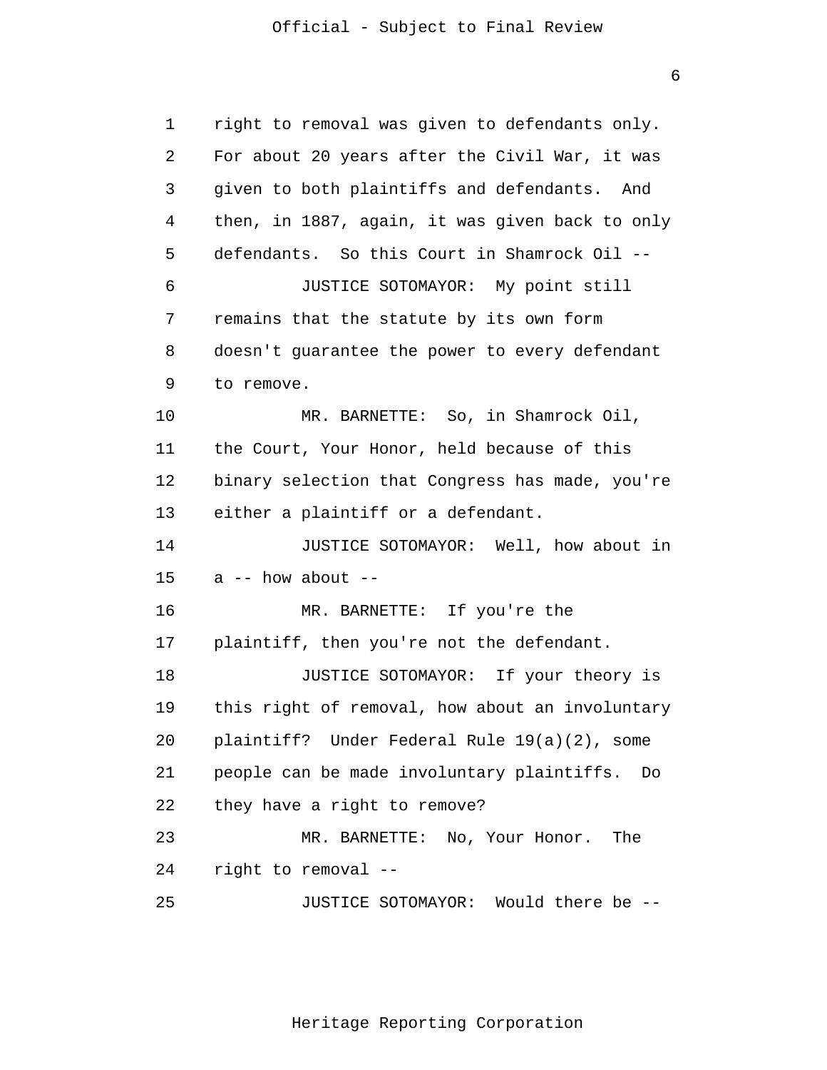right to removal was given to defendants only. For about 20 years after the Civil War, it was given to both plaintiffs and defendants. And then, in 1887, again, it was given back to only defendants. So this Court in Shamrock Oil --

JUSTICE SOTOMAYOR: My point still remains that the statute by its own form doesn't guarantee the power to every defendant to remove.

MR. BARNETTE: So, in Shamrock Oil, the Court, Your Honor, held because of this binary selection that Congress has made, you're either a plaintiff or a defendant.

JUSTICE SOTOMAYOR: Well, how about in a -- how about --

MR. BARNETTE: If you're the plaintiff, then you're not the defendant.

JUSTICE SOTOMAYOR: If your theory is this right of removal, how about an involuntary plaintiff? Under Federal Rule 19(a)(2), some people can be made involuntary plaintiffs. Do they have a right to remove?

MR. BARNETTE: No, Your Honor. The right to removal --

JUSTICE SOTOMAYOR: Would there be --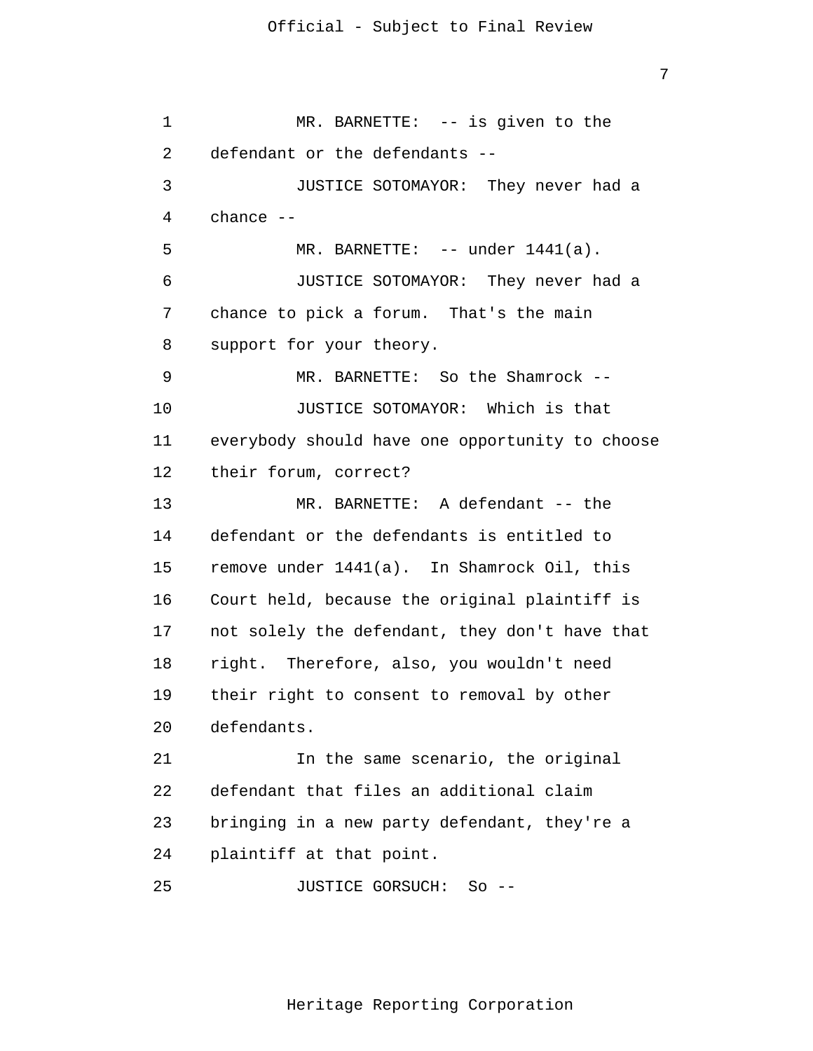MR. BARNETTE: -- is given to the defendant or the defendants --

JUSTICE SOTOMAYOR: They never had a chance --

MR. BARNETTE: -- under 1441(a).

JUSTICE SOTOMAYOR: They never had a chance to pick a forum. That's the main support for your theory.

MR. BARNETTE: So the Shamrock --

JUSTICE SOTOMAYOR: Which is that everybody should have one opportunity to choose their forum, correct?

MR. BARNETTE: A defendant -- the defendant or the defendants is entitled to remove under 1441(a). In Shamrock Oil, this Court held, because the original plaintiff is not solely the defendant, they don't have that right. Therefore, also, you wouldn't need their right to consent to removal by other defendants.

In the same scenario, the original defendant that files an additional claim bringing in a new party defendant, they're a plaintiff at that point.

JUSTICE GORSUCH: So --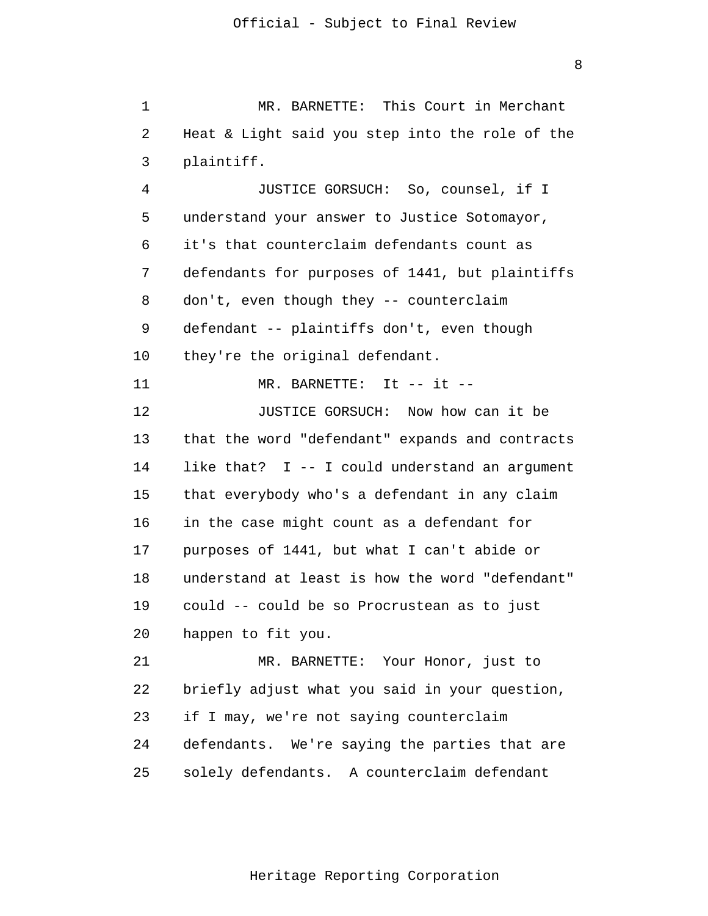MR. BARNETTE: This Court in Merchant Heat & Light said you step into the role of the plaintiff.

JUSTICE GORSUCH: So, counsel, if I understand your answer to Justice Sotomayor, it's that counterclaim defendants count as defendants for purposes of 1441, but plaintiffs don't, even though they -- counterclaim defendant -- plaintiffs don't, even though they're the original defendant.

MR. BARNETTE: It -- it --

JUSTICE GORSUCH: Now how can it be that the word "defendant" expands and contracts like that? I -- I could understand an argument that everybody who's a defendant in any claim in the case might count as a defendant for purposes of 1441, but what I can't abide or understand at least is how the word "defendant" could -- could be so Procrustean as to just happen to fit you.

MR. BARNETTE: Your Honor, just to briefly adjust what you said in your question, if I may, we're not saying counterclaim defendants. We're saying the parties that are solely defendants. A counterclaim defendant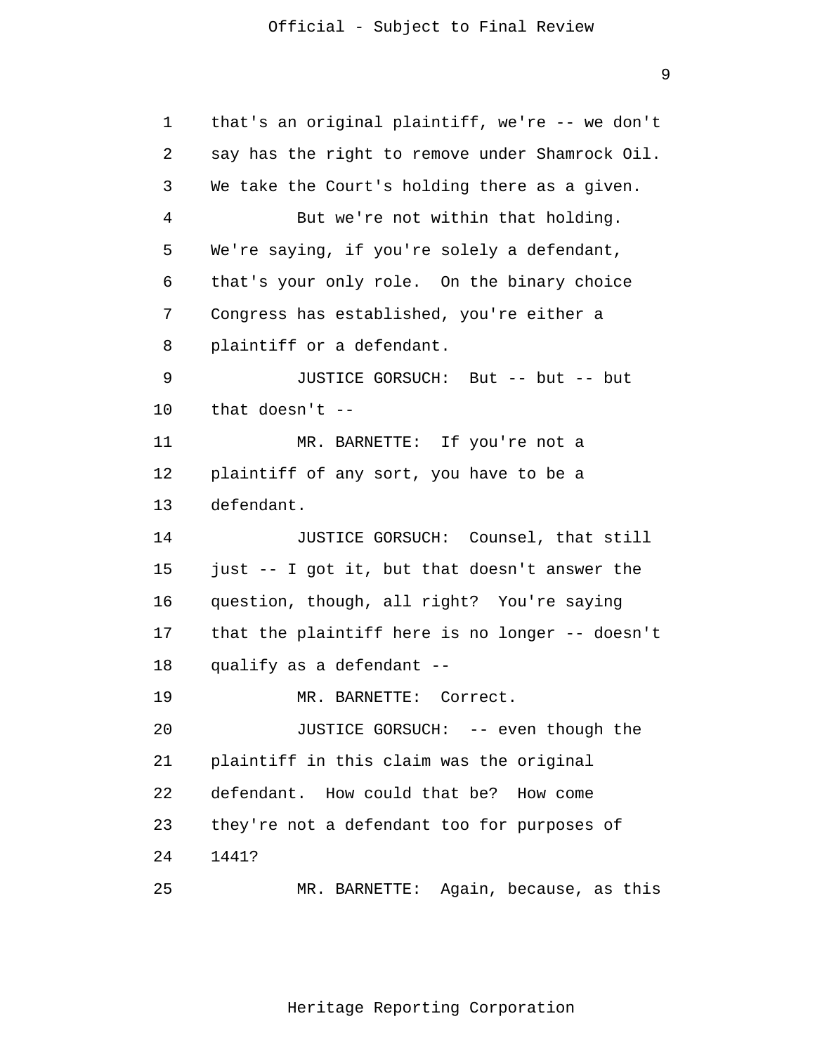that's an original plaintiff, we're -- we don't say has the right to remove under Shamrock Oil. We take the Court's holding there as a given.

But we're not within that holding. We're saying, if you're solely a defendant, that's your only role. On the binary choice Congress has established, you're either a plaintiff or a defendant.

JUSTICE GORSUCH: But -- but -- but that doesn't --

MR. BARNETTE: If you're not a plaintiff of any sort, you have to be a defendant.

JUSTICE GORSUCH: Counsel, that still just -- I got it, but that doesn't answer the question, though, all right? You're saying that the plaintiff here is no longer -- doesn't qualify as a defendant --

MR. BARNETTE: Correct.

JUSTICE GORSUCH: -- even though the plaintiff in this claim was the original defendant. How could that be? How come they're not a defendant too for purposes of 1441?

MR. BARNETTE: Again, because, as this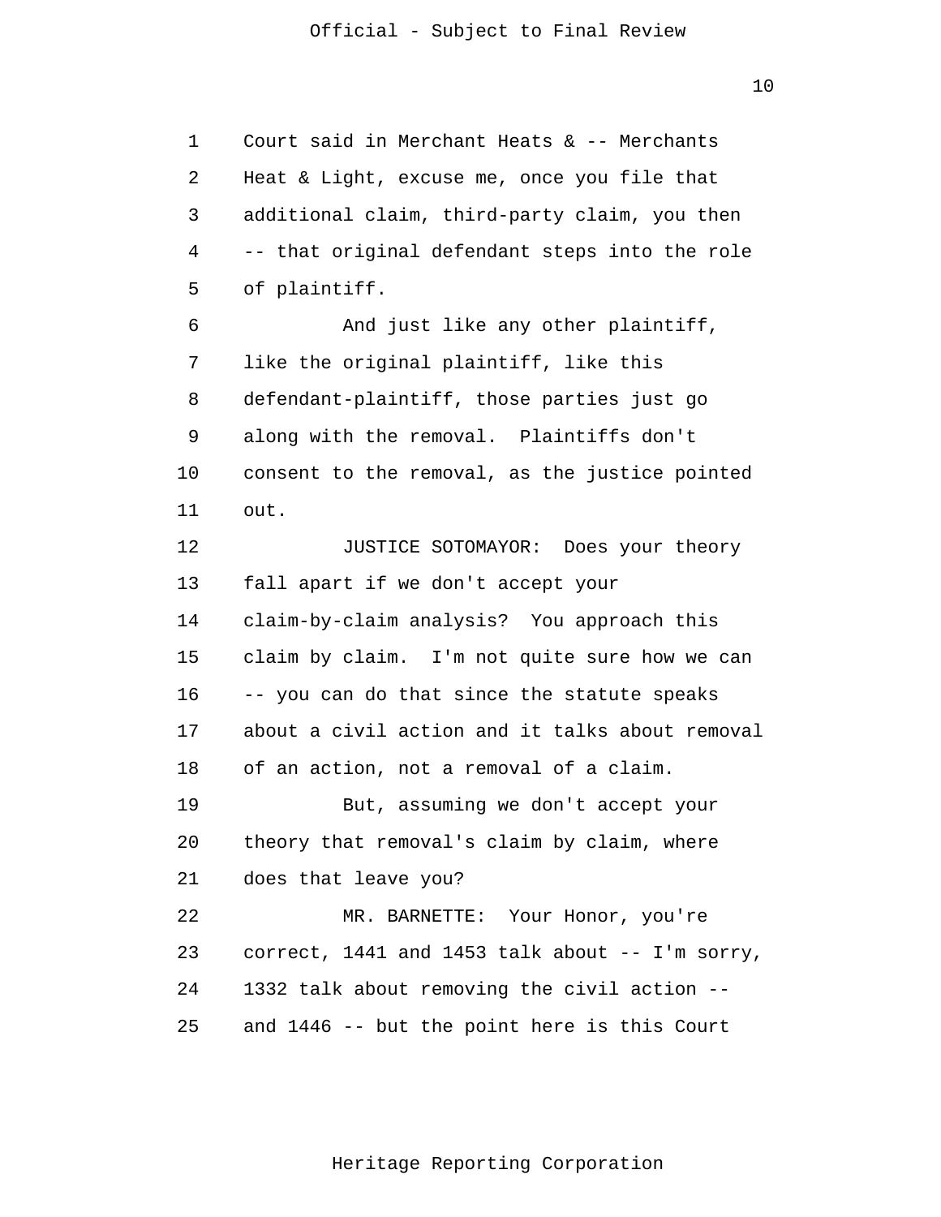Court said in Merchant Heats & -- Merchants Heat & Light, excuse me, once you file that additional claim, third-party claim, you then -- that original defendant steps into the role of plaintiff.

And just like any other plaintiff, like the original plaintiff, like this defendant-plaintiff, those parties just go along with the removal. Plaintiffs don't consent to the removal, as the justice pointed out.

JUSTICE SOTOMAYOR: Does your theory fall apart if we don't accept your claim-by-claim analysis? You approach this claim by claim. I'm not quite sure how we can -- you can do that since the statute speaks about a civil action and it talks about removal of an action, not a removal of a claim.

But, assuming we don't accept your theory that removal's claim by claim, where does that leave you?

MR. BARNETTE: Your Honor, you're correct, 1441 and 1453 talk about -- I'm sorry, 1332 talk about removing the civil action -- and 1446 -- but the point here is this Court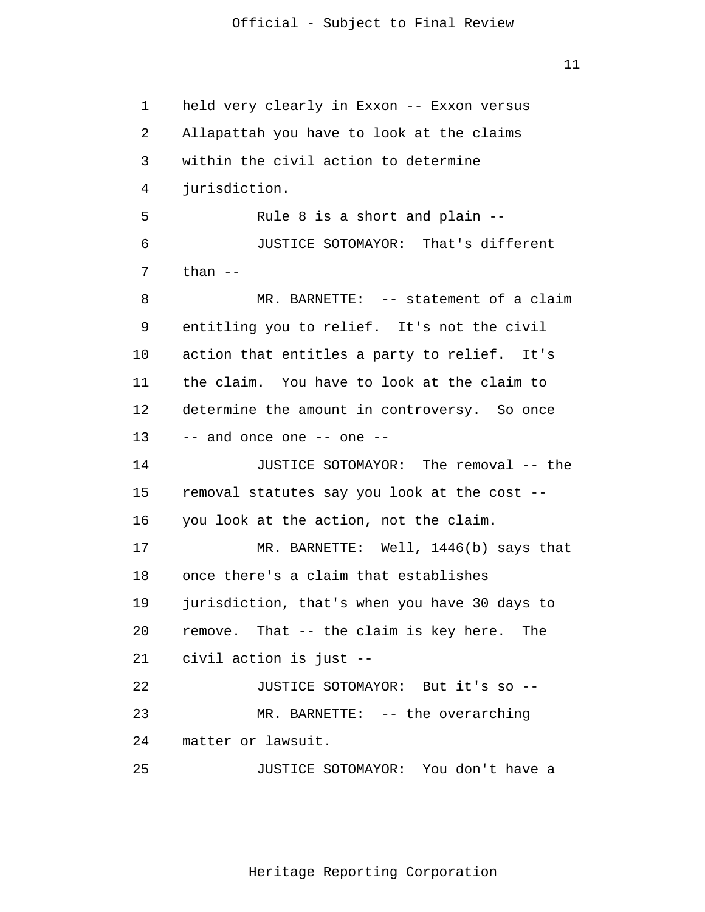held very clearly in Exxon -- Exxon versus Allapattah you have to look at the claims within the civil action to determine jurisdiction.

Rule 8 is a short and plain --

JUSTICE SOTOMAYOR: That's different than --

MR. BARNETTE: -- statement of a claim entitling you to relief. It's not the civil action that entitles a party to relief. It's the claim. You have to look at the claim to determine the amount in controversy. So once -- and once one -- one --

JUSTICE SOTOMAYOR: The removal -- the removal statutes say you look at the cost -- you look at the action, not the claim.

MR. BARNETTE: Well, 1446(b) says that once there's a claim that establishes jurisdiction, that's when you have 30 days to remove. That -- the claim is key here. The civil action is just --

JUSTICE SOTOMAYOR: But it's so --

MR. BARNETTE: -- the overarching matter or lawsuit.

JUSTICE SOTOMAYOR: You don't have a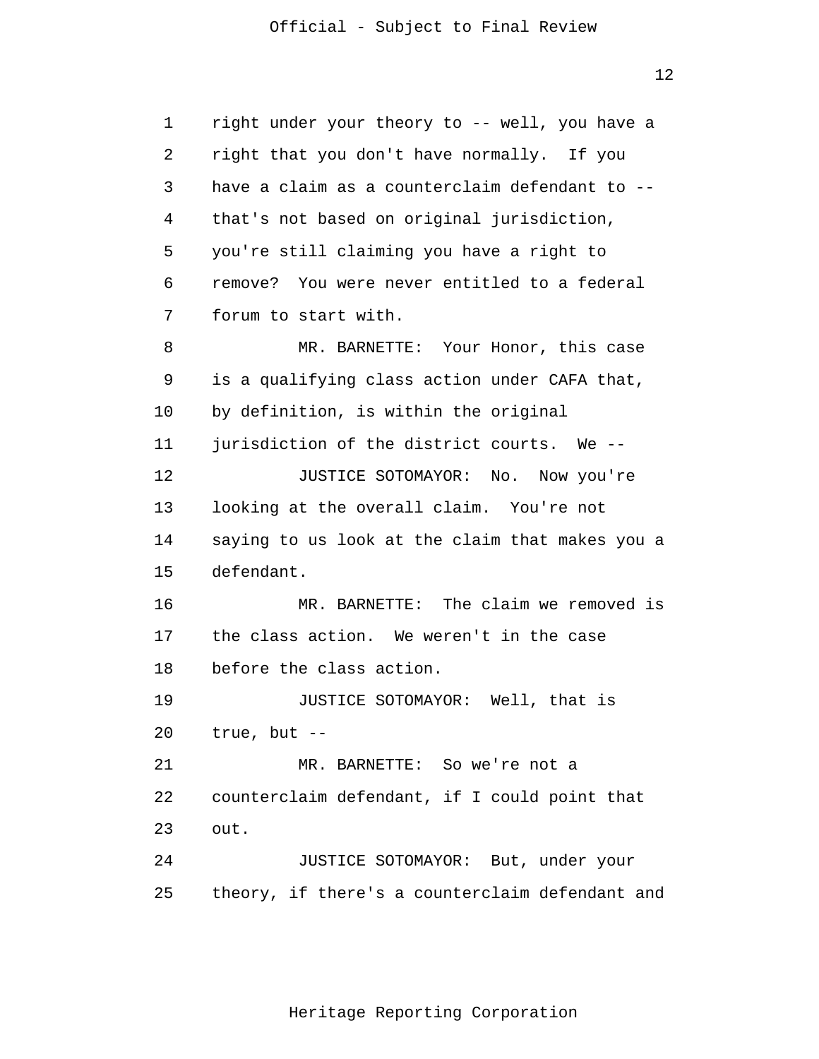right under your theory to -- well, you have a right that you don't have normally. If you have a claim as a counterclaim defendant to -- that's not based on original jurisdiction, you're still claiming you have a right to remove? You were never entitled to a federal forum to start with.

MR. BARNETTE: Your Honor, this case is a qualifying class action under CAFA that, by definition, is within the original jurisdiction of the district courts. We --

JUSTICE SOTOMAYOR: No. Now you're looking at the overall claim. You're not saying to us look at the claim that makes you a defendant.

MR. BARNETTE: The claim we removed is the class action. We weren't in the case before the class action.

JUSTICE SOTOMAYOR: Well, that is true, but --

MR. BARNETTE: So we're not a counterclaim defendant, if I could point that out.

JUSTICE SOTOMAYOR: But, under your theory, if there's a counterclaim defendant and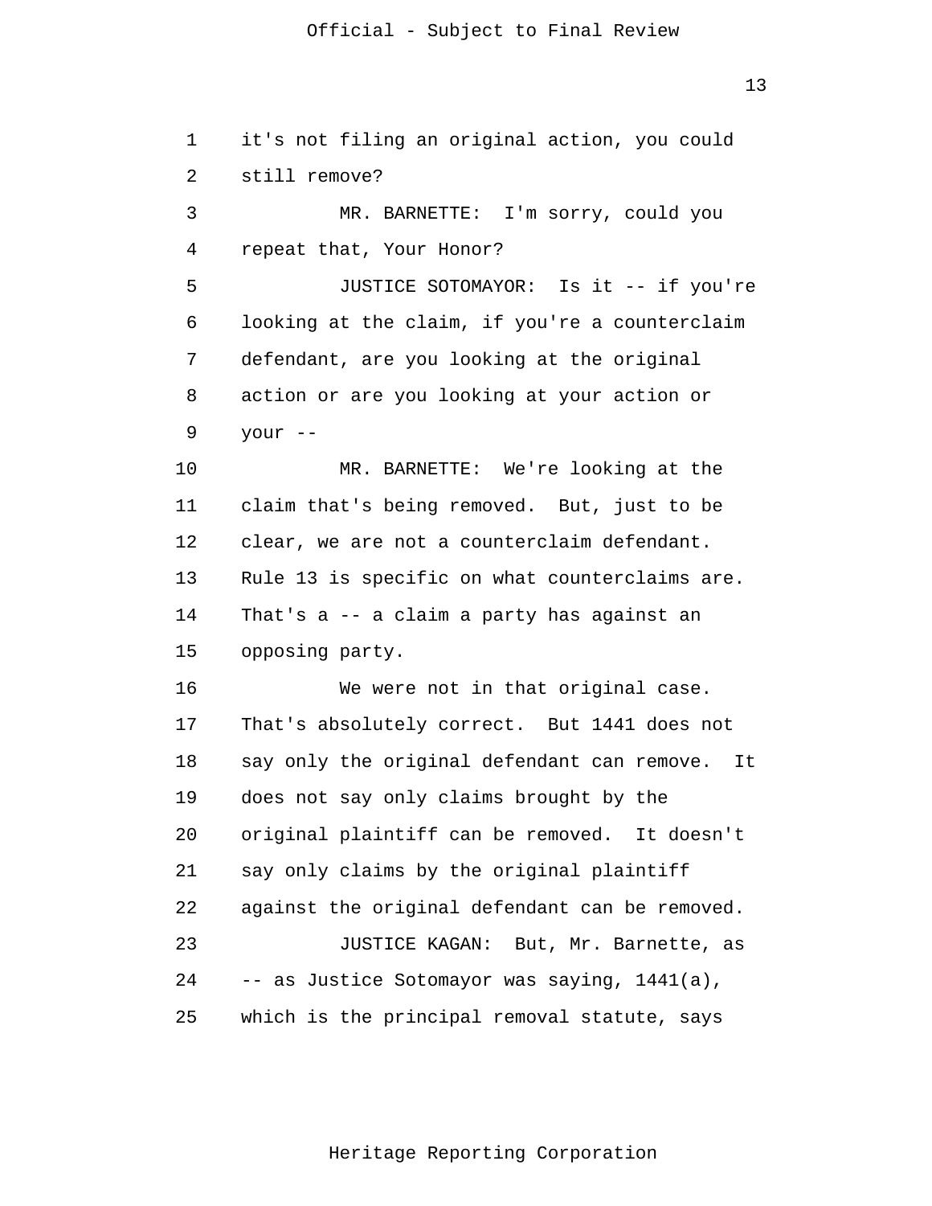it's not filing an original action, you could still remove?

MR. BARNETTE: I'm sorry, could you repeat that, Your Honor?

JUSTICE SOTOMAYOR: Is it -- if you're looking at the claim, if you're a counterclaim defendant, are you looking at the original action or are you looking at your action or your --

MR. BARNETTE: We're looking at the claim that's being removed. But, just to be clear, we are not a counterclaim defendant. Rule 13 is specific on what counterclaims are. That's a -- a claim a party has against an opposing party.

We were not in that original case. That's absolutely correct. But 1441 does not say only the original defendant can remove. It does not say only claims brought by the original plaintiff can be removed. It doesn't say only claims by the original plaintiff against the original defendant can be removed.

JUSTICE KAGAN: But, Mr. Barnette, as -- as Justice Sotomayor was saying, 1441(a), which is the principal removal statute, says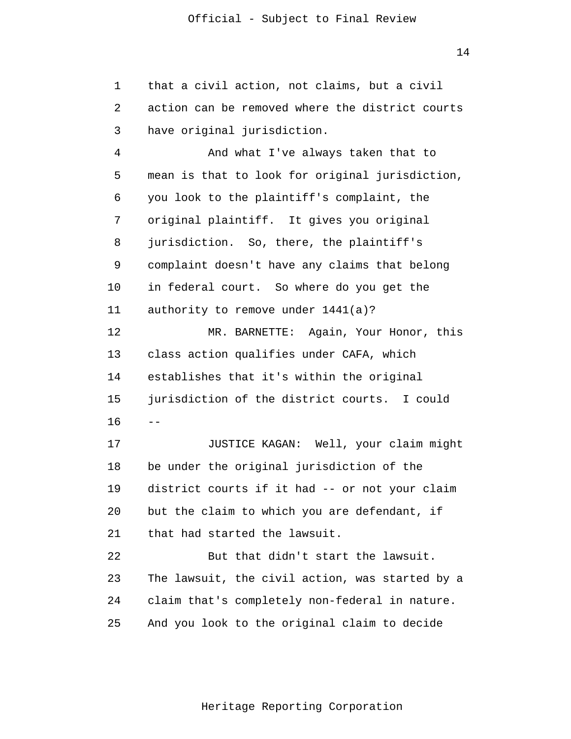that a civil action, not claims, but a civil action can be removed where the district courts have original jurisdiction.

And what I've always taken that to mean is that to look for original jurisdiction, you look to the plaintiff's complaint, the original plaintiff. It gives you original jurisdiction. So, there, the plaintiff's complaint doesn't have any claims that belong in federal court. So where do you get the authority to remove under 1441(a)?

MR. BARNETTE: Again, Your Honor, this class action qualifies under CAFA, which establishes that it's within the original jurisdiction of the district courts. I could --

JUSTICE KAGAN: Well, your claim might be under the original jurisdiction of the district courts if it had -- or not your claim but the claim to which you are defendant, if that had started the lawsuit.

But that didn't start the lawsuit. The lawsuit, the civil action, was started by a claim that's completely non-federal in nature. And you look to the original claim to decide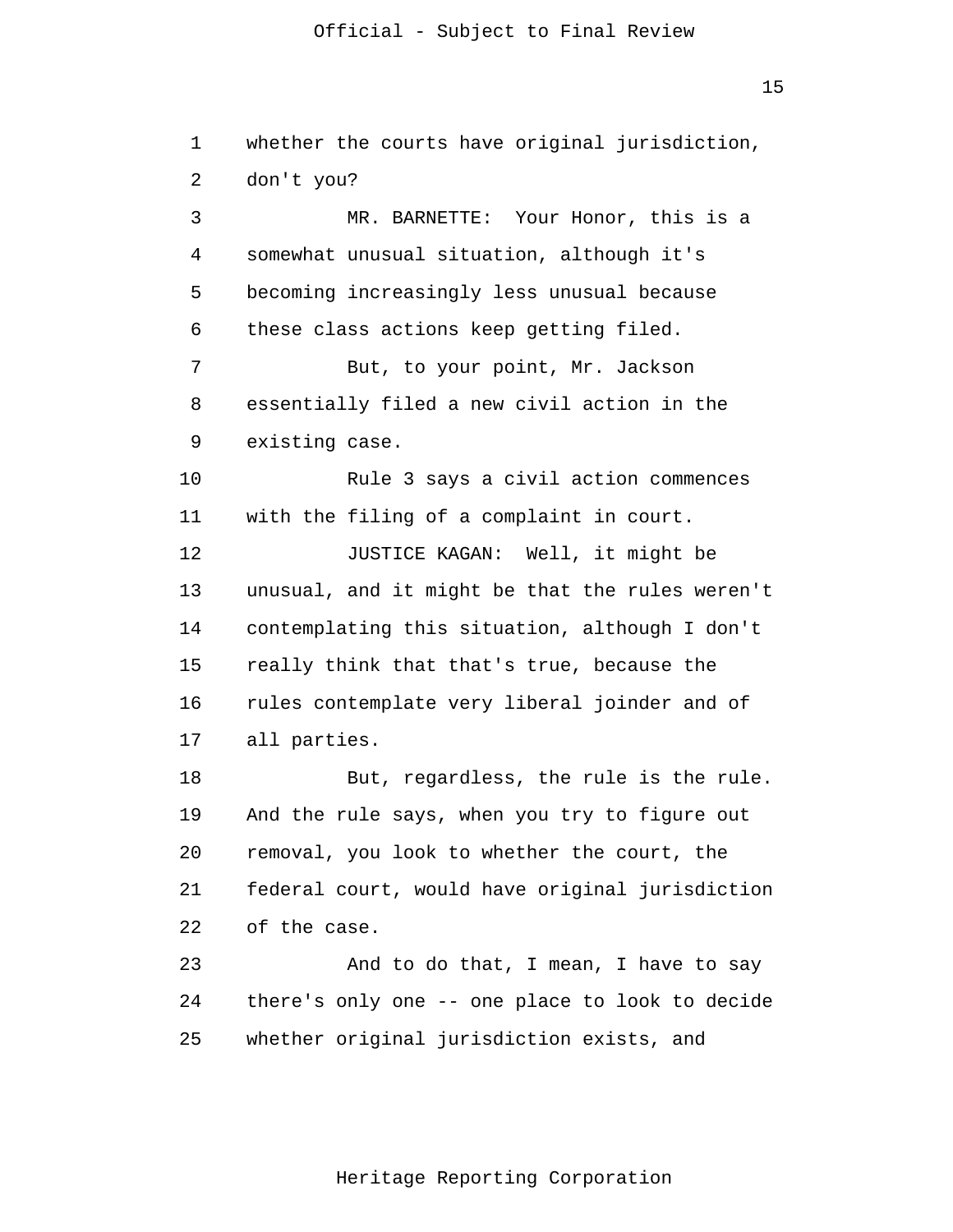whether the courts have original jurisdiction, don't you?

MR. BARNETTE: Your Honor, this is a somewhat unusual situation, although it's becoming increasingly less unusual because these class actions keep getting filed.

But, to your point, Mr. Jackson essentially filed a new civil action in the existing case.

Rule 3 says a civil action commences with the filing of a complaint in court.

JUSTICE KAGAN: Well, it might be unusual, and it might be that the rules weren't contemplating this situation, although I don't really think that that's true, because the rules contemplate very liberal joinder and of all parties.

But, regardless, the rule is the rule. And the rule says, when you try to figure out removal, you look to whether the court, the federal court, would have original jurisdiction of the case.

And to do that, I mean, I have to say there's only one -- one place to look to decide whether original jurisdiction exists, and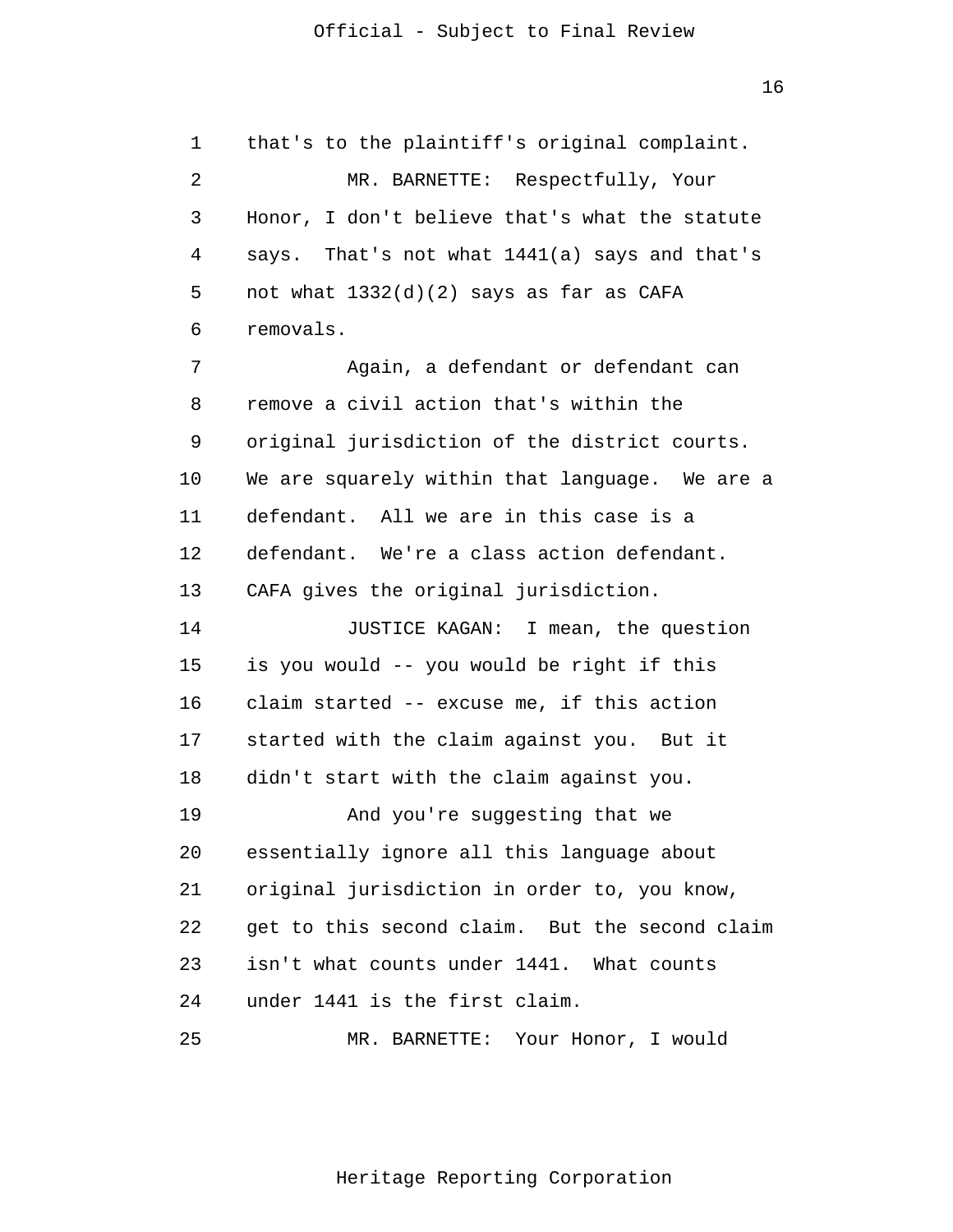that's to the plaintiff's original complaint.

MR. BARNETTE: Respectfully, Your Honor, I don't believe that's what the statute says. That's not what 1441(a) says and that's not what 1332(d)(2) says as far as CAFA removals.

Again, a defendant or defendant can remove a civil action that's within the original jurisdiction of the district courts. We are squarely within that language. We are a defendant. All we are in this case is a defendant. We're a class action defendant. CAFA gives the original jurisdiction.

JUSTICE KAGAN: I mean, the question is you would -- you would be right if this claim started -- excuse me, if this action started with the claim against you. But it didn't start with the claim against you.

And you're suggesting that we essentially ignore all this language about original jurisdiction in order to, you know, get to this second claim. But the second claim isn't what counts under 1441. What counts under 1441 is the first claim.

MR. BARNETTE: Your Honor, I would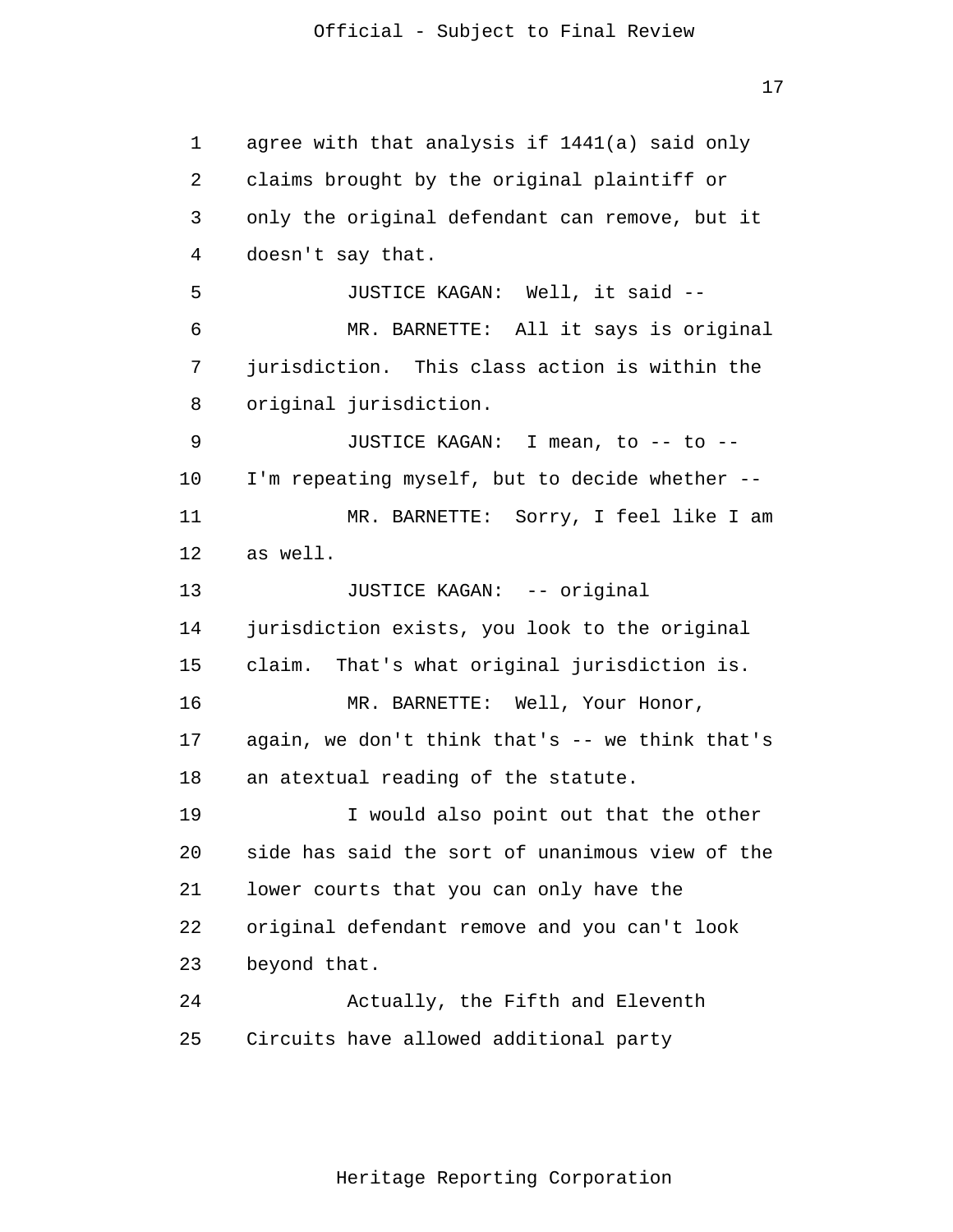agree with that analysis if 1441(a) said only claims brought by the original plaintiff or only the original defendant can remove, but it doesn't say that.

JUSTICE KAGAN: Well, it said --

MR. BARNETTE: All it says is original jurisdiction. This class action is within the original jurisdiction.

JUSTICE KAGAN: I mean, to -- to -- I'm repeating myself, but to decide whether --

MR. BARNETTE: Sorry, I feel like I am as well.

JUSTICE KAGAN: -- original jurisdiction exists, you look to the original claim. That's what original jurisdiction is.

MR. BARNETTE: Well, Your Honor, again, we don't think that's -- we think that's an atextual reading of the statute.

I would also point out that the other side has said the sort of unanimous view of the lower courts that you can only have the original defendant remove and you can't look beyond that.

Actually, the Fifth and Eleventh Circuits have allowed additional party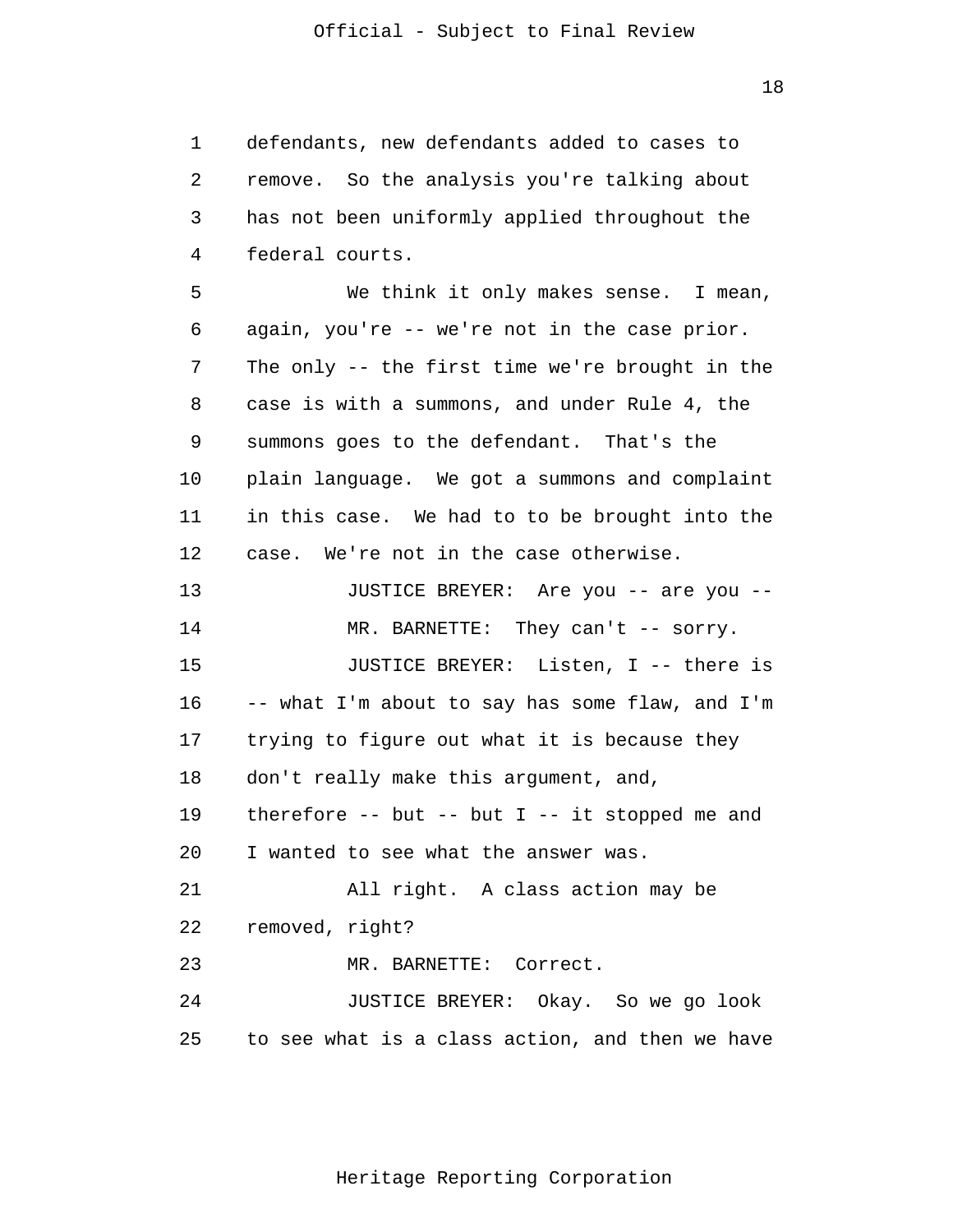defendants, new defendants added to cases to remove. So the analysis you're talking about has not been uniformly applied throughout the federal courts.

We think it only makes sense. I mean, again, you're -- we're not in the case prior. The only -- the first time we're brought in the case is with a summons, and under Rule 4, the summons goes to the defendant. That's the plain language. We got a summons and complaint in this case. We had to to be brought into the case. We're not in the case otherwise.

JUSTICE BREYER: Are you -- are you --

MR. BARNETTE: They can't -- sorry.

JUSTICE BREYER: Listen, I -- there is -- what I'm about to say has some flaw, and I'm trying to figure out what it is because they don't really make this argument, and, therefore -- but -- but I -- it stopped me and I wanted to see what the answer was.

All right. A class action may be removed, right?

MR. BARNETTE: Correct.

JUSTICE BREYER: Okay. So we go look to see what is a class action, and then we have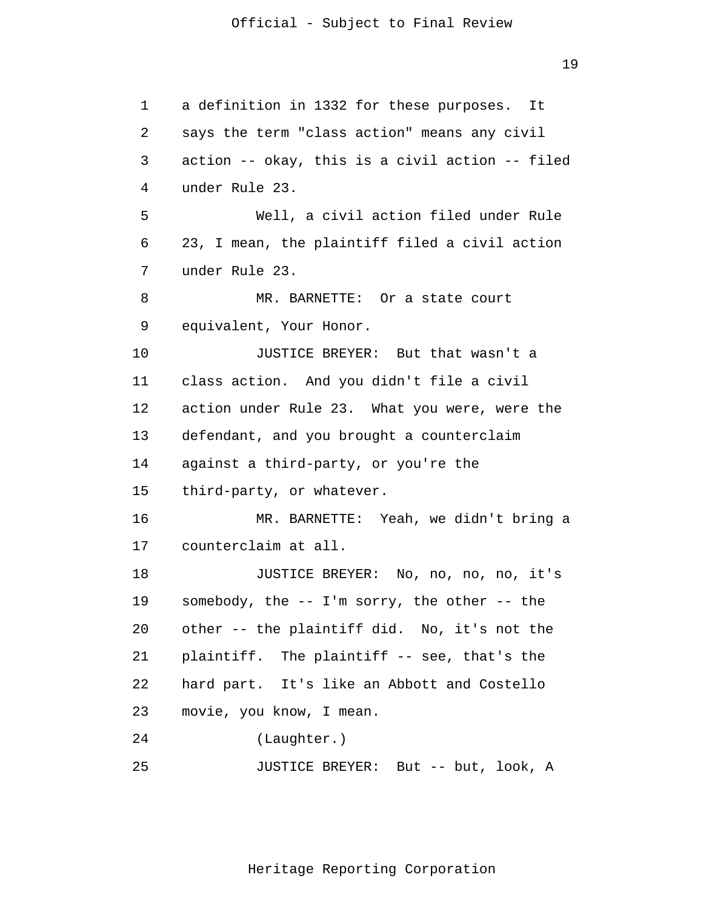a definition in 1332 for these purposes. It says the term "class action" means any civil action -- okay, this is a civil action -- filed under Rule 23.

Well, a civil action filed under Rule 23, I mean, the plaintiff filed a civil action under Rule 23.

MR. BARNETTE: Or a state court equivalent, Your Honor.

JUSTICE BREYER: But that wasn't a class action. And you didn't file a civil action under Rule 23. What you were, were the defendant, and you brought a counterclaim against a third-party, or you're the third-party, or whatever.

MR. BARNETTE: Yeah, we didn't bring a counterclaim at all.

JUSTICE BREYER: No, no, no, no, it's somebody, the -- I'm sorry, the other -- the other -- the plaintiff did. No, it's not the plaintiff. The plaintiff -- see, that's the hard part. It's like an Abbott and Costello movie, you know, I mean.

(Laughter.)

JUSTICE BREYER: But -- but, look, A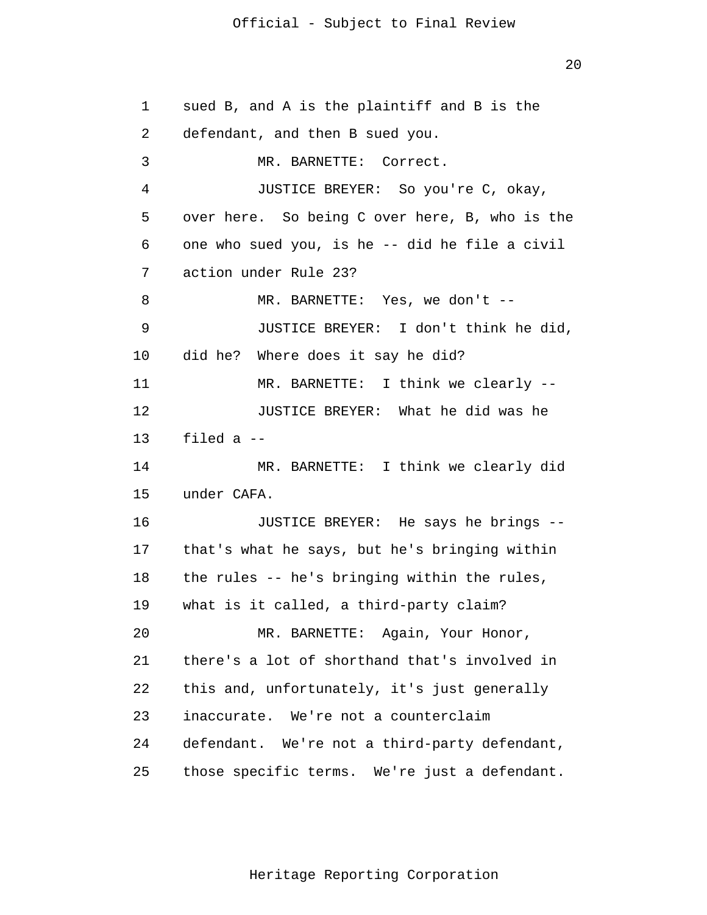sued B, and A is the plaintiff and B is the defendant, and then B sued you.

MR. BARNETTE: Correct.

JUSTICE BREYER: So you're C, okay, over here. So being C over here, B, who is the one who sued you, is he -- did he file a civil action under Rule 23?

MR. BARNETTE: Yes, we don't --

JUSTICE BREYER: I don't think he did, did he? Where does it say he did?

MR. BARNETTE: I think we clearly --

JUSTICE BREYER: What he did was he filed a --

MR. BARNETTE: I think we clearly did under CAFA.

JUSTICE BREYER: He says he brings -- that's what he says, but he's bringing within the rules -- he's bringing within the rules, what is it called, a third-party claim?

MR. BARNETTE: Again, Your Honor, there's a lot of shorthand that's involved in this and, unfortunately, it's just generally inaccurate. We're not a counterclaim defendant. We're not a third-party defendant, those specific terms. We're just a defendant.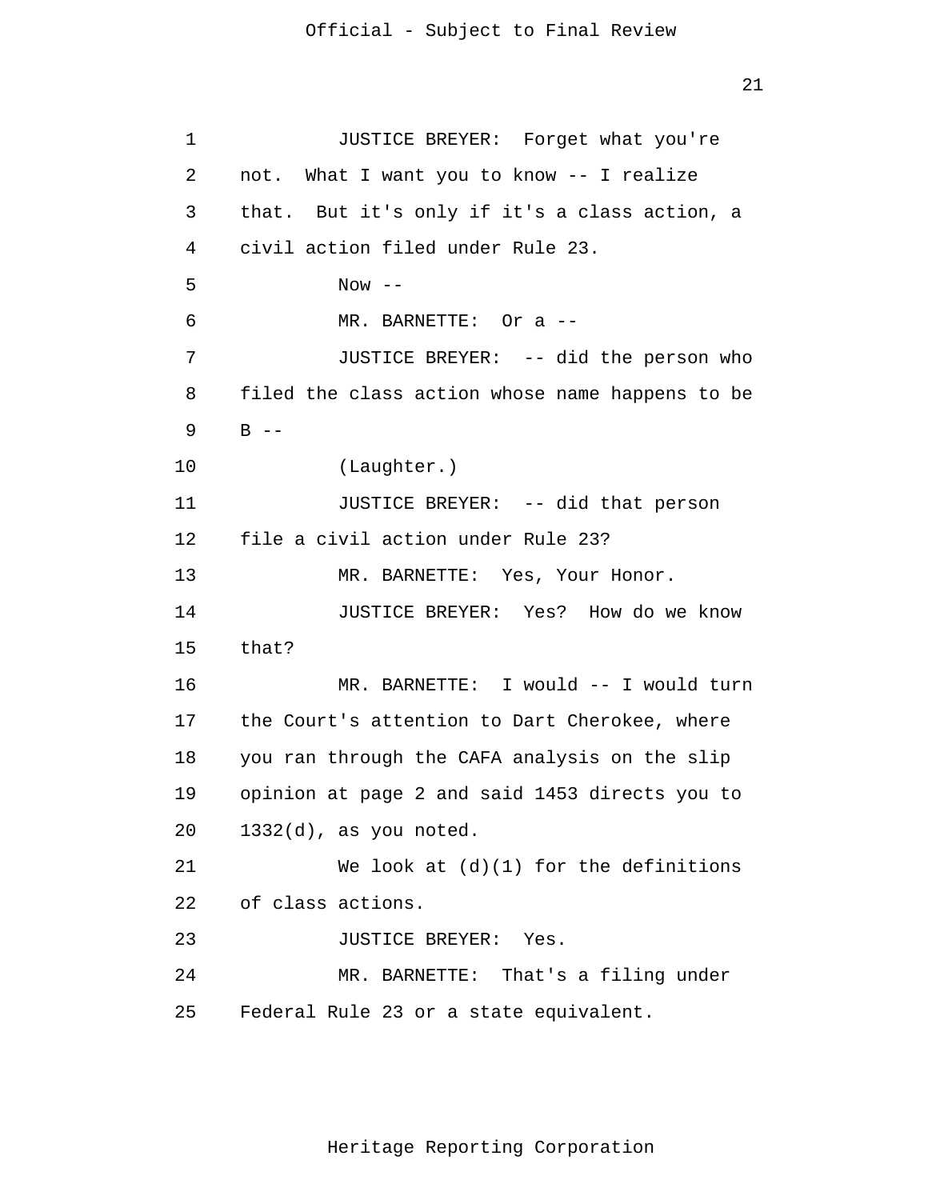JUSTICE BREYER: Forget what you're not. What I want you to know -- I realize that. But it's only if it's a class action, a civil action filed under Rule 23.

Now --

MR. BARNETTE: Or a --

JUSTICE BREYER: -- did the person who filed the class action whose name happens to be B --

(Laughter.)

JUSTICE BREYER: -- did that person file a civil action under Rule 23?

MR. BARNETTE: Yes, Your Honor.

JUSTICE BREYER: Yes? How do we know that?

MR. BARNETTE: I would -- I would turn the Court's attention to Dart Cherokee, where you ran through the CAFA analysis on the slip opinion at page 2 and said 1453 directs you to 1332(d), as you noted.

We look at (d)(1) for the definitions of class actions.

JUSTICE BREYER: Yes.

MR. BARNETTE: That's a filing under Federal Rule 23 or a state equivalent.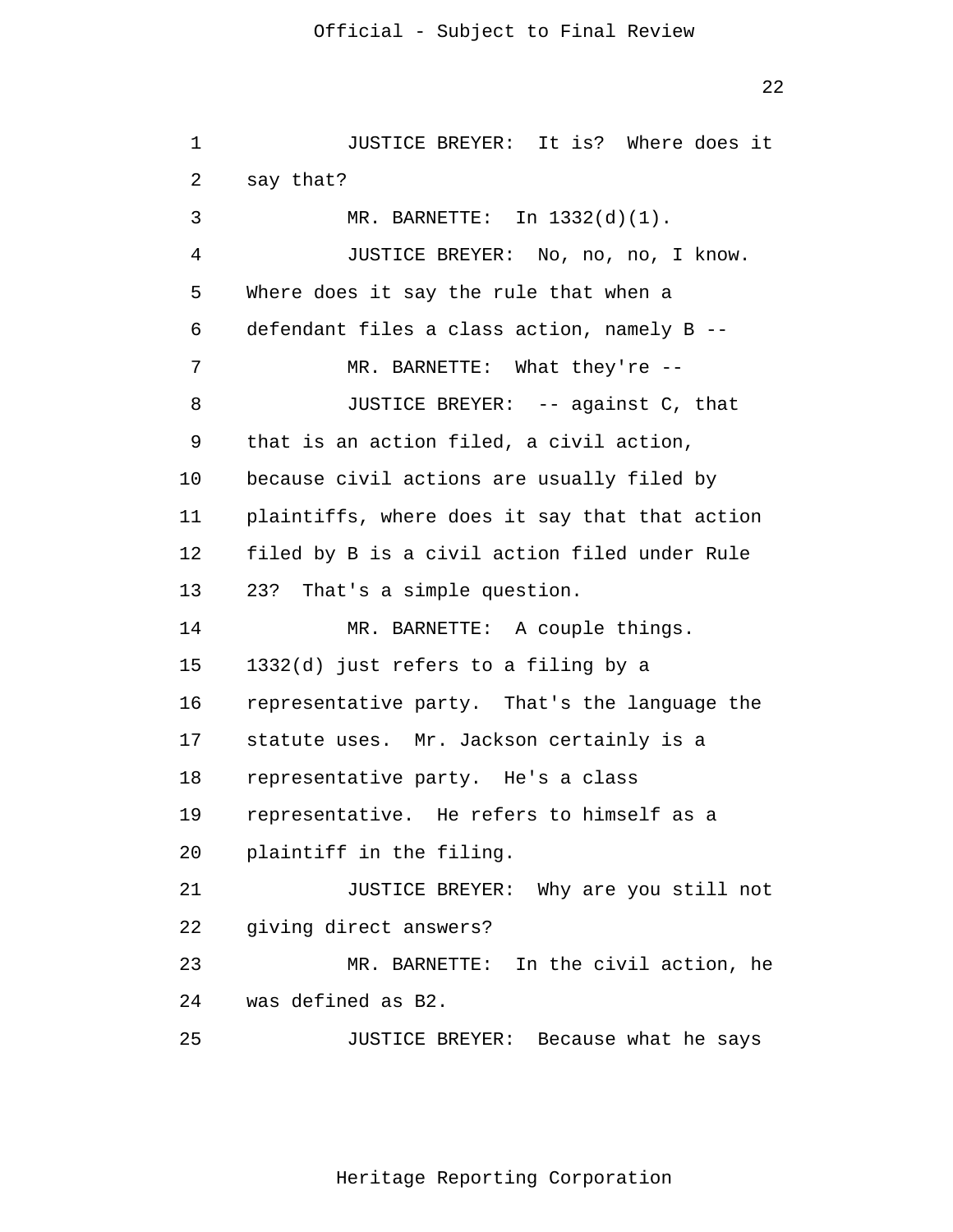JUSTICE BREYER: It is? Where does it say that?

MR. BARNETTE: In 1332(d)(1).

JUSTICE BREYER: No, no, no, I know. Where does it say the rule that when a defendant files a class action, namely B --

MR. BARNETTE: What they're --

JUSTICE BREYER: -- against C, that that is an action filed, a civil action, because civil actions are usually filed by plaintiffs, where does it say that that action filed by B is a civil action filed under Rule 23? That's a simple question.

MR. BARNETTE: A couple things. 1332(d) just refers to a filing by a representative party. That's the language the statute uses. Mr. Jackson certainly is a representative party. He's a class representative. He refers to himself as a plaintiff in the filing.

JUSTICE BREYER: Why are you still not giving direct answers?

MR. BARNETTE: In the civil action, he was defined as B2.

JUSTICE BREYER: Because what he says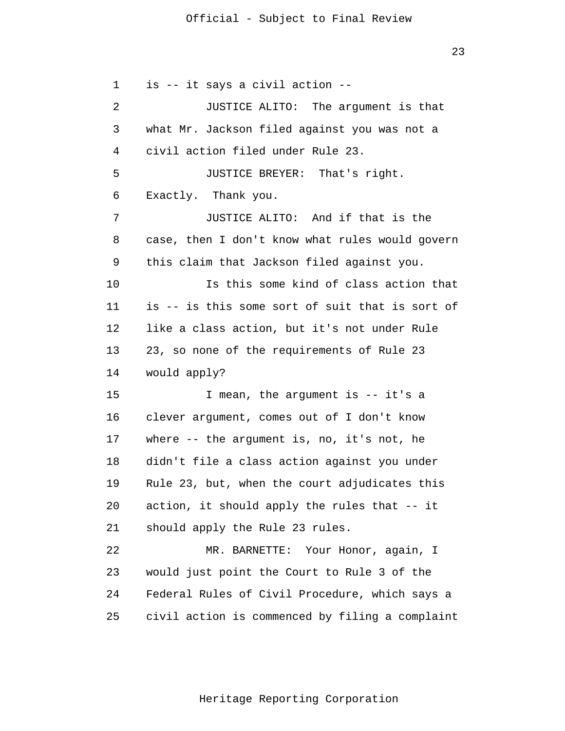is -- it says a civil action --

JUSTICE ALITO: The argument is that what Mr. Jackson filed against you was not a civil action filed under Rule 23.

JUSTICE BREYER: That's right. Exactly. Thank you.

JUSTICE ALITO: And if that is the case, then I don't know what rules would govern this claim that Jackson filed against you.

Is this some kind of class action that is -- is this some sort of suit that is sort of like a class action, but it's not under Rule 23, so none of the requirements of Rule 23 would apply?

I mean, the argument is -- it's a clever argument, comes out of I don't know where -- the argument is, no, it's not, he didn't file a class action against you under Rule 23, but, when the court adjudicates this action, it should apply the rules that -- it should apply the Rule 23 rules.

MR. BARNETTE: Your Honor, again, I would just point the Court to Rule 3 of the Federal Rules of Civil Procedure, which says a civil action is commenced by filing a complaint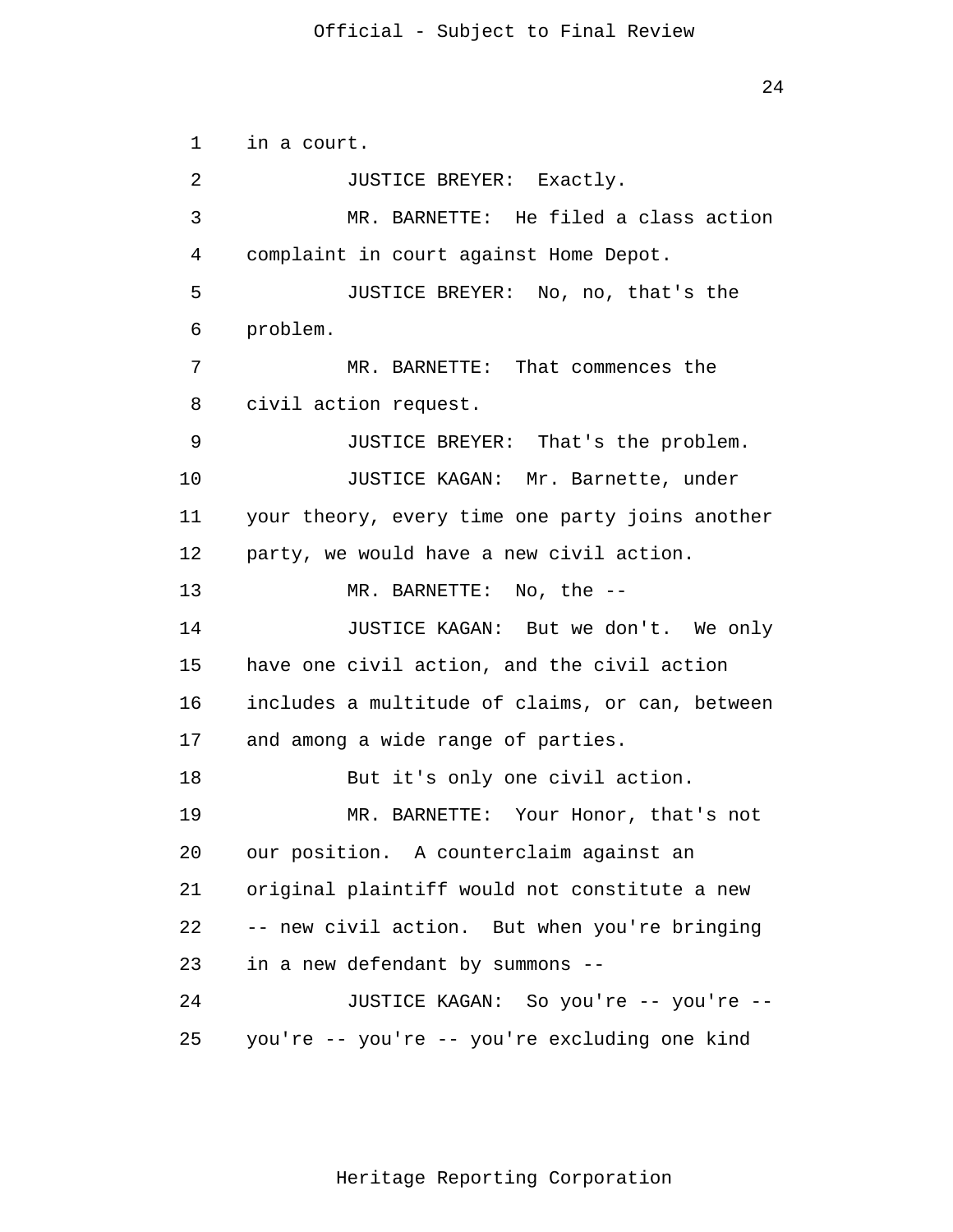in a court.

JUSTICE BREYER: Exactly.

MR. BARNETTE: He filed a class action complaint in court against Home Depot.

JUSTICE BREYER: No, no, that's the problem.

MR. BARNETTE: That commences the civil action request.

JUSTICE BREYER: That's the problem.

JUSTICE KAGAN: Mr. Barnette, under your theory, every time one party joins another party, we would have a new civil action.

MR. BARNETTE: No, the --

JUSTICE KAGAN: But we don't. We only have one civil action, and the civil action includes a multitude of claims, or can, between and among a wide range of parties.

But it's only one civil action.

MR. BARNETTE: Your Honor, that's not our position. A counterclaim against an original plaintiff would not constitute a new -- new civil action. But when you're bringing in a new defendant by summons --

JUSTICE KAGAN: So you're -- you're -- you're -- you're -- you're -- you're excluding one kind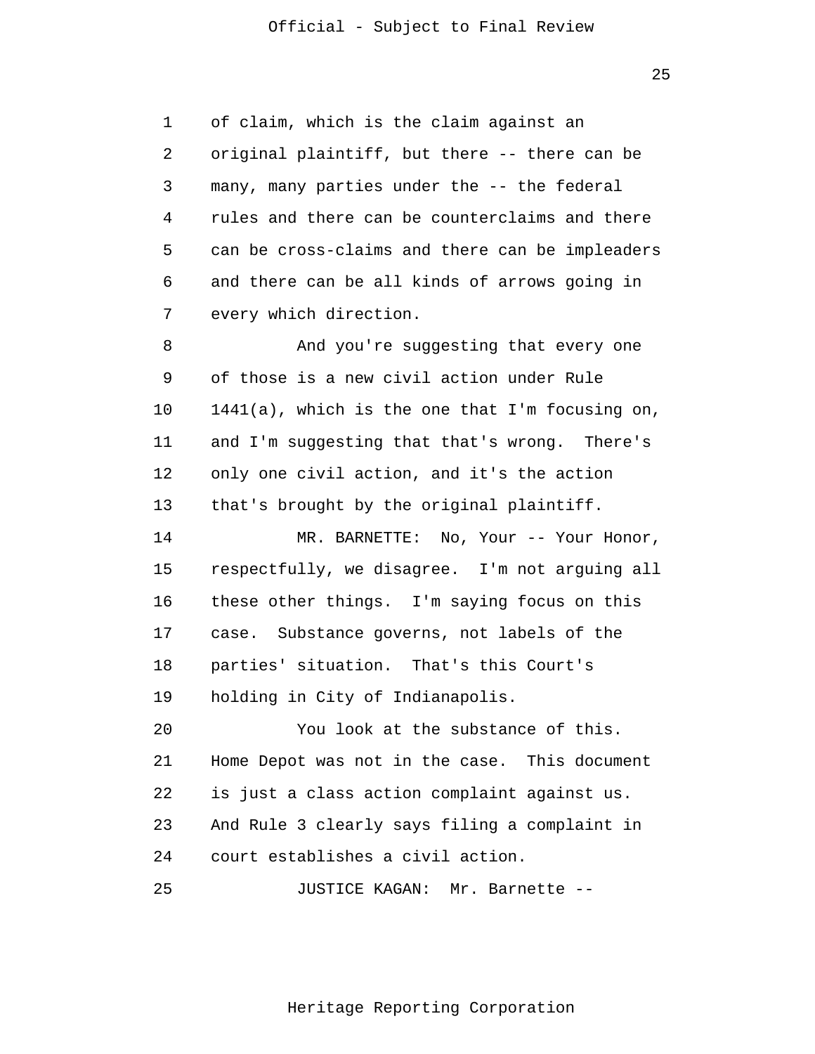of claim, which is the claim against an original plaintiff, but there -- there can be many, many parties under the -- the federal rules and there can be counterclaims and there can be cross-claims and there can be impleaders and there can be all kinds of arrows going in every which direction.

And you're suggesting that every one of those is a new civil action under Rule 1441(a), which is the one that I'm focusing on, and I'm suggesting that that's wrong. There's only one civil action, and it's the action that's brought by the original plaintiff.

MR. BARNETTE: No, Your -- Your Honor, respectfully, we disagree. I'm not arguing all these other things. I'm saying focus on this case. Substance governs, not labels of the parties' situation. That's this Court's holding in City of Indianapolis.

You look at the substance of this. Home Depot was not in the case. This document is just a class action complaint against us. And Rule 3 clearly says filing a complaint in court establishes a civil action.

JUSTICE KAGAN: Mr. Barnette --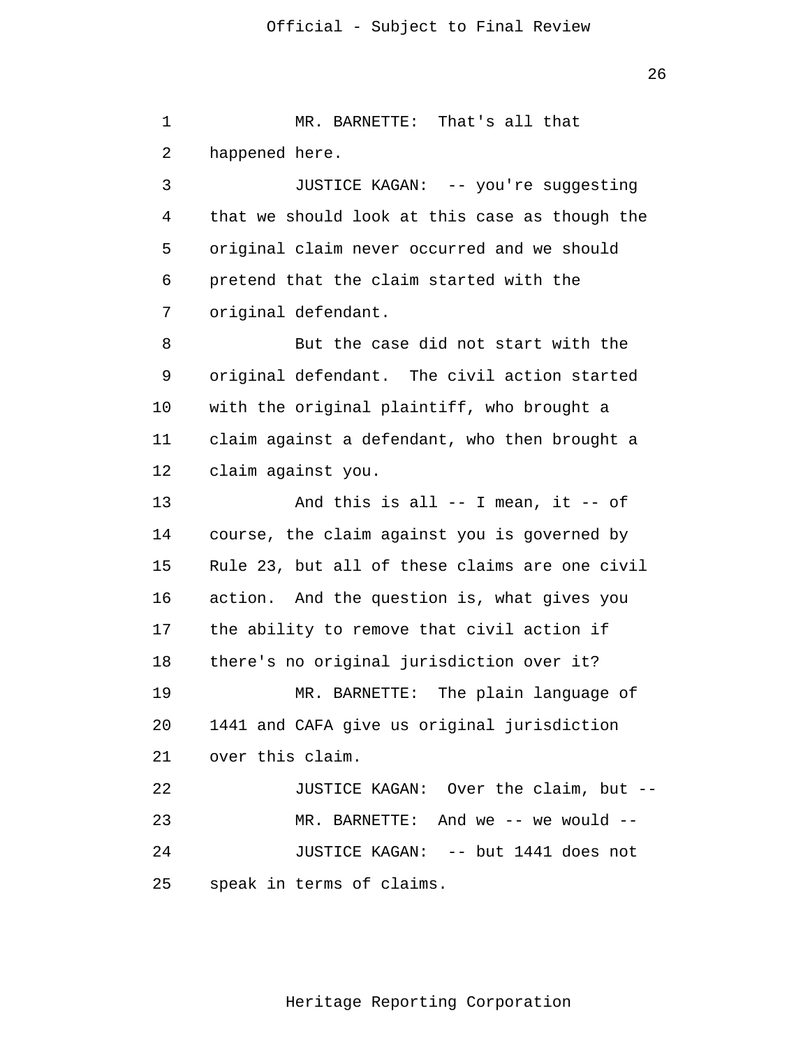MR. BARNETTE: That's all that happened here.

JUSTICE KAGAN: -- you're suggesting that we should look at this case as though the original claim never occurred and we should pretend that the claim started with the original defendant.

But the case did not start with the original defendant. The civil action started with the original plaintiff, who brought a claim against a defendant, who then brought a claim against you.

And this is all -- I mean, it -- of course, the claim against you is governed by Rule 23, but all of these claims are one civil action. And the question is, what gives you the ability to remove that civil action if there's no original jurisdiction over it?

MR. BARNETTE: The plain language of 1441 and CAFA give us original jurisdiction over this claim.

JUSTICE KAGAN: Over the claim, but --

MR. BARNETTE: And we -- we would --

JUSTICE KAGAN: -- but 1441 does not speak in terms of claims.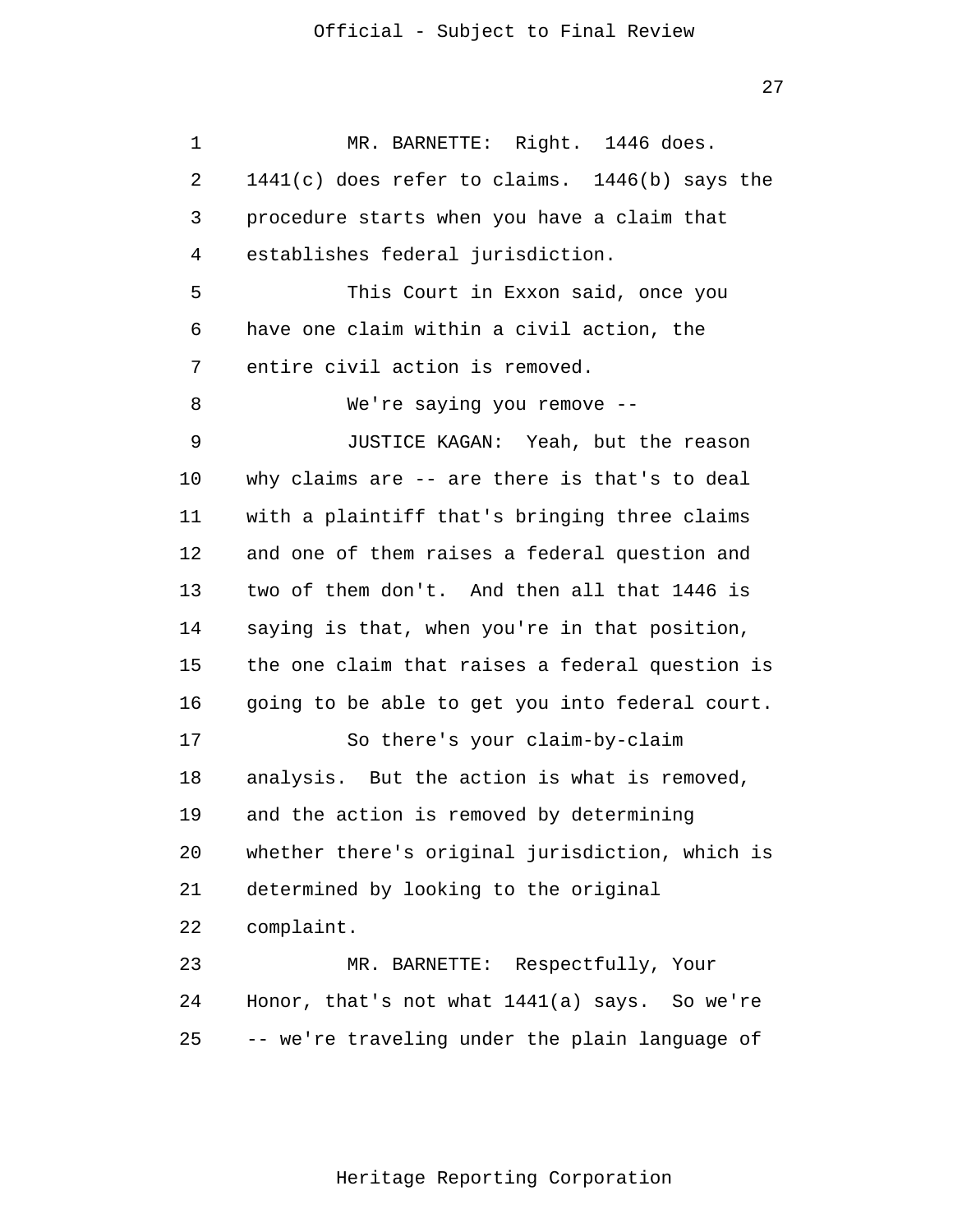MR. BARNETTE: Right. 1446 does. 1441(c) does refer to claims. 1446(b) says the procedure starts when you have a claim that establishes federal jurisdiction.

This Court in Exxon said, once you have one claim within a civil action, the entire civil action is removed.

We're saying you remove --

JUSTICE KAGAN: Yeah, but the reason why claims are -- are there is that's to deal with a plaintiff that's bringing three claims and one of them raises a federal question and two of them don't. And then all that 1446 is saying is that, when you're in that position, the one claim that raises a federal question is going to be able to get you into federal court.

So there's your claim-by-claim analysis. But the action is what is removed, and the action is removed by determining whether there's original jurisdiction, which is determined by looking to the original complaint.

MR. BARNETTE: Respectfully, Your Honor, that's not what 1441(a) says. So we're -- we're traveling under the plain language of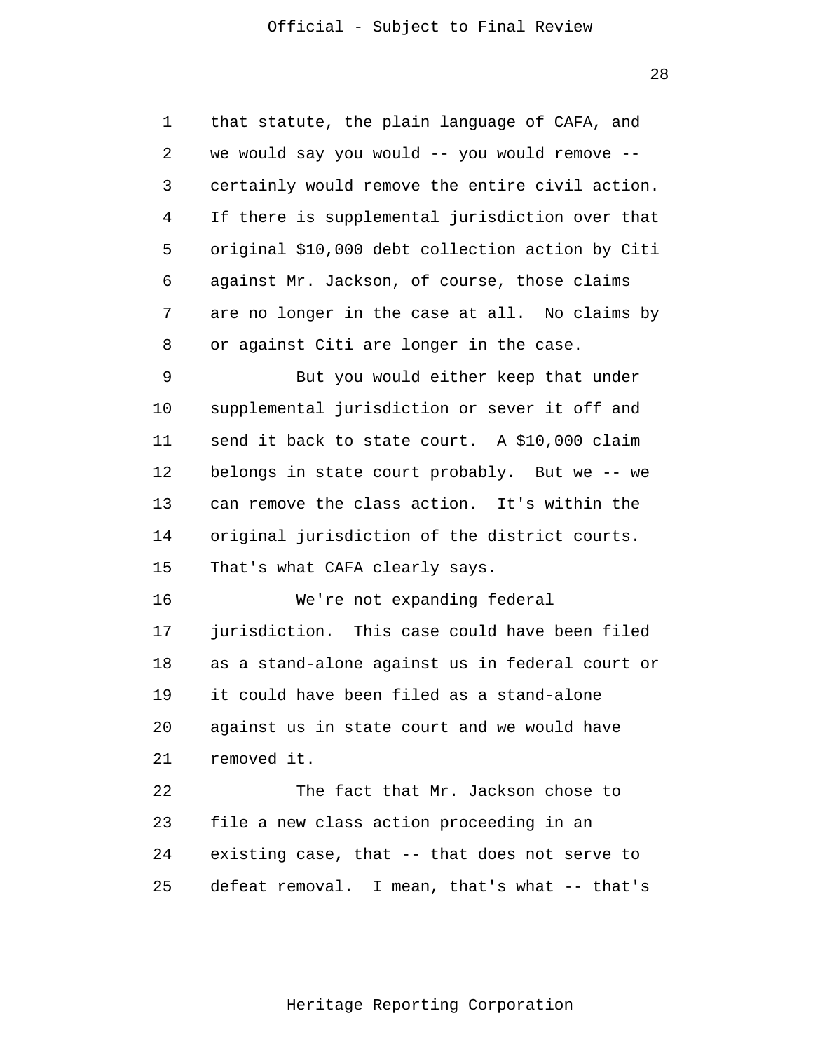that statute, the plain language of CAFA, and we would say you would -- you would remove -- certainly would remove the entire civil action. If there is supplemental jurisdiction over that original $10,000 debt collection action by Citi against Mr. Jackson, of course, those claims are no longer in the case at all. No claims by or against Citi are longer in the case.

But you would either keep that under supplemental jurisdiction or sever it off and send it back to state court. A $10,000 claim belongs in state court probably. But we -- we can remove the class action. It's within the original jurisdiction of the district courts. That's what CAFA clearly says.

We're not expanding federal jurisdiction. This case could have been filed as a stand-alone against us in federal court or it could have been filed as a stand-alone against us in state court and we would have removed it.

The fact that Mr. Jackson chose to file a new class action proceeding in an existing case, that -- that does not serve to defeat removal. I mean, that's what -- that's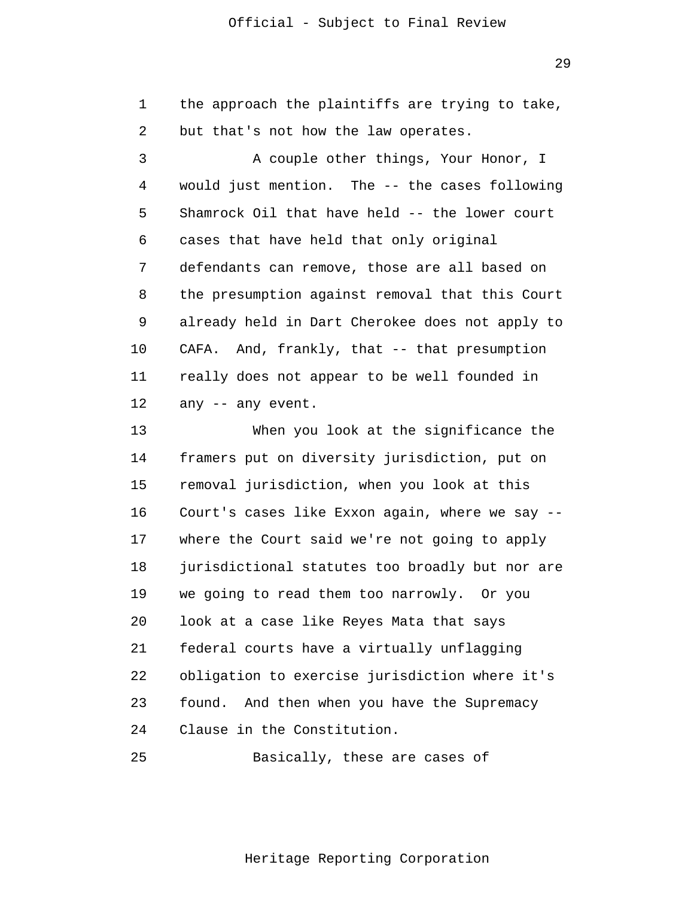the approach the plaintiffs are trying to take, but that's not how the law operates.

A couple other things, Your Honor, I would just mention. The -- the cases following Shamrock Oil that have held -- the lower court cases that have held that only original defendants can remove, those are all based on the presumption against removal that this Court already held in Dart Cherokee does not apply to CAFA. And, frankly, that -- that presumption really does not appear to be well founded in any -- any event.

When you look at the significance the framers put on diversity jurisdiction, put on removal jurisdiction, when you look at this Court's cases like Exxon again, where we say -- where the Court said we're not going to apply jurisdictional statutes too broadly but nor are we going to read them too narrowly. Or you look at a case like Reyes Mata that says federal courts have a virtually unflagging obligation to exercise jurisdiction where it's found. And then when you have the Supremacy Clause in the Constitution.

Basically, these are cases of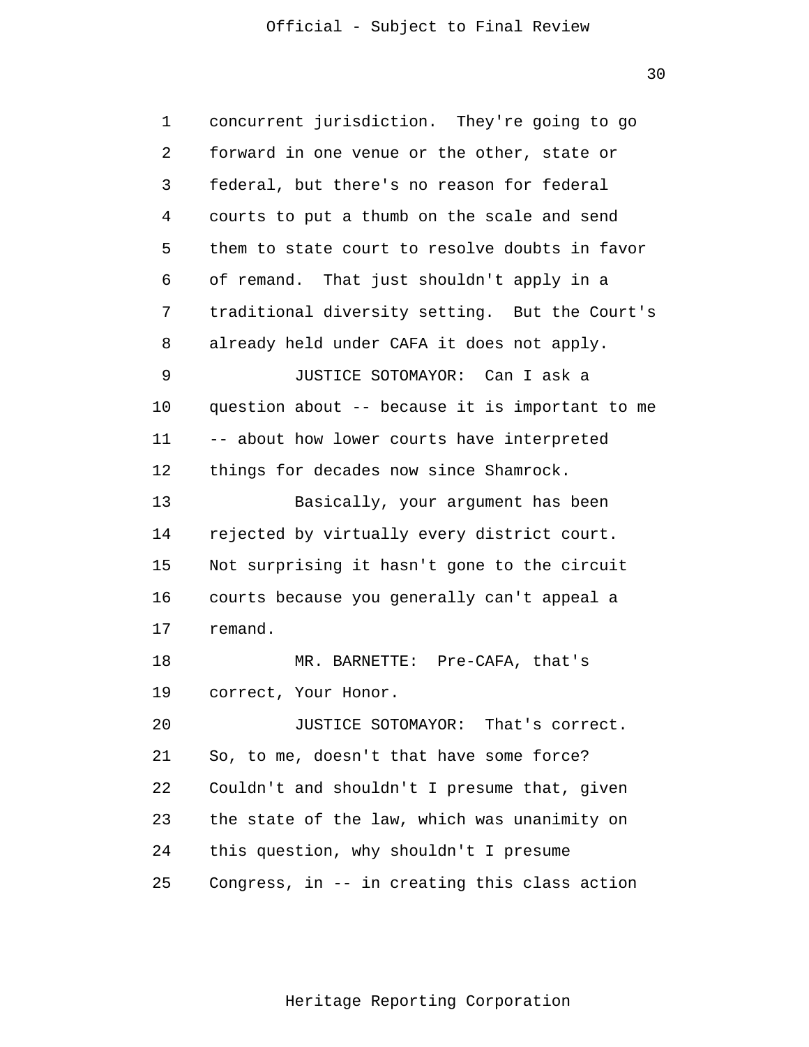concurrent jurisdiction. They're going to go forward in one venue or the other, state or federal, but there's no reason for federal courts to put a thumb on the scale and send them to state court to resolve doubts in favor of remand. That just shouldn't apply in a traditional diversity setting. But the Court's already held under CAFA it does not apply.

JUSTICE SOTOMAYOR: Can I ask a question about -- because it is important to me -- about how lower courts have interpreted things for decades now since Shamrock.

Basically, your argument has been rejected by virtually every district court. Not surprising it hasn't gone to the circuit courts because you generally can't appeal a remand.

MR. BARNETTE: Pre-CAFA, that's correct, Your Honor.

JUSTICE SOTOMAYOR: That's correct. So, to me, doesn't that have some force? Couldn't and shouldn't I presume that, given the state of the law, which was unanimity on this question, why shouldn't I presume Congress, in -- in creating this class action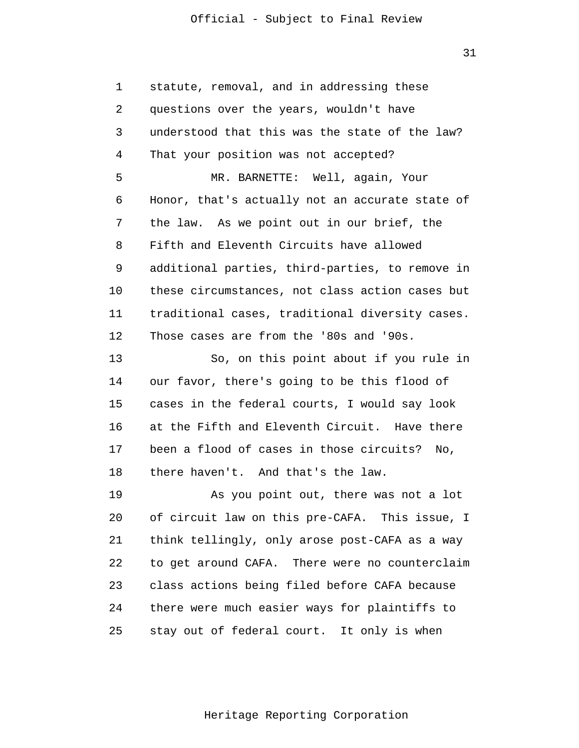statute, removal, and in addressing these questions over the years, wouldn't have understood that this was the state of the law? That your position was not accepted?

MR. BARNETTE: Well, again, Your Honor, that's actually not an accurate state of the law. As we point out in our brief, the Fifth and Eleventh Circuits have allowed additional parties, third-parties, to remove in these circumstances, not class action cases but traditional cases, traditional diversity cases. Those cases are from the '80s and '90s.

So, on this point about if you rule in our favor, there's going to be this flood of cases in the federal courts, I would say look at the Fifth and Eleventh Circuit. Have there been a flood of cases in those circuits? No, there haven't. And that's the law.

As you point out, there was not a lot of circuit law on this pre-CAFA. This issue, I think tellingly, only arose post-CAFA as a way to get around CAFA. There were no counterclaim class actions being filed before CAFA because there were much easier ways for plaintiffs to stay out of federal court. It only is when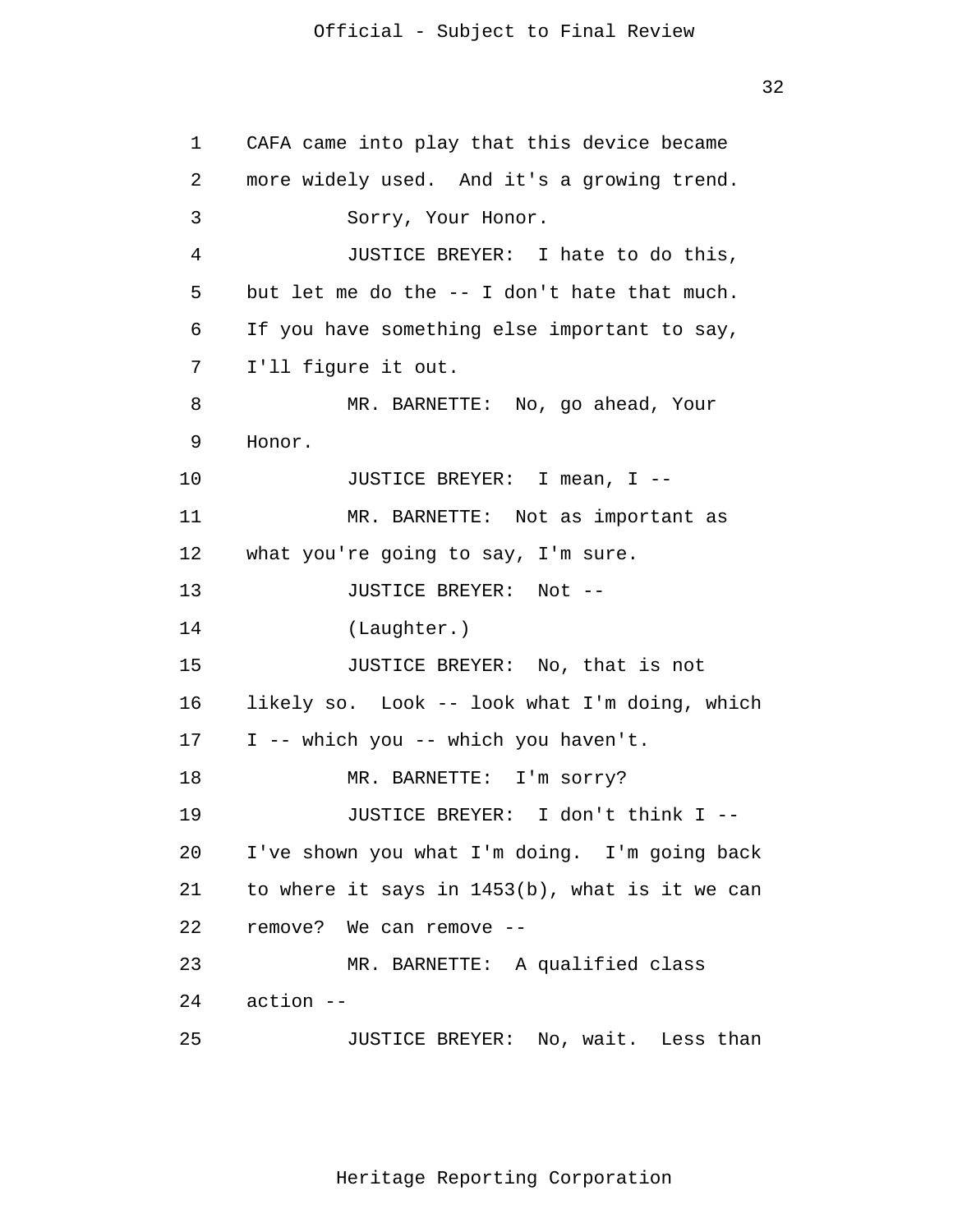CAFA came into play that this device became more widely used. And it's a growing trend.

Sorry, Your Honor.

JUSTICE BREYER: I hate to do this, but let me do the -- I don't hate that much. If you have something else important to say, I'll figure it out.

MR. BARNETTE: No, go ahead, Your Honor.

JUSTICE BREYER: I mean, I --

MR. BARNETTE: Not as important as what you're going to say, I'm sure.

JUSTICE BREYER: Not --

(Laughter.)

JUSTICE BREYER: No, that is not likely so. Look -- look what I'm doing, which I -- which you -- which you haven't.

MR. BARNETTE: I'm sorry?

JUSTICE BREYER: I don't think I -- I've shown you what I'm doing. I'm going back to where it says in 1453(b), what is it we can remove? We can remove --

MR. BARNETTE: A qualified class action --

JUSTICE BREYER: No, wait. Less than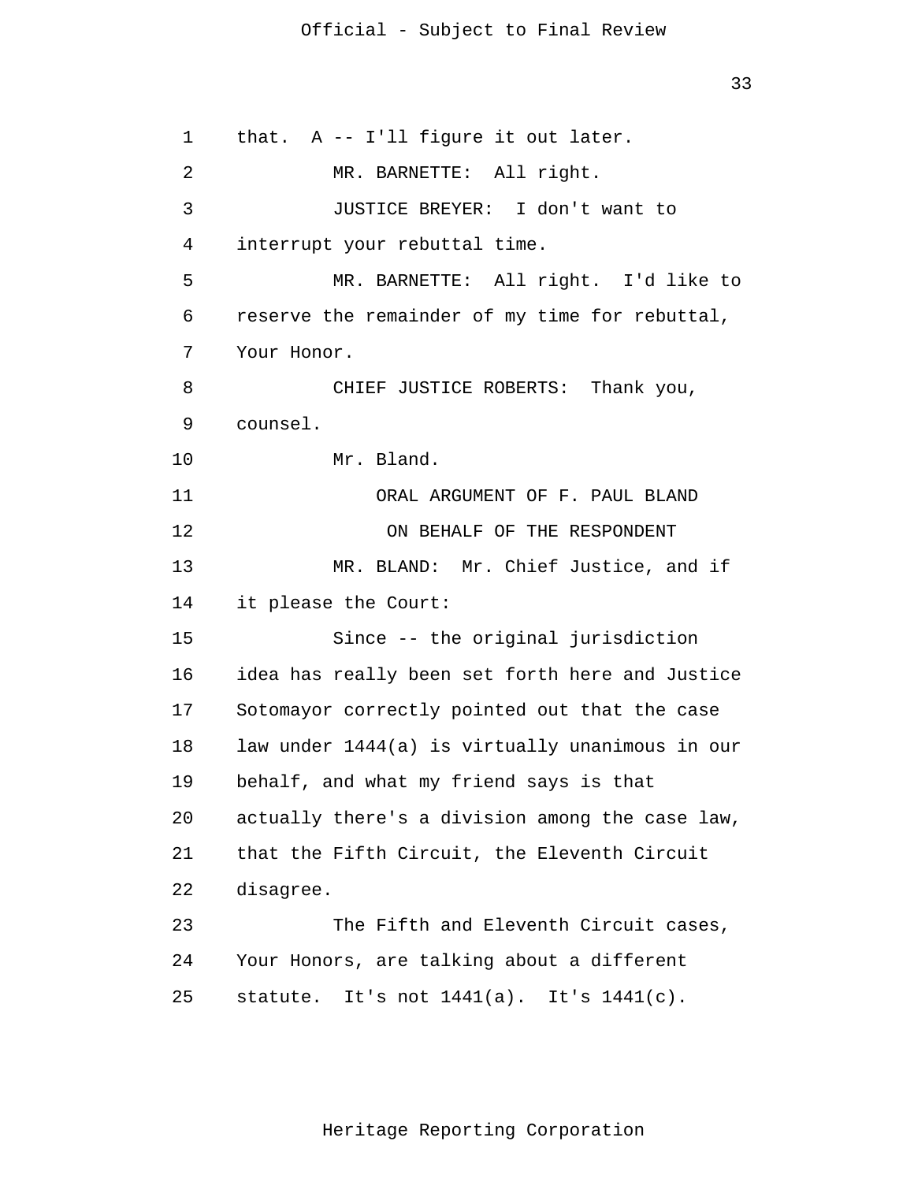that. A -- I'll figure it out later.

MR. BARNETTE: All right.

JUSTICE BREYER: I don't want to interrupt your rebuttal time.

MR. BARNETTE: All right. I'd like to reserve the remainder of my time for rebuttal, Your Honor.

CHIEF JUSTICE ROBERTS: Thank you, counsel.

Mr. Bland.

ORAL ARGUMENT OF F. PAUL BLAND

ON BEHALF OF THE RESPONDENT

MR. BLAND: Mr. Chief Justice, and if it please the Court:

Since -- the original jurisdiction idea has really been set forth here and Justice Sotomayor correctly pointed out that the case law under 1444(a) is virtually unanimous in our behalf, and what my friend says is that actually there's a division among the case law, that the Fifth Circuit, the Eleventh Circuit disagree.

The Fifth and Eleventh Circuit cases, Your Honors, are talking about a different statute. It's not 1441(a). It's 1441(c).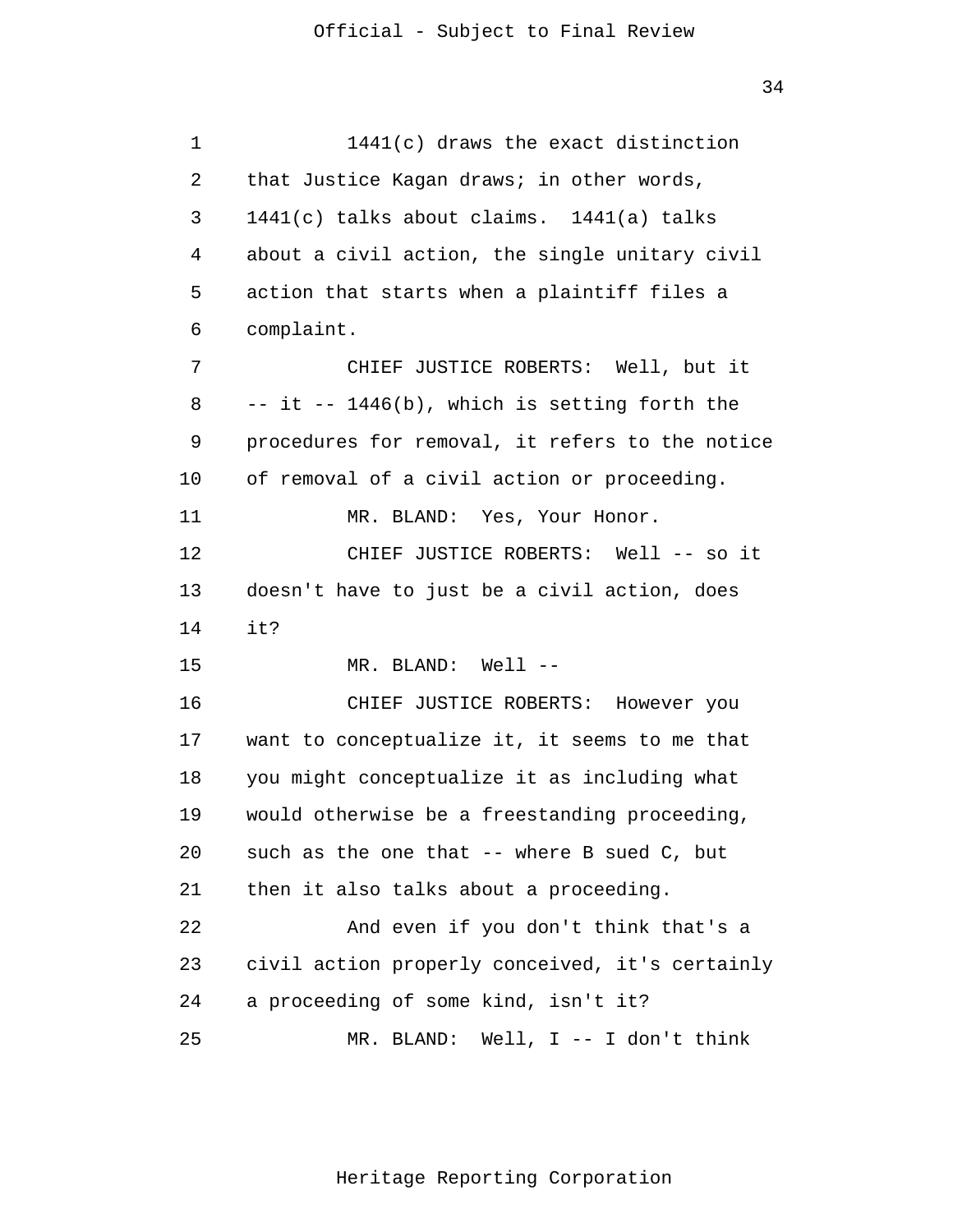1441(c) draws the exact distinction that Justice Kagan draws; in other words, 1441(c) talks about claims. 1441(a) talks about a civil action, the single unitary civil action that starts when a plaintiff files a complaint.

CHIEF JUSTICE ROBERTS: Well, but it -- it -- 1446(b), which is setting forth the procedures for removal, it refers to the notice of removal of a civil action or proceeding.

MR. BLAND: Yes, Your Honor.

CHIEF JUSTICE ROBERTS: Well -- so it doesn't have to just be a civil action, does it?

MR. BLAND: Well --

CHIEF JUSTICE ROBERTS: However you want to conceptualize it, it seems to me that you might conceptualize it as including what would otherwise be a freestanding proceeding, such as the one that -- where B sued C, but then it also talks about a proceeding.

And even if you don't think that's a civil action properly conceived, it's certainly a proceeding of some kind, isn't it?

MR. BLAND: Well, I -- I don't think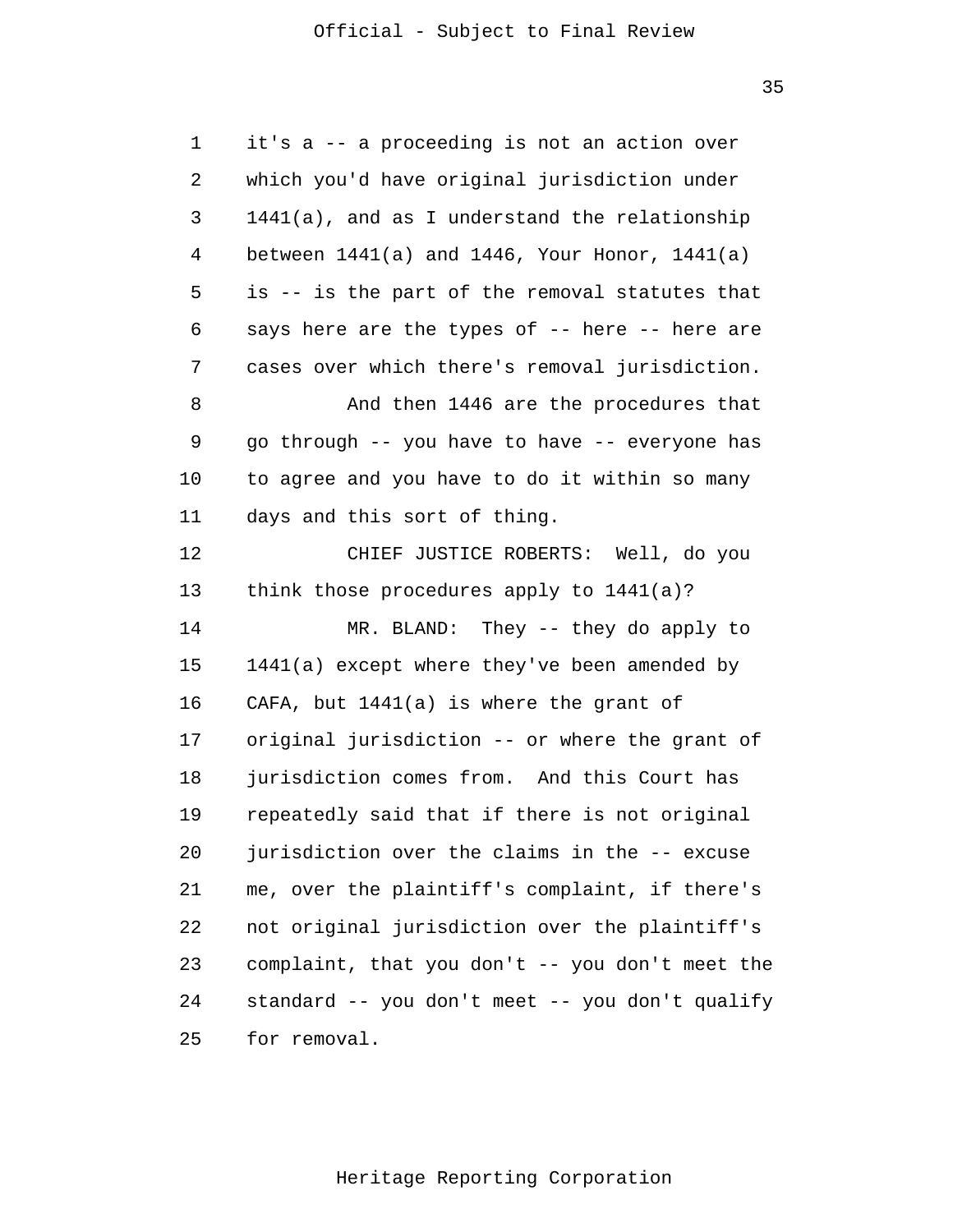it's a -- a proceeding is not an action over which you'd have original jurisdiction under 1441(a), and as I understand the relationship between 1441(a) and 1446, Your Honor, 1441(a) is -- is the part of the removal statutes that says here are the types of -- here -- here are cases over which there's removal jurisdiction.

And then 1446 are the procedures that go through -- you have to have -- everyone has to agree and you have to do it within so many days and this sort of thing.

CHIEF JUSTICE ROBERTS: Well, do you think those procedures apply to 1441(a)?

MR. BLAND: They -- they do apply to 1441(a) except where they've been amended by CAFA, but 1441(a) is where the grant of original jurisdiction -- or where the grant of jurisdiction comes from. And this Court has repeatedly said that if there is not original jurisdiction over the claims in the -- excuse me, over the plaintiff's complaint, if there's not original jurisdiction over the plaintiff's complaint, that you don't -- you don't meet the standard -- you don't meet -- you don't qualify for removal.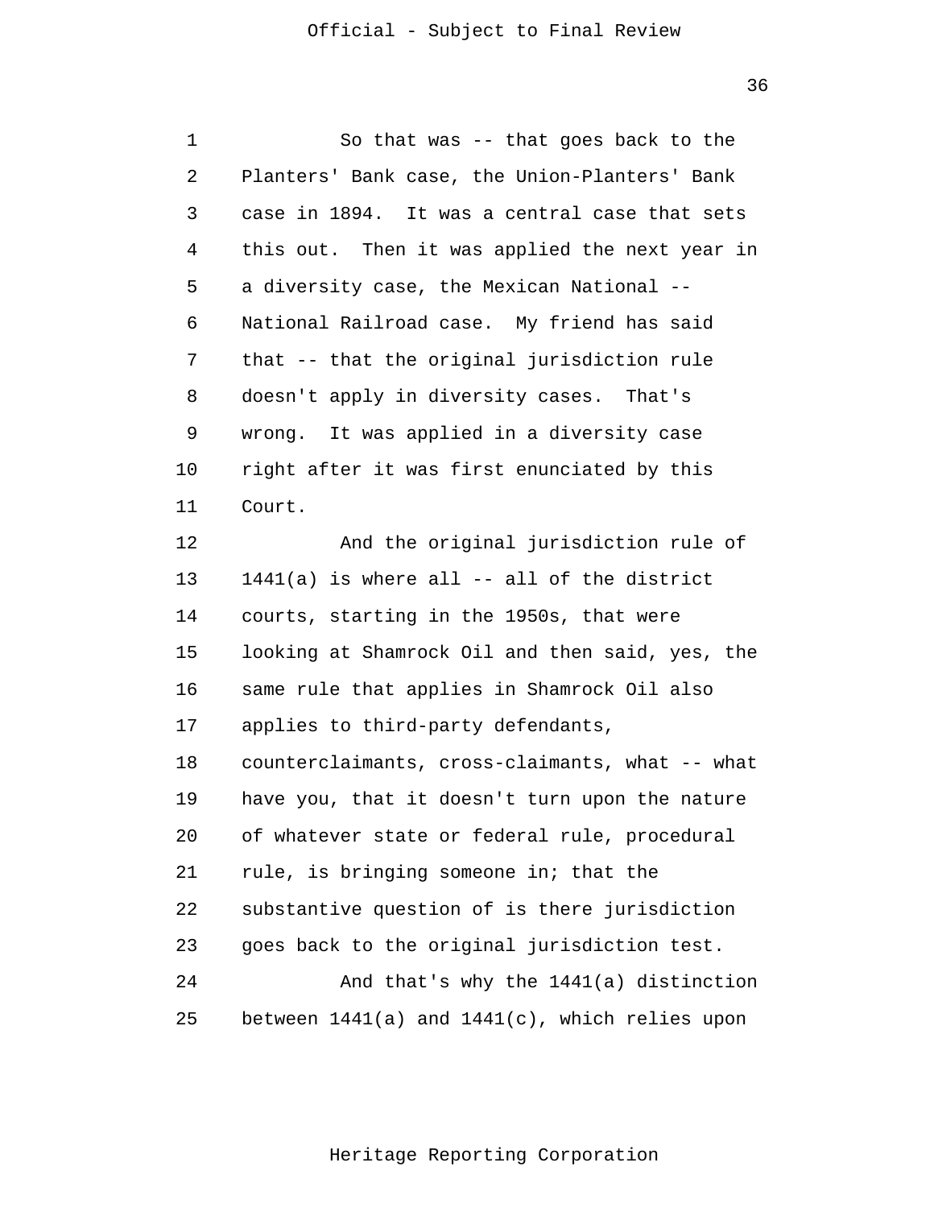So that was -- that goes back to the Planters' Bank case, the Union-Planters' Bank case in 1894. It was a central case that sets this out. Then it was applied the next year in a diversity case, the Mexican National -- National Railroad case. My friend has said that -- that the original jurisdiction rule doesn't apply in diversity cases. That's wrong. It was applied in a diversity case right after it was first enunciated by this Court.

And the original jurisdiction rule of 1441(a) is where all -- all of the district courts, starting in the 1950s, that were looking at Shamrock Oil and then said, yes, the same rule that applies in Shamrock Oil also applies to third-party defendants, counterclaimants, cross-claimants, what -- what have you, that it doesn't turn upon the nature of whatever state or federal rule, procedural rule, is bringing someone in; that the substantive question of is there jurisdiction goes back to the original jurisdiction test.

And that's why the 1441(a) distinction between 1441(a) and 1441(c), which relies upon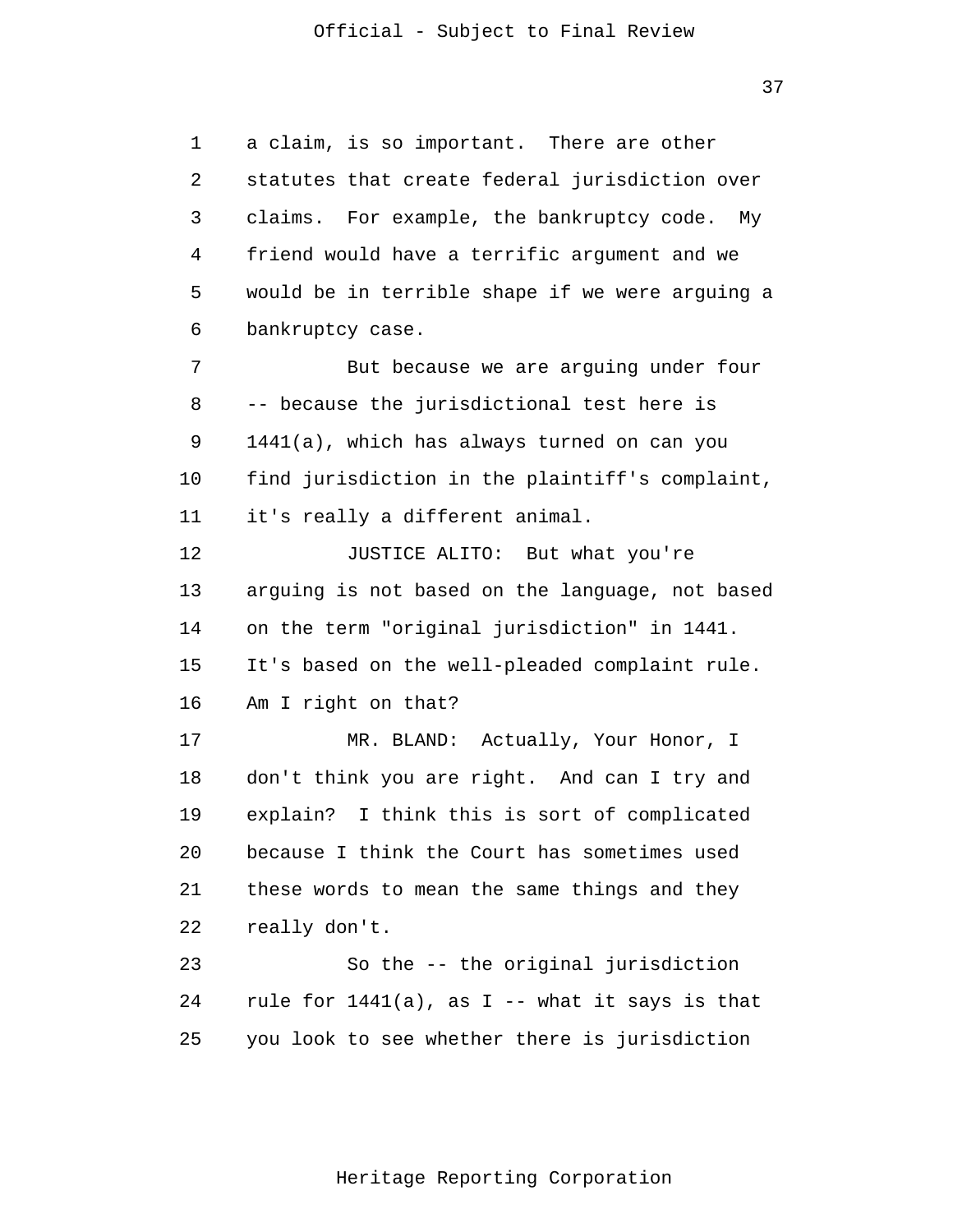a claim, is so important. There are other statutes that create federal jurisdiction over claims. For example, the bankruptcy code. My friend would have a terrific argument and we would be in terrible shape if we were arguing a bankruptcy case.

But because we are arguing under four -- because the jurisdictional test here is 1441(a), which has always turned on can you find jurisdiction in the plaintiff's complaint, it's really a different animal.

JUSTICE ALITO: But what you're arguing is not based on the language, not based on the term "original jurisdiction" in 1441. It's based on the well-pleaded complaint rule. Am I right on that?

MR. BLAND: Actually, Your Honor, I don't think you are right. And can I try and explain? I think this is sort of complicated because I think the Court has sometimes used these words to mean the same things and they really don't.

So the -- the original jurisdiction rule for 1441(a), as I -- what it says is that you look to see whether there is jurisdiction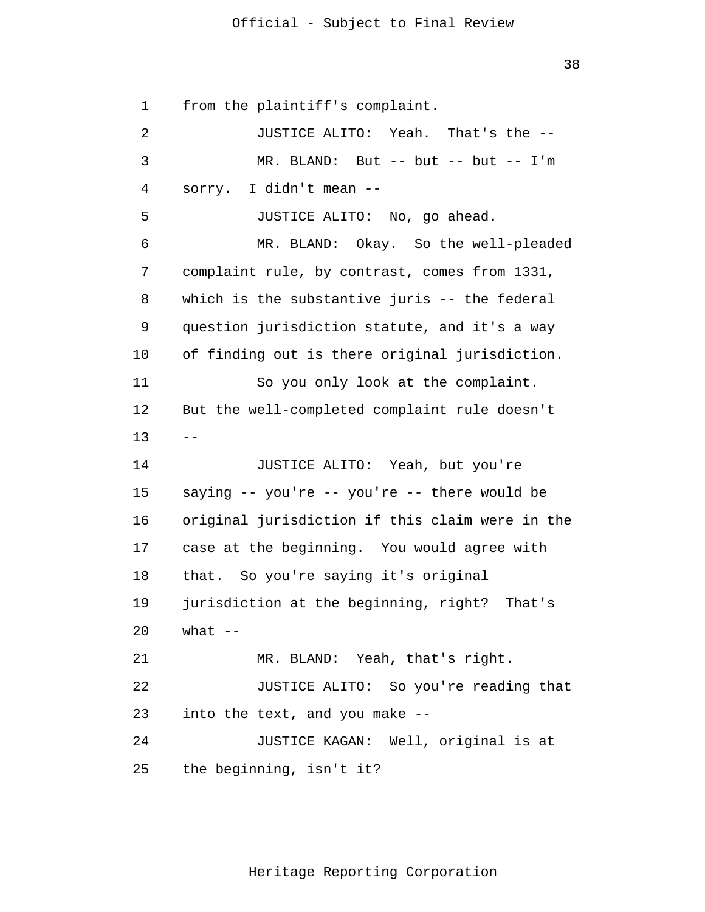from the plaintiff's complaint.

JUSTICE ALITO: Yeah. That's the --

MR. BLAND: But -- but -- but -- I'm sorry. I didn't mean --

JUSTICE ALITO: No, go ahead.

MR. BLAND: Okay. So the well-pleaded complaint rule, by contrast, comes from 1331, which is the substantive juris -- the federal question jurisdiction statute, and it's a way of finding out is there original jurisdiction.

So you only look at the complaint. But the well-completed complaint rule doesn't --

JUSTICE ALITO: Yeah, but you're saying -- you're -- you're -- there would be original jurisdiction if this claim were in the case at the beginning. You would agree with that. So you're saying it's original jurisdiction at the beginning, right? That's what --

MR. BLAND: Yeah, that's right.

JUSTICE ALITO: So you're reading that into the text, and you make --

JUSTICE KAGAN: Well, original is at the beginning, isn't it?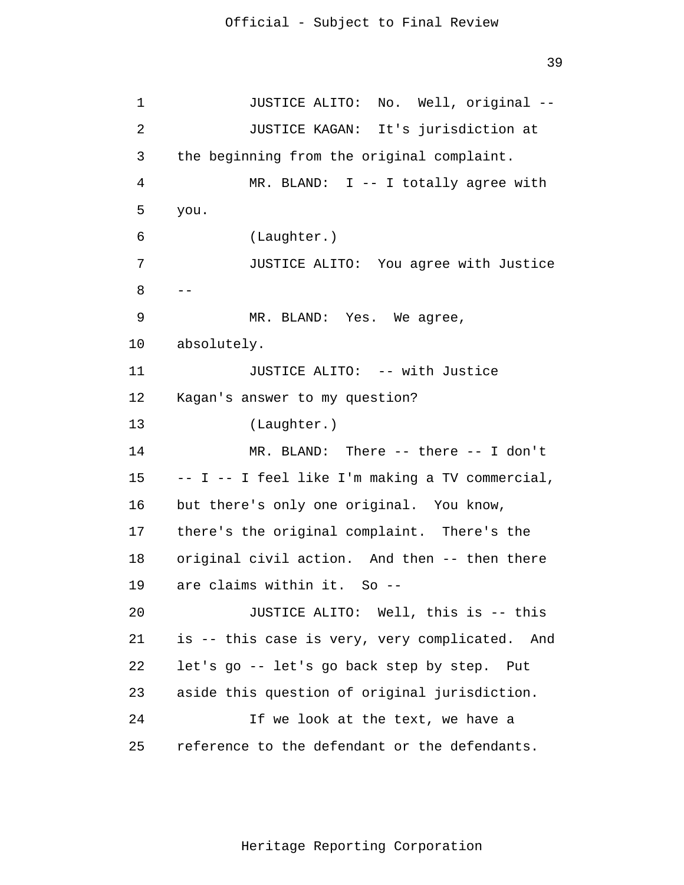JUSTICE ALITO: No. Well, original --

JUSTICE KAGAN: It's jurisdiction at the beginning from the original complaint.

MR. BLAND: I -- I totally agree with you.

(Laughter.)

JUSTICE ALITO: You agree with Justice --

MR. BLAND: Yes. We agree, absolutely.

JUSTICE ALITO: -- with Justice Kagan's answer to my question?

(Laughter.)

MR. BLAND: There -- there -- I don't -- I -- I feel like I'm making a TV commercial, but there's only one original. You know, there's the original complaint. There's the original civil action. And then -- then there are claims within it. So --

JUSTICE ALITO: Well, this is -- this is -- this case is very, very complicated. And let's go -- let's go back step by step. Put aside this question of original jurisdiction.

If we look at the text, we have a reference to the defendant or the defendants.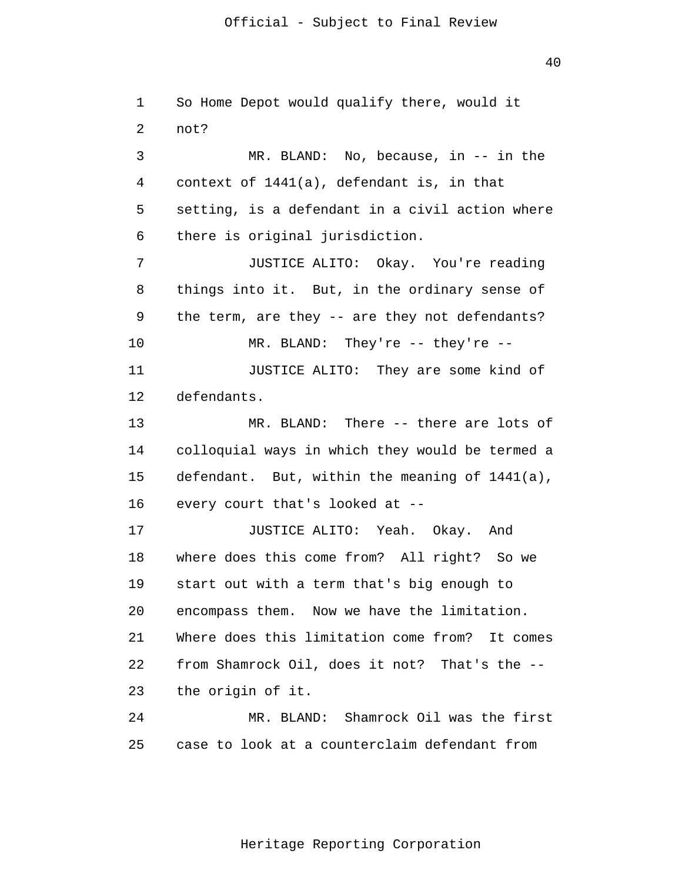So Home Depot would qualify there, would it not?

MR. BLAND: No, because, in -- in the context of 1441(a), defendant is, in that setting, is a defendant in a civil action where there is original jurisdiction.

JUSTICE ALITO: Okay. You're reading things into it. But, in the ordinary sense of the term, are they -- are they not defendants?

MR. BLAND: They're -- they're --

JUSTICE ALITO: They are some kind of defendants.

MR. BLAND: There -- there are lots of colloquial ways in which they would be termed a defendant. But, within the meaning of 1441(a), every court that's looked at --

JUSTICE ALITO: Yeah. Okay. And where does this come from? All right? So we start out with a term that's big enough to encompass them. Now we have the limitation. Where does this limitation come from? It comes from Shamrock Oil, does it not? That's the -- the origin of it.

MR. BLAND: Shamrock Oil was the first case to look at a counterclaim defendant from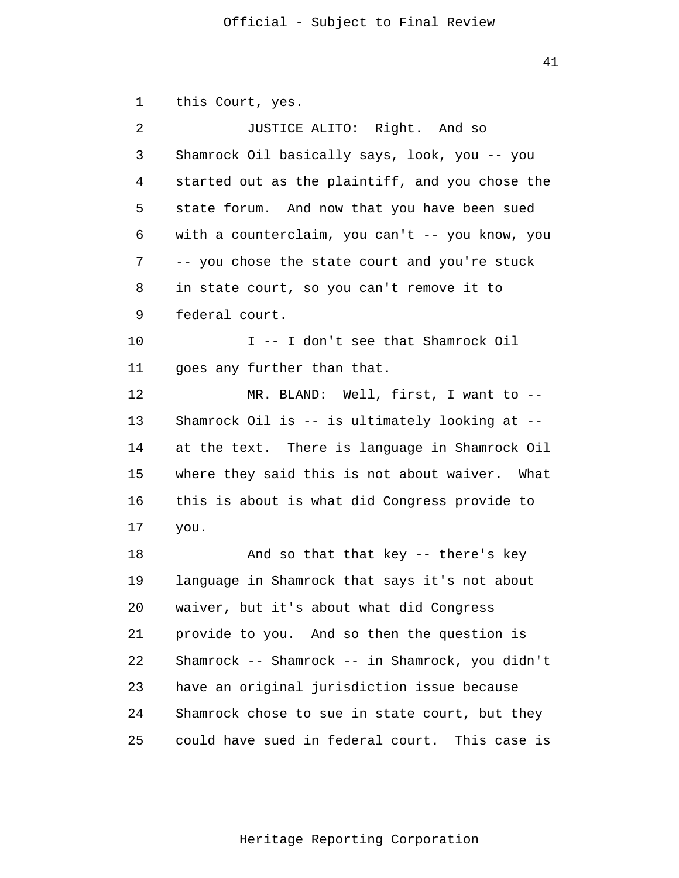this Court, yes.

JUSTICE ALITO: Right. And so Shamrock Oil basically says, look, you -- you started out as the plaintiff, and you chose the state forum. And now that you have been sued with a counterclaim, you can't -- you know, you -- you chose the state court and you're stuck in state court, so you can't remove it to federal court.

I -- I don't see that Shamrock Oil goes any further than that.

MR. BLAND: Well, first, I want to -- Shamrock Oil is -- is ultimately looking at -- at the text. There is language in Shamrock Oil where they said this is not about waiver. What this is about is what did Congress provide to you.

And so that that key -- there's key language in Shamrock that says it's not about waiver, but it's about what did Congress provide to you. And so then the question is Shamrock -- Shamrock -- in Shamrock, you didn't have an original jurisdiction issue because Shamrock chose to sue in state court, but they could have sued in federal court. This case is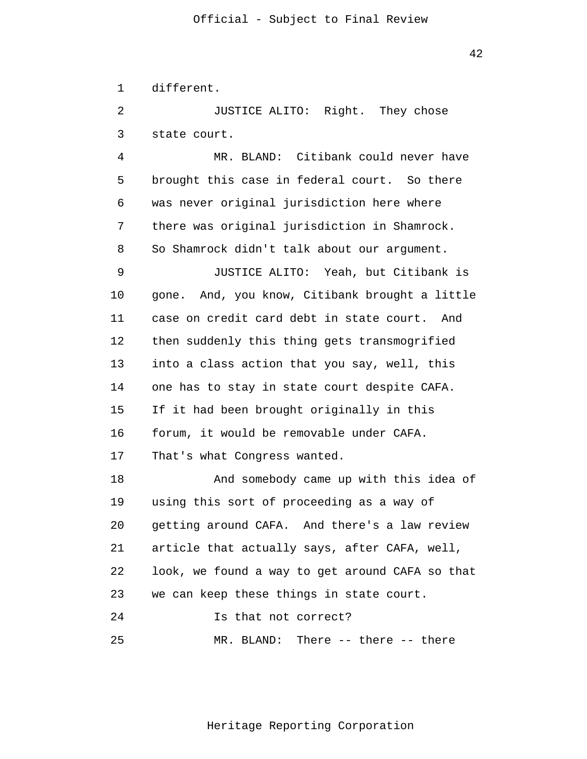different.

JUSTICE ALITO: Right. They chose state court.

MR. BLAND: Citibank could never have brought this case in federal court. So there was never original jurisdiction here where there was original jurisdiction in Shamrock. So Shamrock didn't talk about our argument.

JUSTICE ALITO: Yeah, but Citibank is gone. And, you know, Citibank brought a little case on credit card debt in state court. And then suddenly this thing gets transmogrified into a class action that you say, well, this one has to stay in state court despite CAFA. If it had been brought originally in this forum, it would be removable under CAFA. That's what Congress wanted.

And somebody came up with this idea of using this sort of proceeding as a way of getting around CAFA. And there's a law review article that actually says, after CAFA, well, look, we found a way to get around CAFA so that we can keep these things in state court.

Is that not correct?

MR. BLAND: There -- there -- there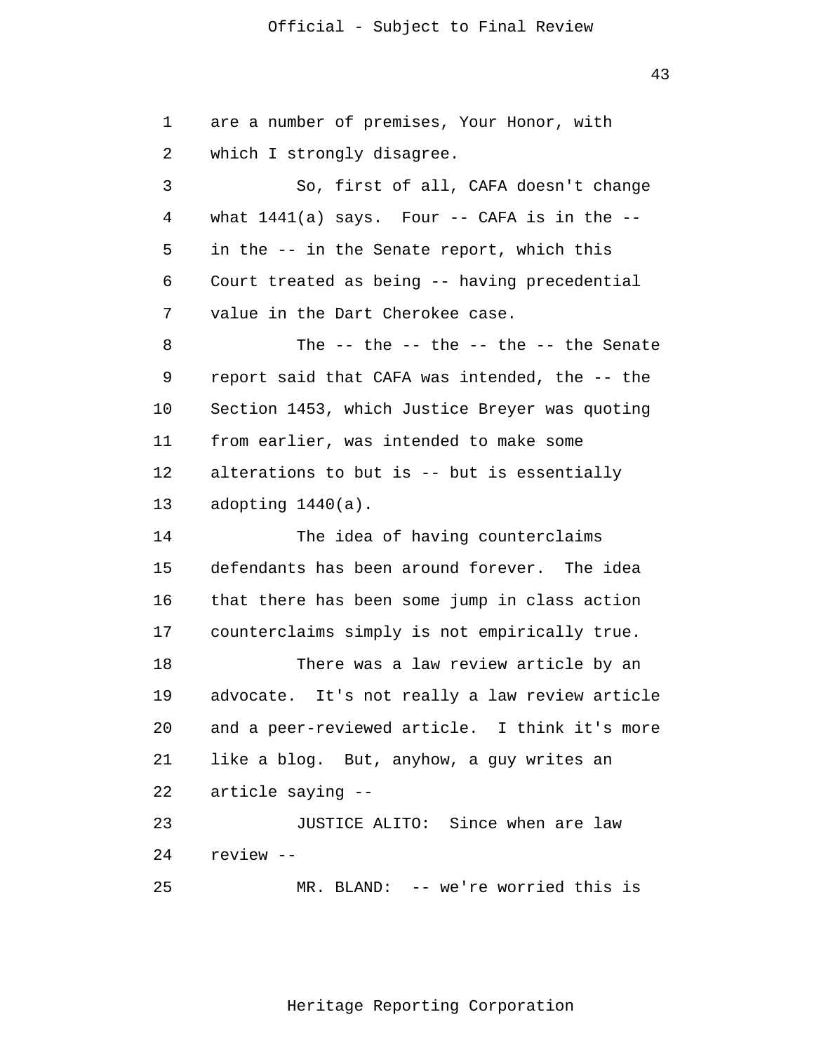are a number of premises, Your Honor, with which I strongly disagree.

So, first of all, CAFA doesn't change what 1441(a) says. Four -- CAFA is in the -- in the -- in the Senate report, which this Court treated as being -- having precedential value in the Dart Cherokee case.

The -- the -- the -- the -- the Senate report said that CAFA was intended, the -- the Section 1453, which Justice Breyer was quoting from earlier, was intended to make some alterations to but is -- but is essentially adopting 1440(a).

The idea of having counterclaims defendants has been around forever. The idea that there has been some jump in class action counterclaims simply is not empirically true.

There was a law review article by an advocate. It's not really a law review article and a peer-reviewed article. I think it's more like a blog. But, anyhow, a guy writes an article saying --

JUSTICE ALITO: Since when are law review --

MR. BLAND: -- we're worried this is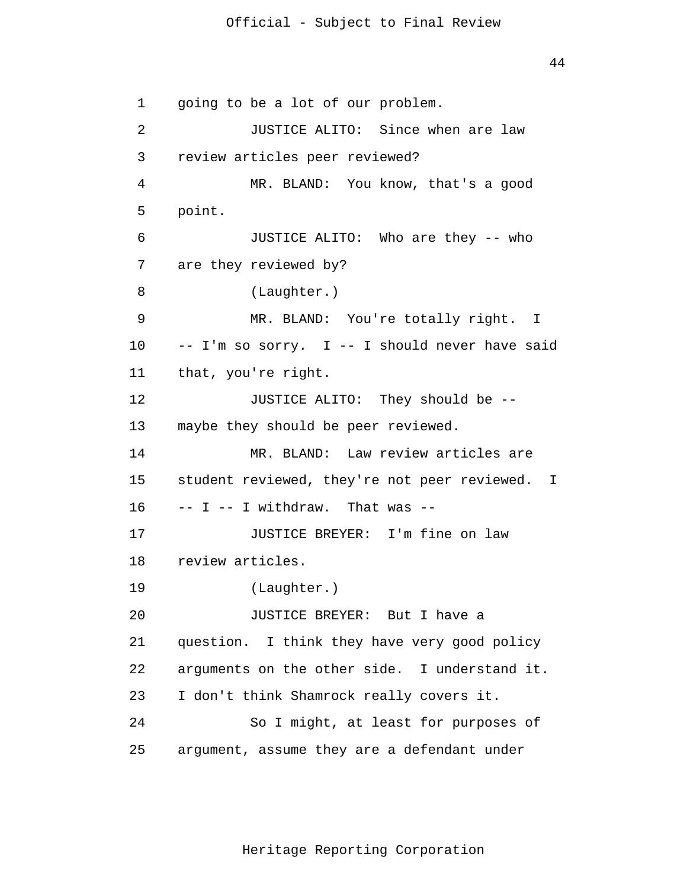going to be a lot of our problem.

JUSTICE ALITO: Since when are law review articles peer reviewed?

MR. BLAND: You know, that's a good point.

JUSTICE ALITO: Who are they -- who are they reviewed by?

(Laughter.)

MR. BLAND: You're totally right. I -- I'm so sorry. I -- I should never have said that, you're right.

JUSTICE ALITO: They should be -- maybe they should be peer reviewed.

MR. BLAND: Law review articles are student reviewed, they're not peer reviewed. I -- I -- I withdraw. That was --

JUSTICE BREYER: I'm fine on law review articles.

(Laughter.)

JUSTICE BREYER: But I have a question. I think they have very good policy arguments on the other side. I understand it. I don't think Shamrock really covers it.

So I might, at least for purposes of argument, assume they are a defendant under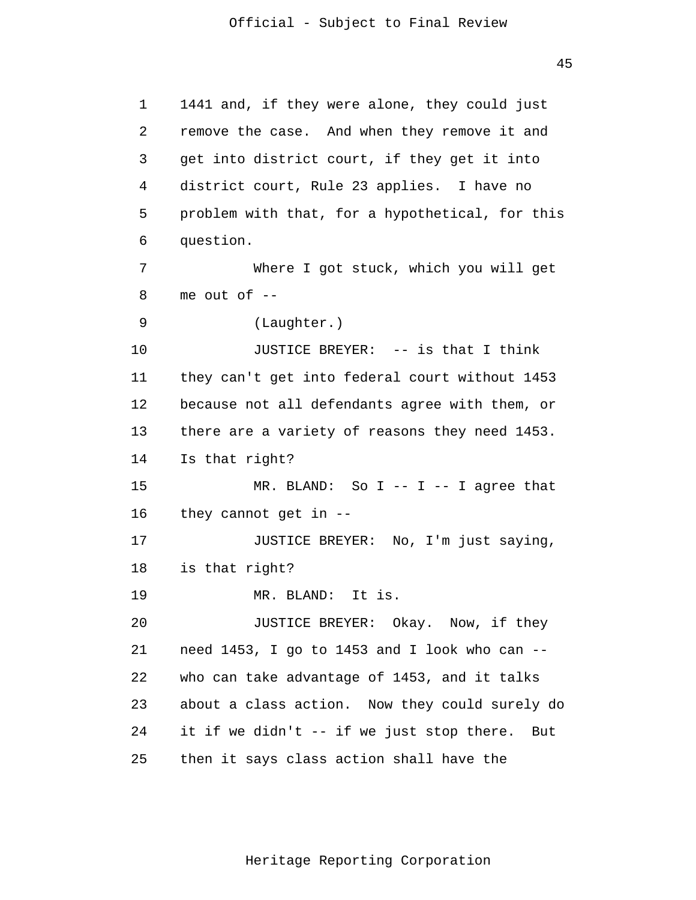1441 and, if they were alone, they could just remove the case. And when they remove it and get into district court, if they get it into district court, Rule 23 applies. I have no problem with that, for a hypothetical, for this question.

Where I got stuck, which you will get me out of --

(Laughter.)

JUSTICE BREYER: -- is that I think they can't get into federal court without 1453 because not all defendants agree with them, or there are a variety of reasons they need 1453. Is that right?

MR. BLAND: So I -- I -- I agree that they cannot get in --

JUSTICE BREYER: No, I'm just saying, is that right?

MR. BLAND: It is.

JUSTICE BREYER: Okay. Now, if they need 1453, I go to 1453 and I look who can -- who can take advantage of 1453, and it talks about a class action. Now they could surely do it if we didn't -- if we just stop there. But then it says class action shall have the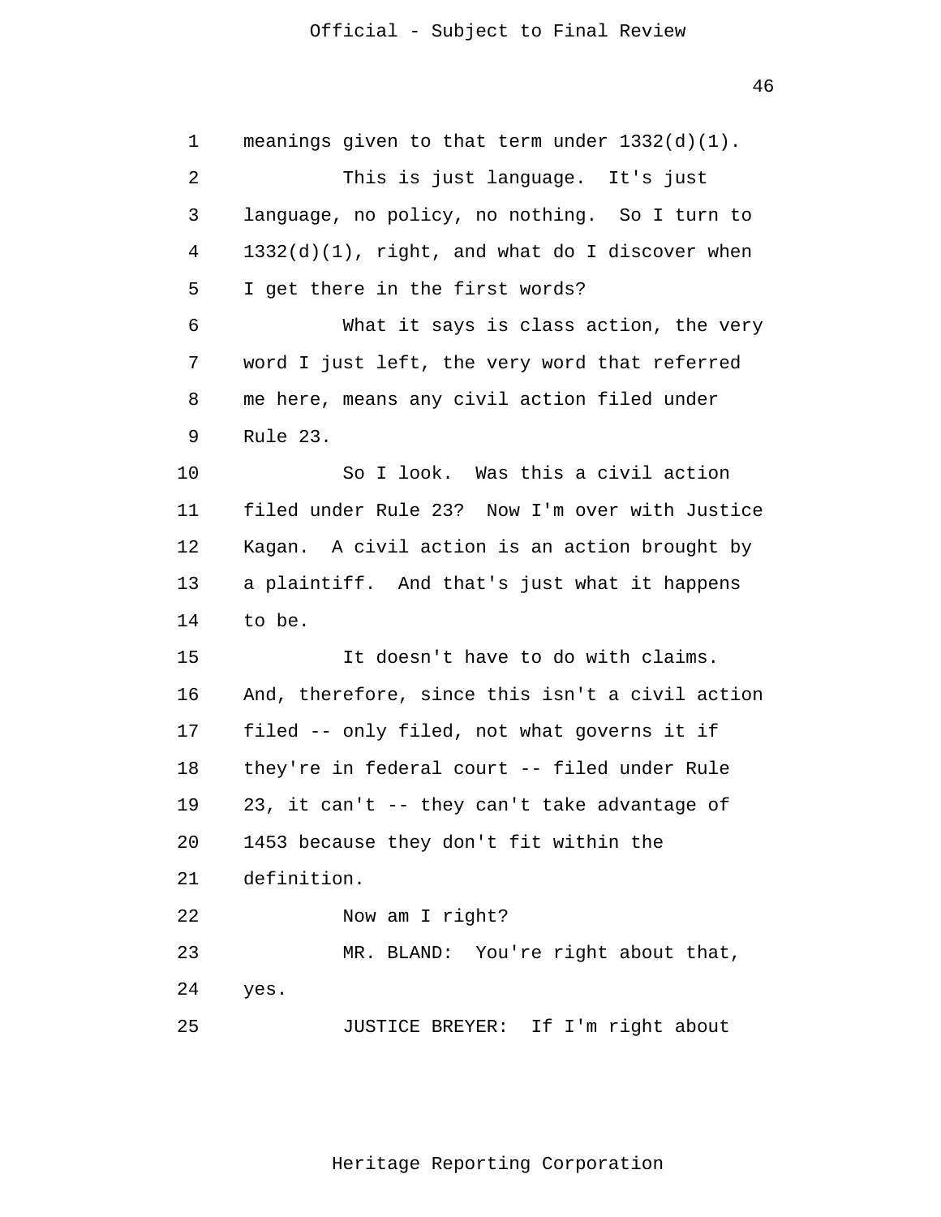meanings given to that term under 1332(d)(1).

This is just language. It's just language, no policy, no nothing. So I turn to 1332(d)(1), right, and what do I discover when I get there in the first words?

What it says is class action, the very word I just left, the very word that referred me here, means any civil action filed under Rule 23.

So I look. Was this a civil action filed under Rule 23? Now I'm over with Justice Kagan. A civil action is an action brought by a plaintiff. And that's just what it happens to be.

It doesn't have to do with claims. And, therefore, since this isn't a civil action filed -- only filed, not what governs it if they're in federal court -- filed under Rule 23, it can't -- they can't take advantage of 1453 because they don't fit within the definition.

Now am I right?

MR. BLAND: You're right about that, yes.

JUSTICE BREYER: If I'm right about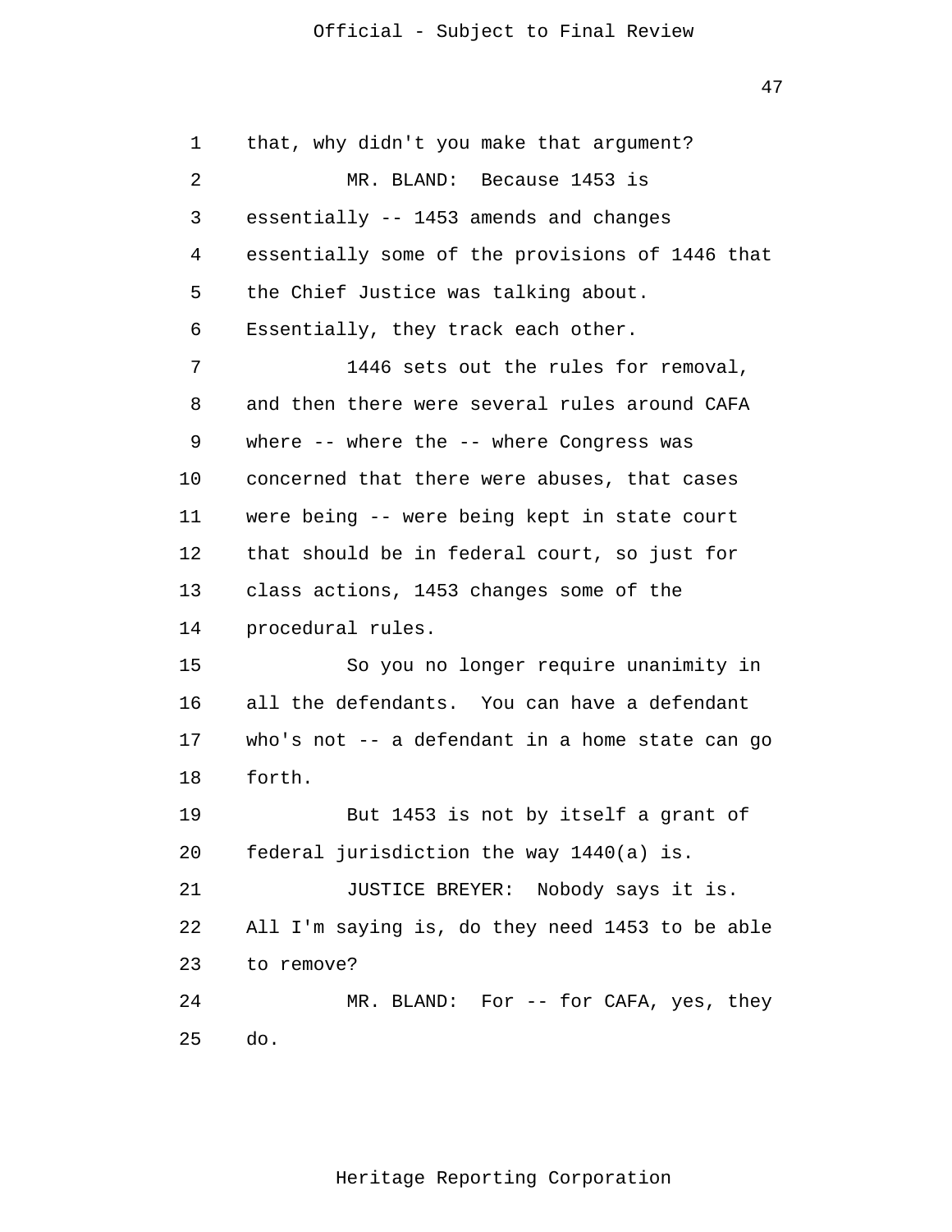that, why didn't you make that argument?

MR. BLAND: Because 1453 is essentially -- 1453 amends and changes essentially some of the provisions of 1446 that the Chief Justice was talking about. Essentially, they track each other.

1446 sets out the rules for removal, and then there were several rules around CAFA where -- where the -- where Congress was concerned that there were abuses, that cases were being -- were being kept in state court that should be in federal court, so just for class actions, 1453 changes some of the procedural rules.

So you no longer require unanimity in all the defendants. You can have a defendant who's not -- a defendant in a home state can go forth.

But 1453 is not by itself a grant of federal jurisdiction the way 1440(a) is.

JUSTICE BREYER: Nobody says it is. All I'm saying is, do they need 1453 to be able to remove?

MR. BLAND: For -- for CAFA, yes, they do.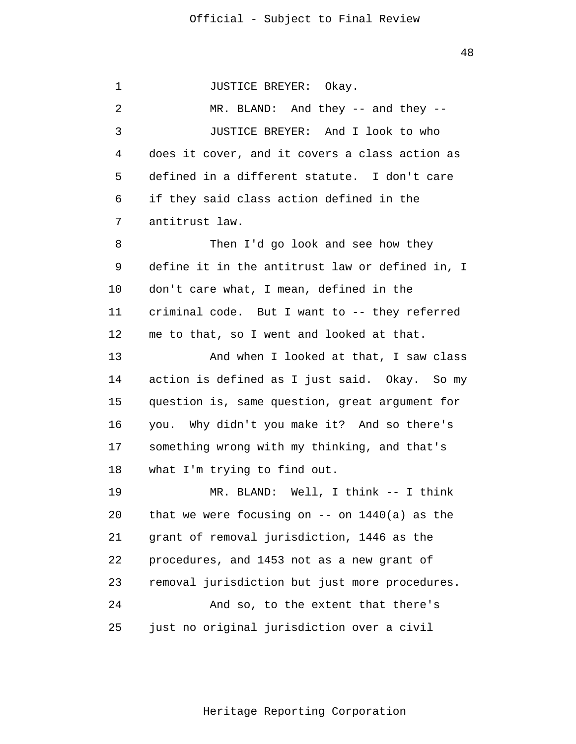JUSTICE BREYER: Okay.

MR. BLAND: And they -- and they --

JUSTICE BREYER: And I look to who does it cover, and it covers a class action as defined in a different statute. I don't care if they said class action defined in the antitrust law.

Then I'd go look and see how they define it in the antitrust law or defined in, I don't care what, I mean, defined in the criminal code. But I want to -- they referred me to that, so I went and looked at that.

And when I looked at that, I saw class action is defined as I just said. Okay. So my question is, same question, great argument for you. Why didn't you make it? And so there's something wrong with my thinking, and that's what I'm trying to find out.

MR. BLAND: Well, I think -- I think that we were focusing on -- on 1440(a) as the grant of removal jurisdiction, 1446 as the procedures, and 1453 not as a new grant of removal jurisdiction but just more procedures.

And so, to the extent that there's just no original jurisdiction over a civil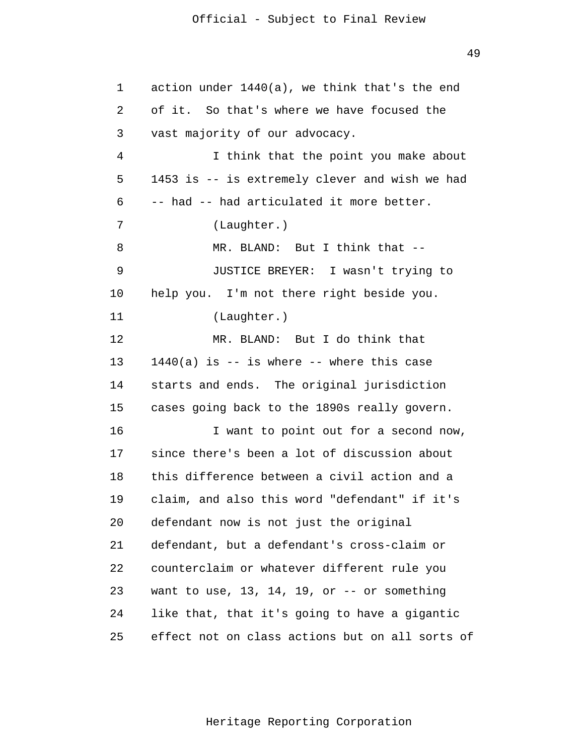action under 1440(a), we think that's the end of it. So that's where we have focused the vast majority of our advocacy.

I think that the point you make about 1453 is -- is extremely clever and wish we had -- had -- had articulated it more better.

(Laughter.)

MR. BLAND: But I think that --

JUSTICE BREYER: I wasn't trying to help you. I'm not there right beside you.

(Laughter.)

MR. BLAND: But I do think that 1440(a) is -- is where -- where this case starts and ends. The original jurisdiction cases going back to the 1890s really govern.

I want to point out for a second now, since there's been a lot of discussion about this difference between a civil action and a claim, and also this word "defendant" if it's defendant now is not just the original defendant, but a defendant's cross-claim or counterclaim or whatever different rule you want to use, 13, 14, 19, or -- or something like that, that it's going to have a gigantic effect not on class actions but on all sorts of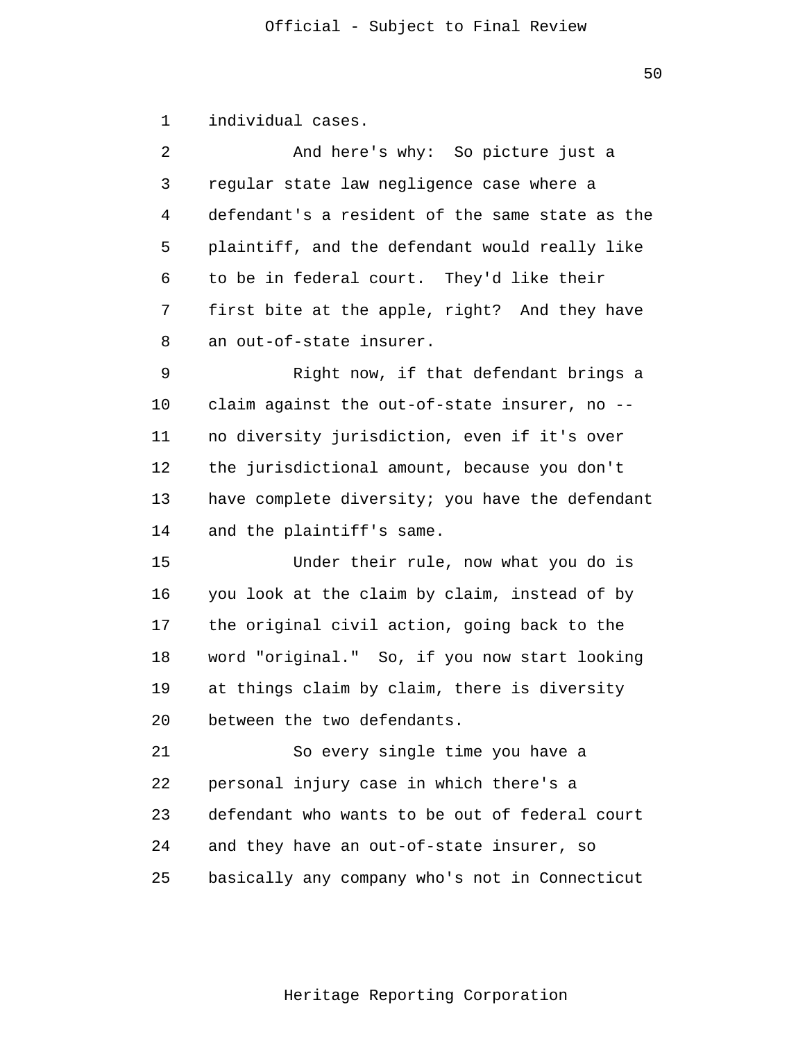individual cases.

And here's why: So picture just a regular state law negligence case where a defendant's a resident of the same state as the plaintiff, and the defendant would really like to be in federal court. They'd like their first bite at the apple, right? And they have an out-of-state insurer.

Right now, if that defendant brings a claim against the out-of-state insurer, no -- no diversity jurisdiction, even if it's over the jurisdictional amount, because you don't have complete diversity; you have the defendant and the plaintiff's same.

Under their rule, now what you do is you look at the claim by claim, instead of by the original civil action, going back to the word "original." So, if you now start looking at things claim by claim, there is diversity between the two defendants.

So every single time you have a personal injury case in which there's a defendant who wants to be out of federal court and they have an out-of-state insurer, so basically any company who's not in Connecticut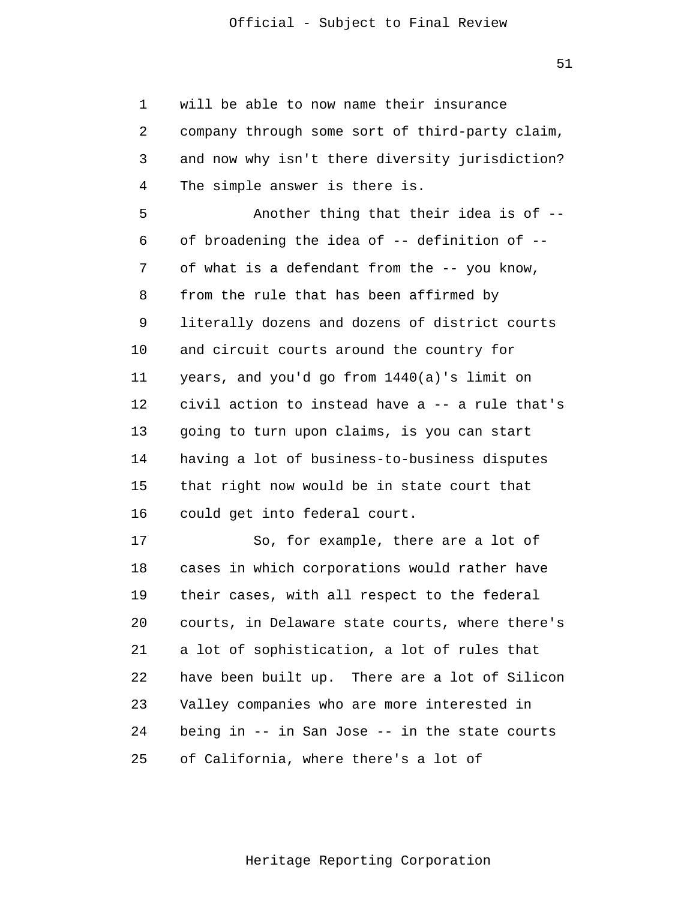will be able to now name their insurance company through some sort of third-party claim, and now why isn't there diversity jurisdiction? The simple answer is there is.

Another thing that their idea is of -- of broadening the idea of -- definition of -- of what is a defendant from the -- you know, from the rule that has been affirmed by literally dozens and dozens of district courts and circuit courts around the country for years, and you'd go from 1440(a)'s limit on civil action to instead have a -- a rule that's going to turn upon claims, is you can start having a lot of business-to-business disputes that right now would be in state court that could get into federal court.

So, for example, there are a lot of cases in which corporations would rather have their cases, with all respect to the federal courts, in Delaware state courts, where there's a lot of sophistication, a lot of rules that have been built up. There are a lot of Silicon Valley companies who are more interested in being in -- in San Jose -- in the state courts of California, where there's a lot of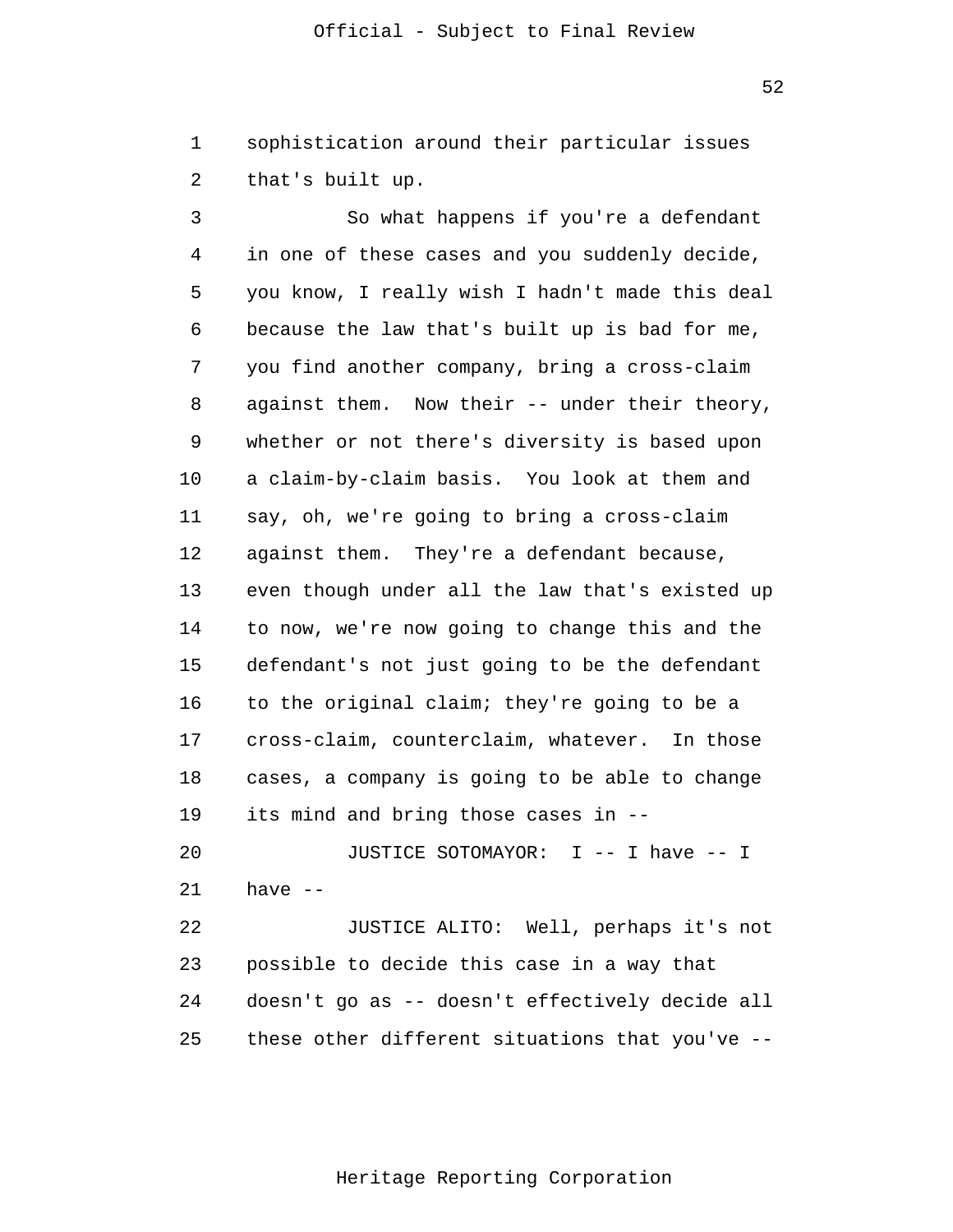sophistication around their particular issues that's built up.

So what happens if you're a defendant in one of these cases and you suddenly decide, you know, I really wish I hadn't made this deal because the law that's built up is bad for me, you find another company, bring a cross-claim against them. Now their -- under their theory, whether or not there's diversity is based upon a claim-by-claim basis. You look at them and say, oh, we're going to bring a cross-claim against them. They're a defendant because, even though under all the law that's existed up to now, we're now going to change this and the defendant's not just going to be the defendant to the original claim; they're going to be a cross-claim, counterclaim, whatever. In those cases, a company is going to be able to change its mind and bring those cases in --

JUSTICE SOTOMAYOR: I -- I have -- I have --

JUSTICE ALITO: Well, perhaps it's not possible to decide this case in a way that doesn't go as -- doesn't effectively decide all these other different situations that you've --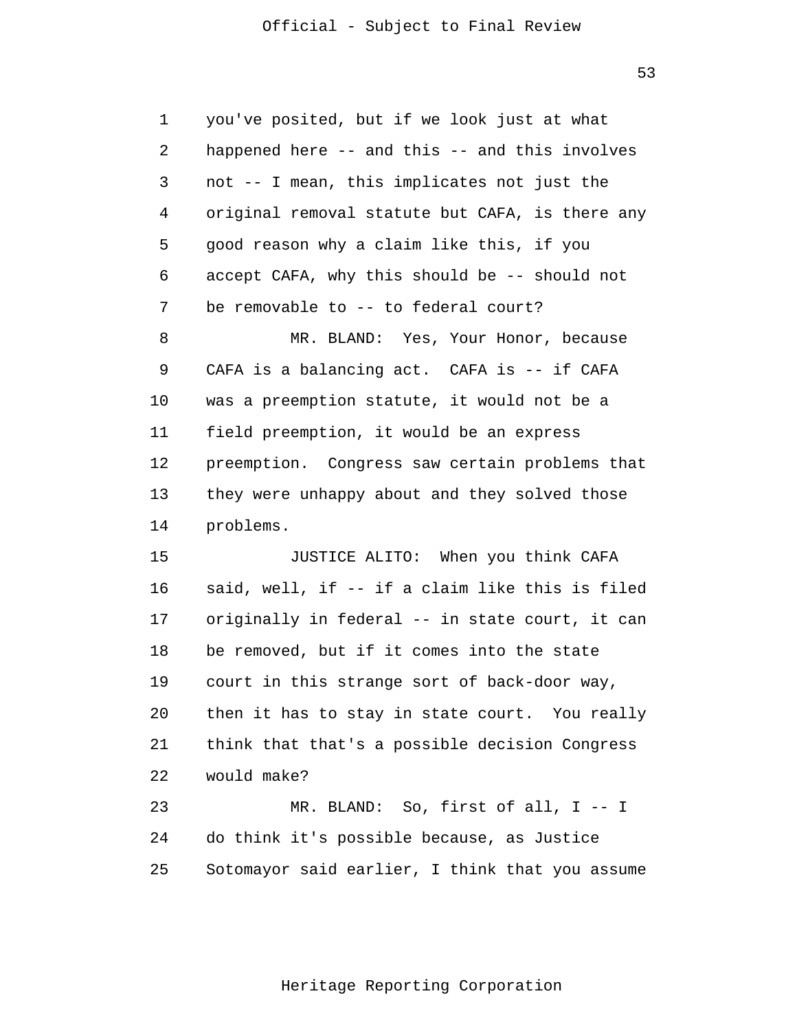you've posited, but if we look just at what happened here -- and this -- and this involves not -- I mean, this implicates not just the original removal statute but CAFA, is there any good reason why a claim like this, if you accept CAFA, why this should be -- should not be removable to -- to federal court?

MR. BLAND: Yes, Your Honor, because CAFA is a balancing act. CAFA is -- if CAFA was a preemption statute, it would not be a field preemption, it would be an express preemption. Congress saw certain problems that they were unhappy about and they solved those problems.

JUSTICE ALITO: When you think CAFA said, well, if -- if a claim like this is filed originally in federal -- in state court, it can be removed, but if it comes into the state court in this strange sort of back-door way, then it has to stay in state court. You really think that that's a possible decision Congress would make?

MR. BLAND: So, first of all, I -- I do think it's possible because, as Justice Sotomayor said earlier, I think that you assume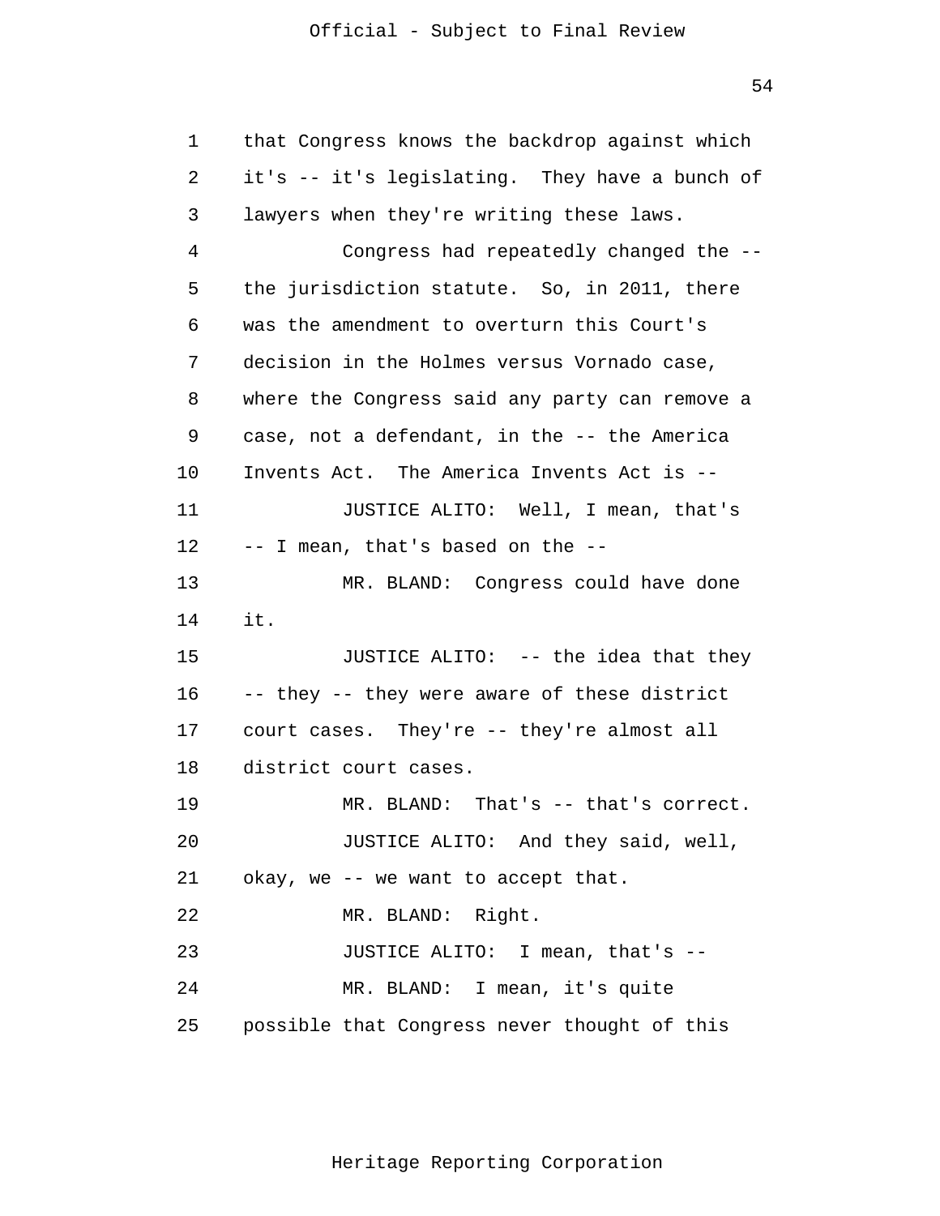that Congress knows the backdrop against which it's -- it's legislating. They have a bunch of lawyers when they're writing these laws.

Congress had repeatedly changed the -- the jurisdiction statute. So, in 2011, there was the amendment to overturn this Court's decision in the Holmes versus Vornado case, where the Congress said any party can remove a case, not a defendant, in the -- the America Invents Act. The America Invents Act is --

JUSTICE ALITO: Well, I mean, that's -- I mean, that's based on the --

MR. BLAND: Congress could have done it.

JUSTICE ALITO: -- the idea that they -- they -- they were aware of these district court cases. They're -- they're almost all district court cases.

MR. BLAND: That's -- that's correct.

JUSTICE ALITO: And they said, well, okay, we -- we want to accept that.

MR. BLAND: Right.

JUSTICE ALITO: I mean, that's --

MR. BLAND: I mean, it's quite possible that Congress never thought of this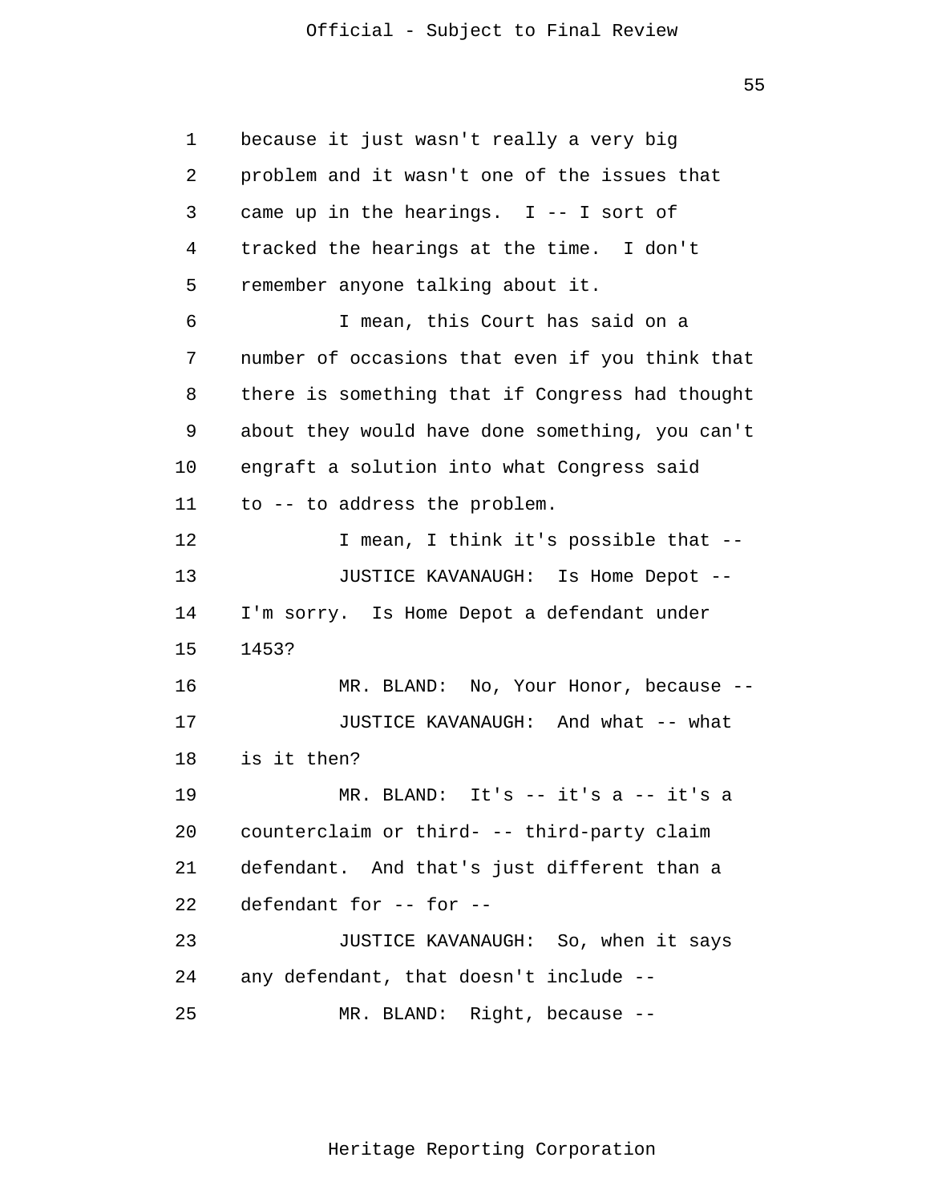because it just wasn't really a very big problem and it wasn't one of the issues that came up in the hearings. I -- I sort of tracked the hearings at the time. I don't remember anyone talking about it.

I mean, this Court has said on a number of occasions that even if you think that there is something that if Congress had thought about they would have done something, you can't engraft a solution into what Congress said to -- to address the problem.

I mean, I think it's possible that --

JUSTICE KAVANAUGH: Is Home Depot -- I'm sorry. Is Home Depot a defendant under 1453?

MR. BLAND: No, Your Honor, because --

JUSTICE KAVANAUGH: And what -- what is it then?

MR. BLAND: It's -- it's a -- it's a counterclaim or third- -- third-party claim defendant. And that's just different than a defendant for -- for --

JUSTICE KAVANAUGH: So, when it says any defendant, that doesn't include --

MR. BLAND: Right, because --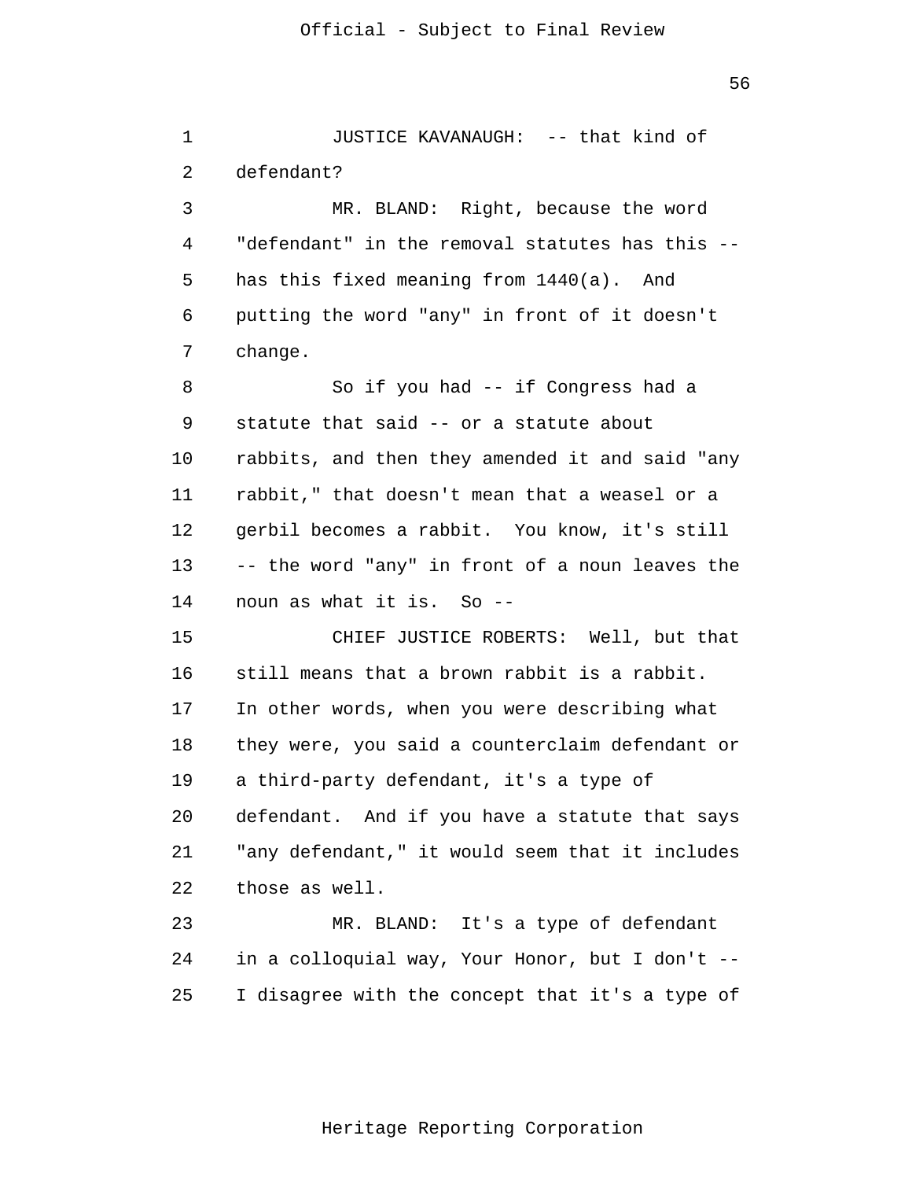JUSTICE KAVANAUGH: -- that kind of defendant?

MR. BLAND: Right, because the word "defendant" in the removal statutes has this -- has this fixed meaning from 1440(a). And putting the word "any" in front of it doesn't change.

So if you had -- if Congress had a statute that said -- or a statute about rabbits, and then they amended it and said "any rabbit," that doesn't mean that a weasel or a gerbil becomes a rabbit. You know, it's still -- the word "any" in front of a noun leaves the noun as what it is. So --

CHIEF JUSTICE ROBERTS: Well, but that still means that a brown rabbit is a rabbit. In other words, when you were describing what they were, you said a counterclaim defendant or a third-party defendant, it's a type of defendant. And if you have a statute that says "any defendant," it would seem that it includes those as well.

MR. BLAND: It's a type of defendant in a colloquial way, Your Honor, but I don't -- I disagree with the concept that it's a type of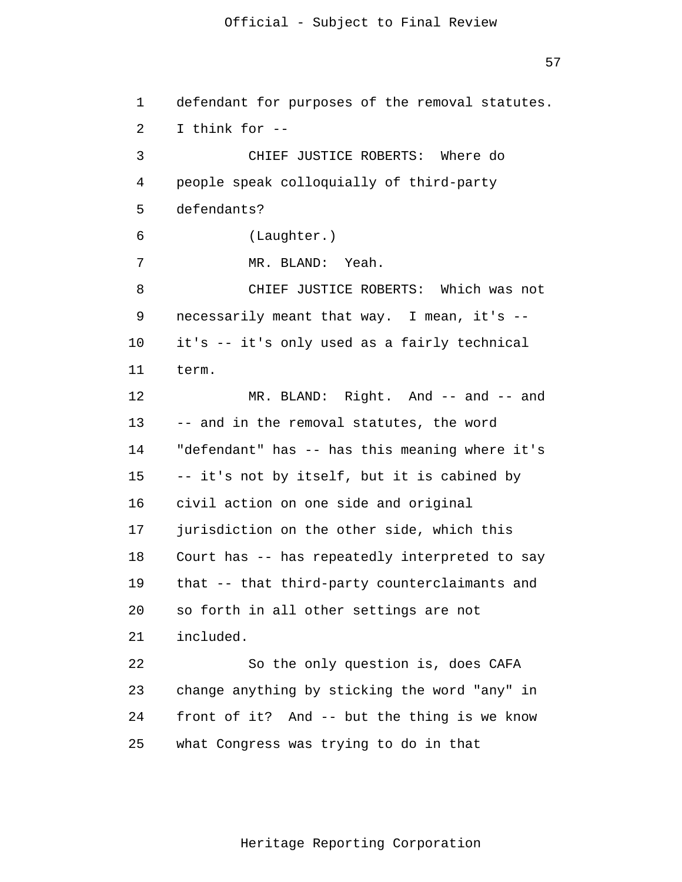defendant for purposes of the removal statutes. I think for --

CHIEF JUSTICE ROBERTS: Where do people speak colloquially of third-party defendants?

(Laughter.)

MR. BLAND: Yeah.

CHIEF JUSTICE ROBERTS: Which was not necessarily meant that way. I mean, it's -- it's -- it's only used as a fairly technical term.

MR. BLAND: Right. And -- and -- and -- and in the removal statutes, the word "defendant" has -- has this meaning where it's -- it's not by itself, but it is cabined by civil action on one side and original jurisdiction on the other side, which this Court has -- has repeatedly interpreted to say that -- that third-party counterclaimants and so forth in all other settings are not included.

So the only question is, does CAFA change anything by sticking the word "any" in front of it? And -- but the thing is we know what Congress was trying to do in that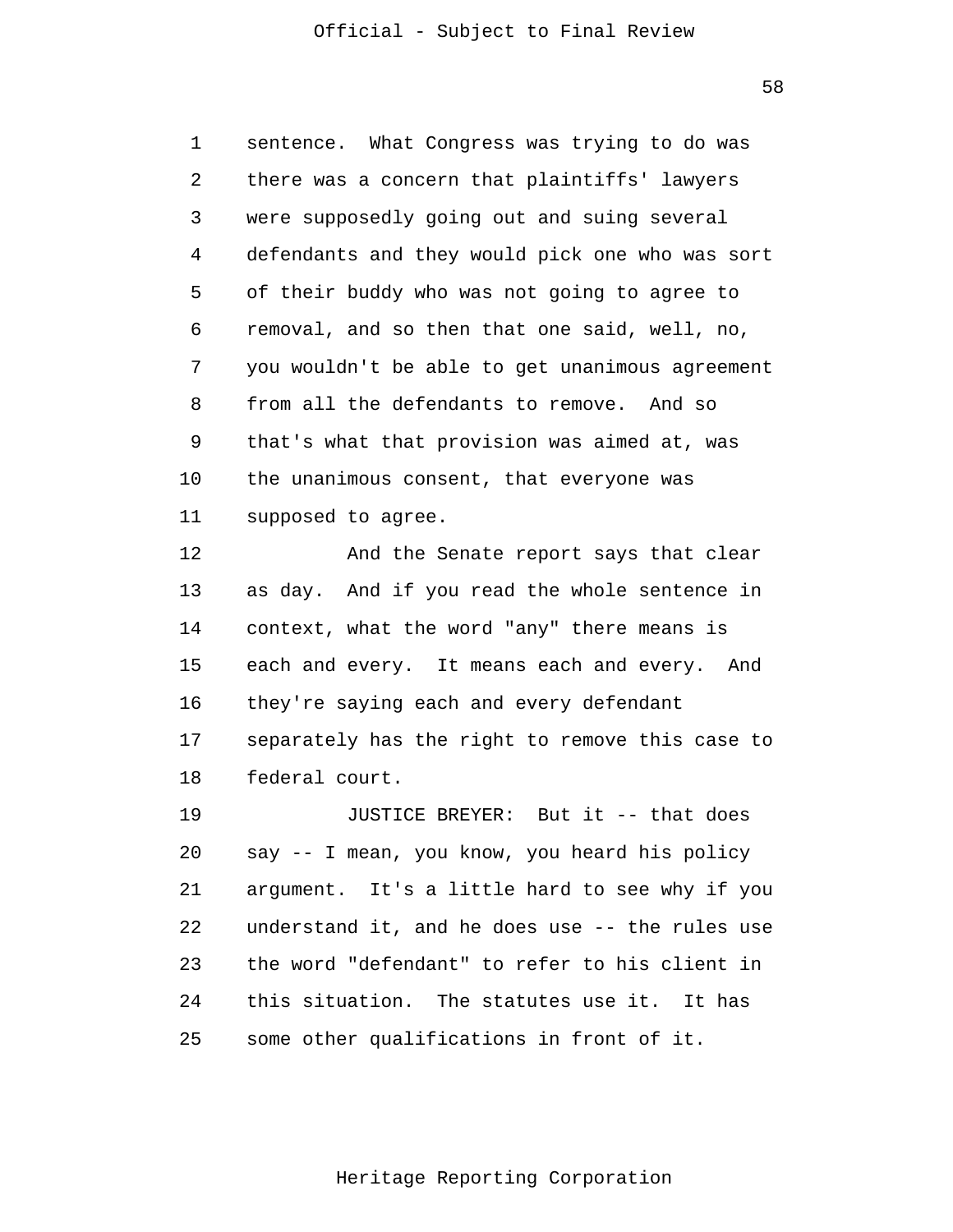sentence. What Congress was trying to do was there was a concern that plaintiffs' lawyers were supposedly going out and suing several defendants and they would pick one who was sort of their buddy who was not going to agree to removal, and so then that one said, well, no, you wouldn't be able to get unanimous agreement from all the defendants to remove. And so that's what that provision was aimed at, was the unanimous consent, that everyone was supposed to agree.

And the Senate report says that clear as day. And if you read the whole sentence in context, what the word "any" there means is each and every. It means each and every. And they're saying each and every defendant separately has the right to remove this case to federal court.

JUSTICE BREYER: But it -- that does say -- I mean, you know, you heard his policy argument. It's a little hard to see why if you understand it, and he does use -- the rules use the word "defendant" to refer to his client in this situation. The statutes use it. It has some other qualifications in front of it.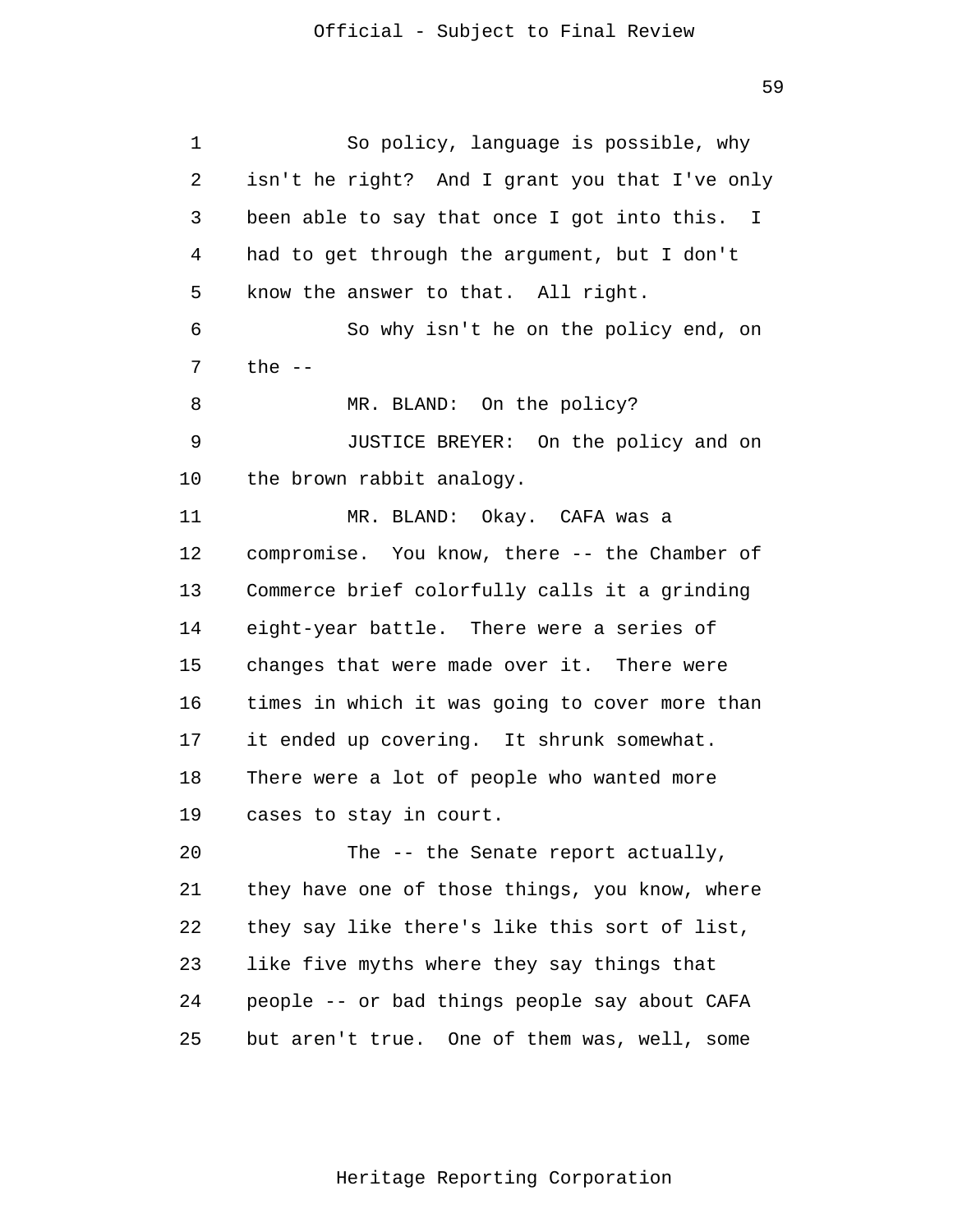So policy, language is possible, why isn't he right? And I grant you that I've only been able to say that once I got into this. I had to get through the argument, but I don't know the answer to that. All right.

So why isn't he on the policy end, on the --

MR. BLAND: On the policy?

JUSTICE BREYER: On the policy and on the brown rabbit analogy.

MR. BLAND: Okay. CAFA was a compromise. You know, there -- the Chamber of Commerce brief colorfully calls it a grinding eight-year battle. There were a series of changes that were made over it. There were times in which it was going to cover more than it ended up covering. It shrunk somewhat. There were a lot of people who wanted more cases to stay in court.

The -- the Senate report actually, they have one of those things, you know, where they say like there's like this sort of list, like five myths where they say things that people -- or bad things people say about CAFA but aren't true. One of them was, well, some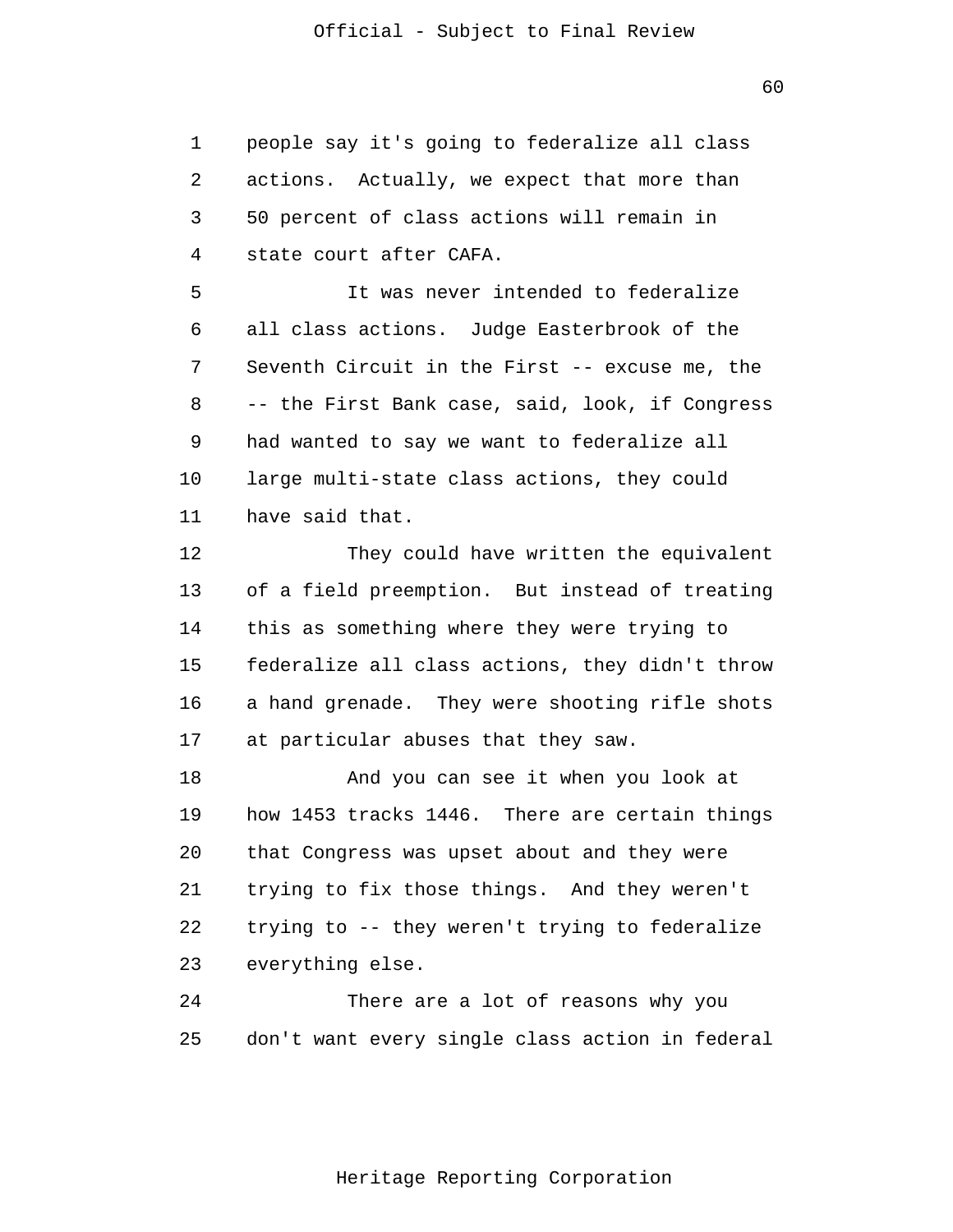people say it's going to federalize all class actions. Actually, we expect that more than 50 percent of class actions will remain in state court after CAFA.

It was never intended to federalize all class actions. Judge Easterbrook of the Seventh Circuit in the First -- excuse me, the -- the First Bank case, said, look, if Congress had wanted to say we want to federalize all large multi-state class actions, they could have said that.

They could have written the equivalent of a field preemption. But instead of treating this as something where they were trying to federalize all class actions, they didn't throw a hand grenade. They were shooting rifle shots at particular abuses that they saw.

And you can see it when you look at how 1453 tracks 1446. There are certain things that Congress was upset about and they were trying to fix those things. And they weren't trying to -- they weren't trying to federalize everything else.

There are a lot of reasons why you don't want every single class action in federal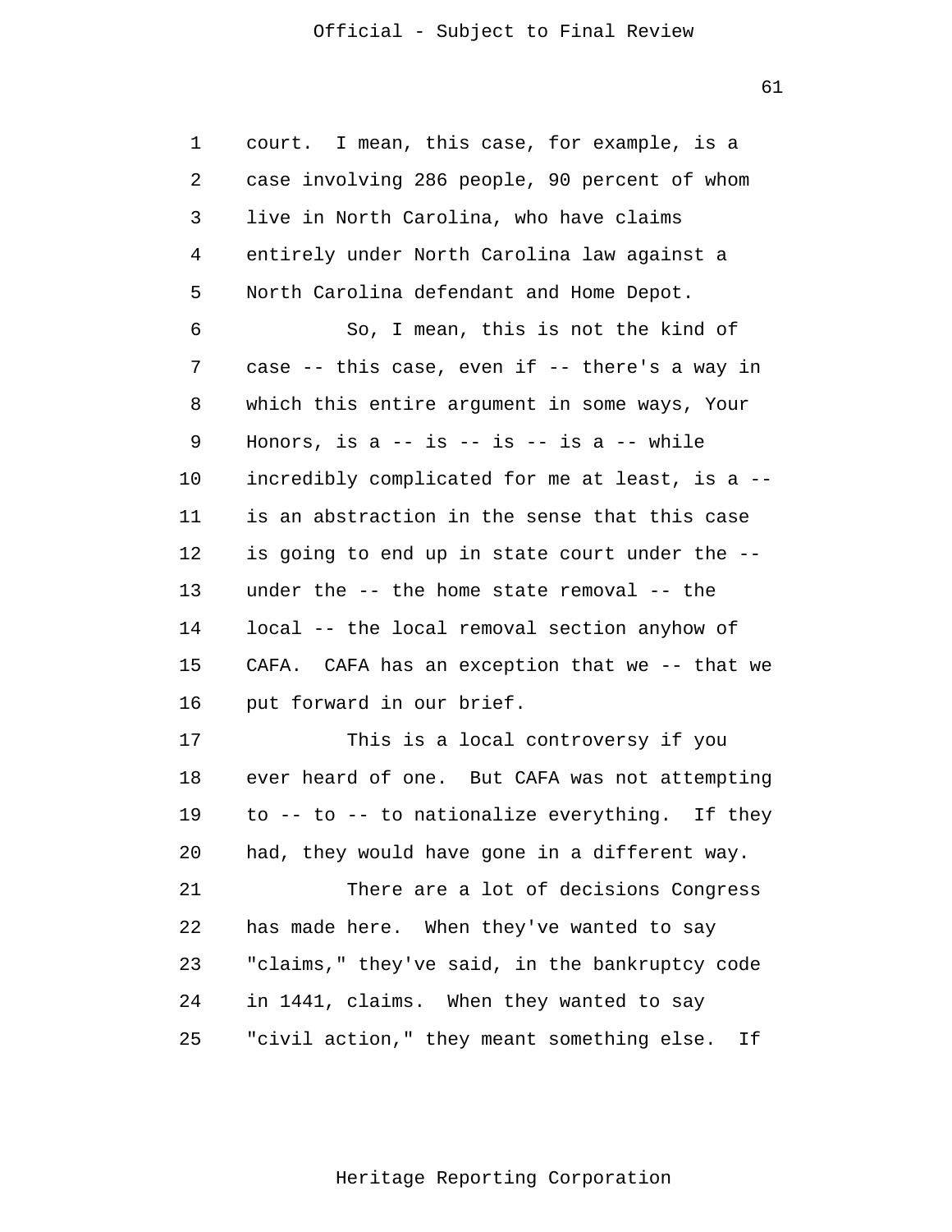court. I mean, this case, for example, is a case involving 286 people, 90 percent of whom live in North Carolina, who have claims entirely under North Carolina law against a North Carolina defendant and Home Depot.

So, I mean, this is not the kind of case -- this case, even if -- there's a way in which this entire argument in some ways, Your Honors, is a -- is -- is -- is a -- while incredibly complicated for me at least, is a -- is an abstraction in the sense that this case is going to end up in state court under the -- under the -- the home state removal -- the local -- the local removal section anyhow of CAFA. CAFA has an exception that we -- that we put forward in our brief.

This is a local controversy if you ever heard of one. But CAFA was not attempting to -- to -- to nationalize everything. If they had, they would have gone in a different way.

There are a lot of decisions Congress has made here. When they've wanted to say "claims," they've said, in the bankruptcy code in 1441, claims. When they wanted to say "civil action," they meant something else. If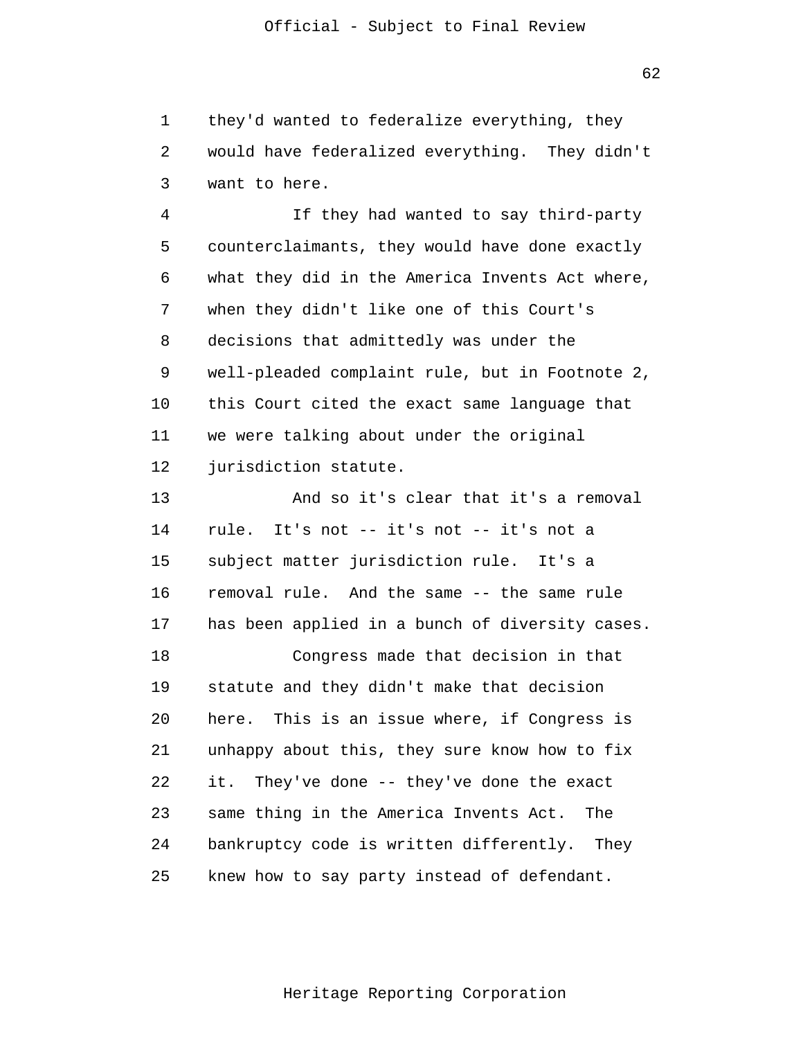they'd wanted to federalize everything, they would have federalized everything. They didn't want to here.

If they had wanted to say third-party counterclaimants, they would have done exactly what they did in the America Invents Act where, when they didn't like one of this Court's decisions that admittedly was under the well-pleaded complaint rule, but in Footnote 2, this Court cited the exact same language that we were talking about under the original jurisdiction statute.

And so it's clear that it's a removal rule. It's not -- it's not -- it's not a subject matter jurisdiction rule. It's a removal rule. And the same -- the same rule has been applied in a bunch of diversity cases.

Congress made that decision in that statute and they didn't make that decision here. This is an issue where, if Congress is unhappy about this, they sure know how to fix it. They've done -- they've done the exact same thing in the America Invents Act. The bankruptcy code is written differently. They knew how to say party instead of defendant.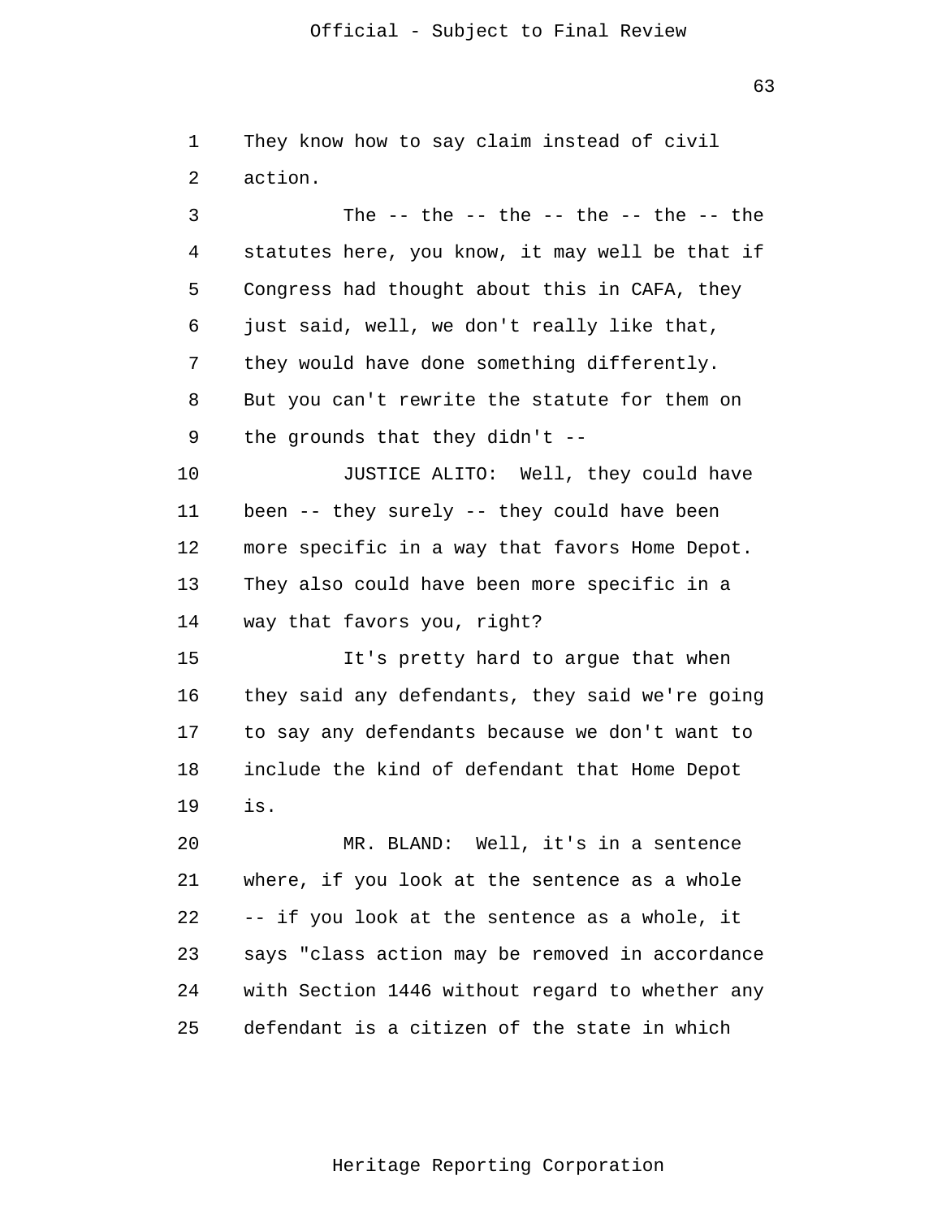They know how to say claim instead of civil action.

The -- the -- the -- the -- the -- the statutes here, you know, it may well be that if Congress had thought about this in CAFA, they just said, well, we don't really like that, they would have done something differently. But you can't rewrite the statute for them on the grounds that they didn't --

JUSTICE ALITO: Well, they could have been -- they surely -- they could have been more specific in a way that favors Home Depot. They also could have been more specific in a way that favors you, right?

It's pretty hard to argue that when they said any defendants, they said we're going to say any defendants because we don't want to include the kind of defendant that Home Depot is.

MR. BLAND: Well, it's in a sentence where, if you look at the sentence as a whole -- if you look at the sentence as a whole, it says "class action may be removed in accordance with Section 1446 without regard to whether any defendant is a citizen of the state in which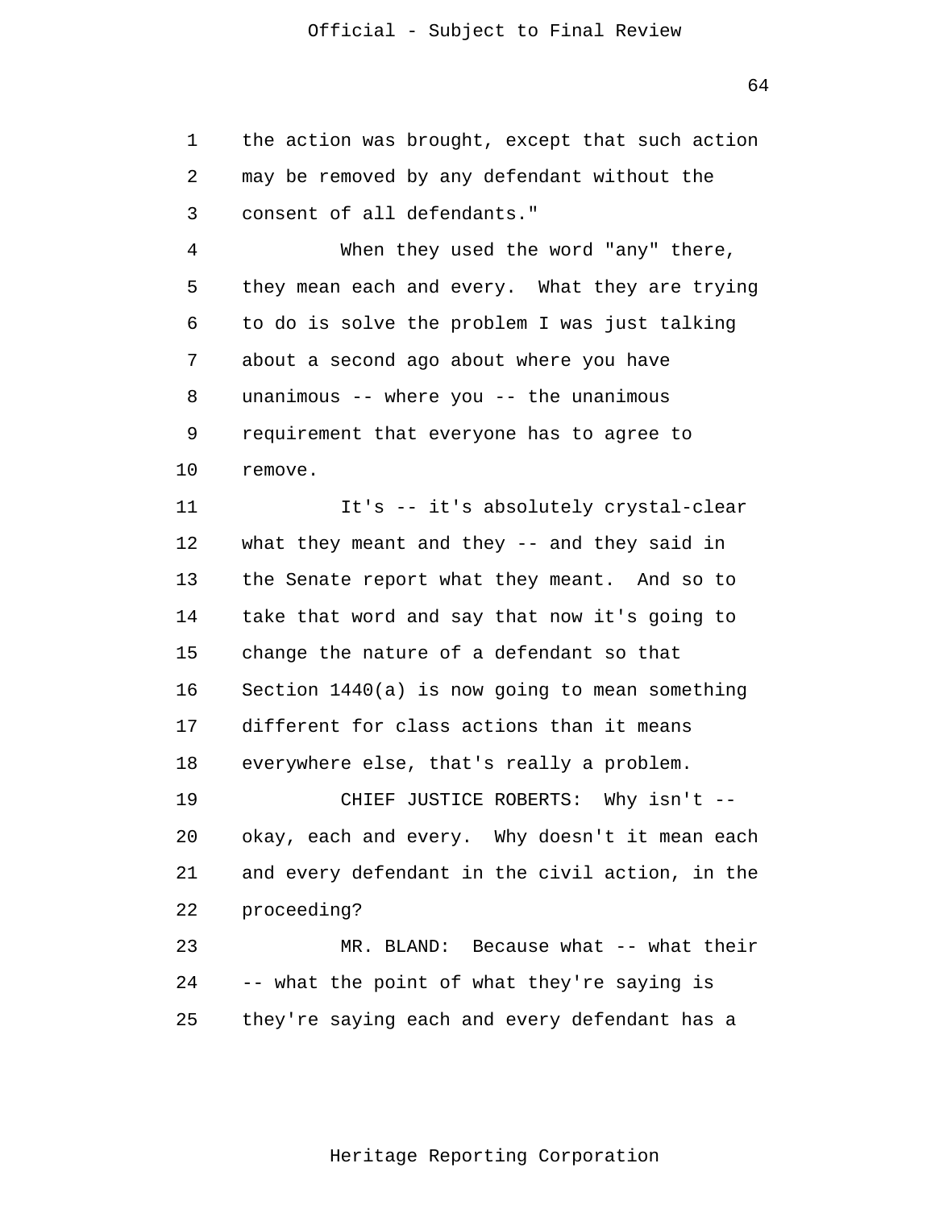the action was brought, except that such action may be removed by any defendant without the consent of all defendants."

When they used the word "any" there, they mean each and every. What they are trying to do is solve the problem I was just talking about a second ago about where you have unanimous -- where you -- the unanimous requirement that everyone has to agree to remove.

It's -- it's absolutely crystal-clear what they meant and they -- and they said in the Senate report what they meant. And so to take that word and say that now it's going to change the nature of a defendant so that Section 1440(a) is now going to mean something different for class actions than it means everywhere else, that's really a problem.

CHIEF JUSTICE ROBERTS: Why isn't -- okay, each and every. Why doesn't it mean each and every defendant in the civil action, in the proceeding?

MR. BLAND: Because what -- what their -- what the point of what they're saying is they're saying each and every defendant has a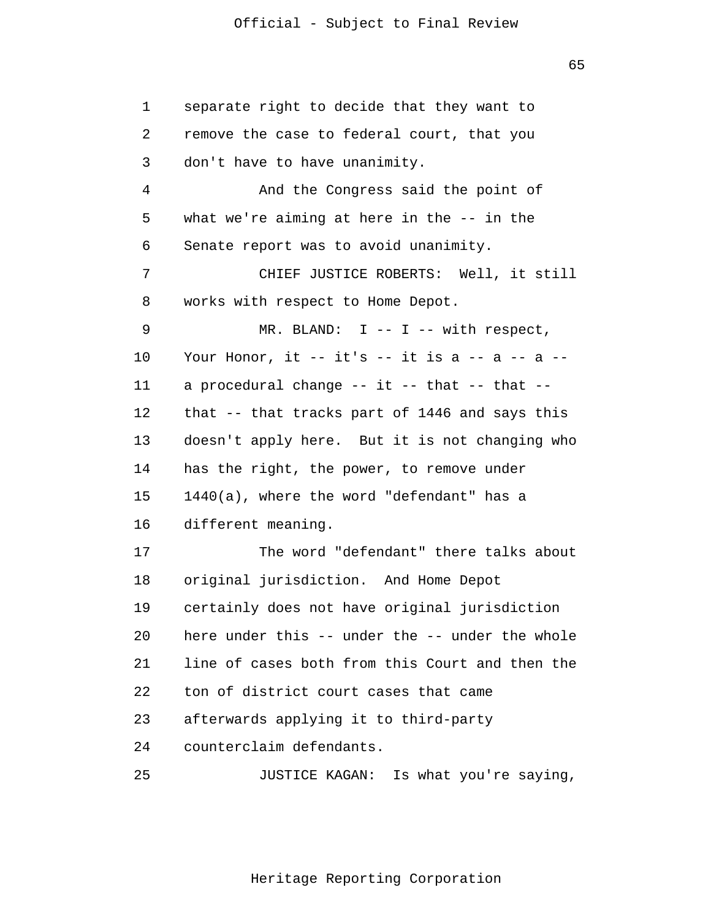separate right to decide that they want to remove the case to federal court, that you don't have to have unanimity.

And the Congress said the point of what we're aiming at here in the -- in the Senate report was to avoid unanimity.

CHIEF JUSTICE ROBERTS: Well, it still works with respect to Home Depot.

MR. BLAND: I -- I -- with respect, Your Honor, it -- it's -- it is a -- a -- a -- a procedural change -- it -- that -- that -- that -- that tracks part of 1446 and says this doesn't apply here. But it is not changing who has the right, the power, to remove under 1440(a), where the word "defendant" has a different meaning.

The word "defendant" there talks about original jurisdiction. And Home Depot certainly does not have original jurisdiction here under this -- under the -- under the whole line of cases both from this Court and then the ton of district court cases that came afterwards applying it to third-party counterclaim defendants.

JUSTICE KAGAN: Is what you're saying,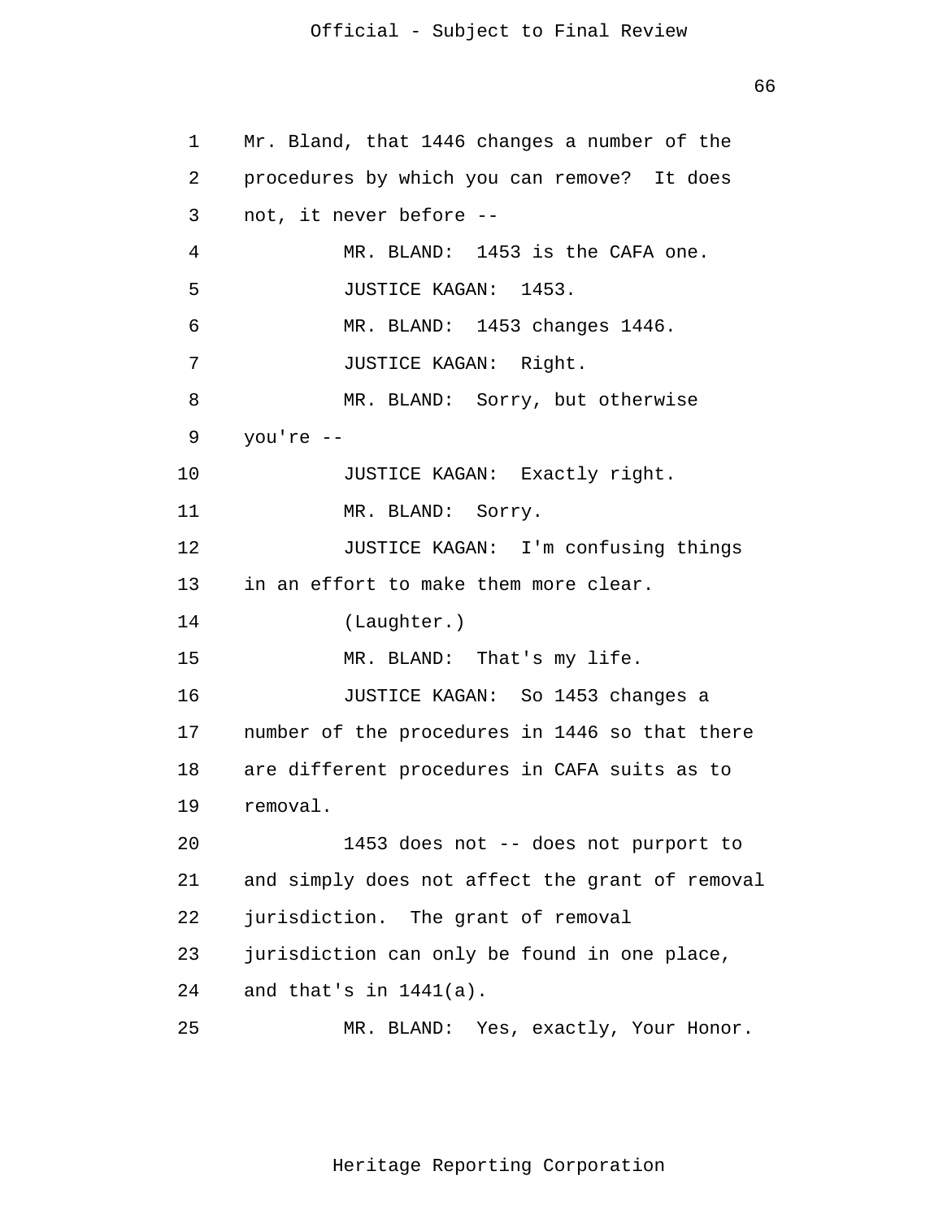Mr. Bland, that 1446 changes a number of the procedures by which you can remove? It does not, it never before --

MR. BLAND: 1453 is the CAFA one.

JUSTICE KAGAN: 1453.

MR. BLAND: 1453 changes 1446.

JUSTICE KAGAN: Right.

MR. BLAND: Sorry, but otherwise you're --

JUSTICE KAGAN: Exactly right.

MR. BLAND: Sorry.

JUSTICE KAGAN: I'm confusing things in an effort to make them more clear.

(Laughter.)

MR. BLAND: That's my life.

JUSTICE KAGAN: So 1453 changes a number of the procedures in 1446 so that there are different procedures in CAFA suits as to removal.

1453 does not -- does not purport to and simply does not affect the grant of removal jurisdiction. The grant of removal jurisdiction can only be found in one place, and that's in 1441(a).

MR. BLAND: Yes, exactly, Your Honor.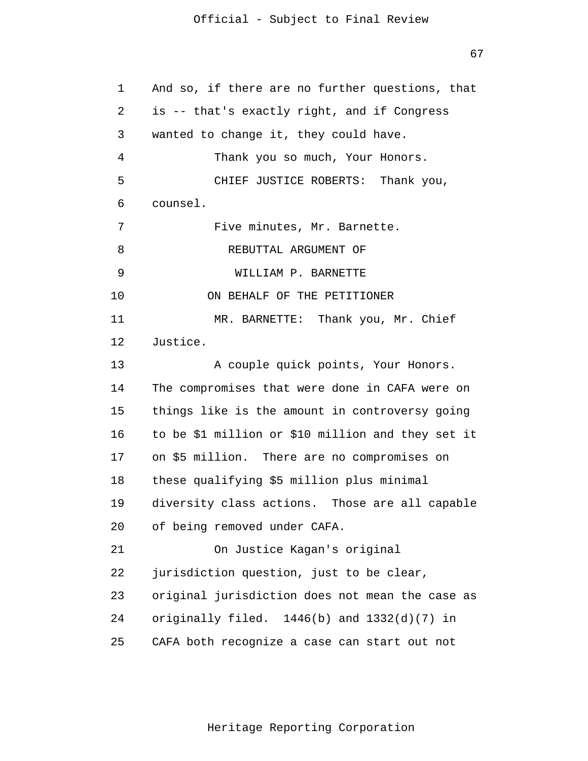And so, if there are no further questions, that is -- that's exactly right, and if Congress wanted to change it, they could have.

Thank you so much, Your Honors.

CHIEF JUSTICE ROBERTS: Thank you, counsel.

Five minutes, Mr. Barnette.

REBUTTAL ARGUMENT OF

WILLIAM P. BARNETTE

ON BEHALF OF THE PETITIONER

MR. BARNETTE: Thank you, Mr. Chief Justice.

A couple quick points, Your Honors. The compromises that were done in CAFA were on things like is the amount in controversy going to be $1 million or $10 million and they set it on $5 million. There are no compromises on these qualifying $5 million plus minimal diversity class actions. Those are all capable of being removed under CAFA.

On Justice Kagan's original jurisdiction question, just to be clear, original jurisdiction does not mean the case as originally filed. 1446(b) and 1332(d)(7) in CAFA both recognize a case can start out not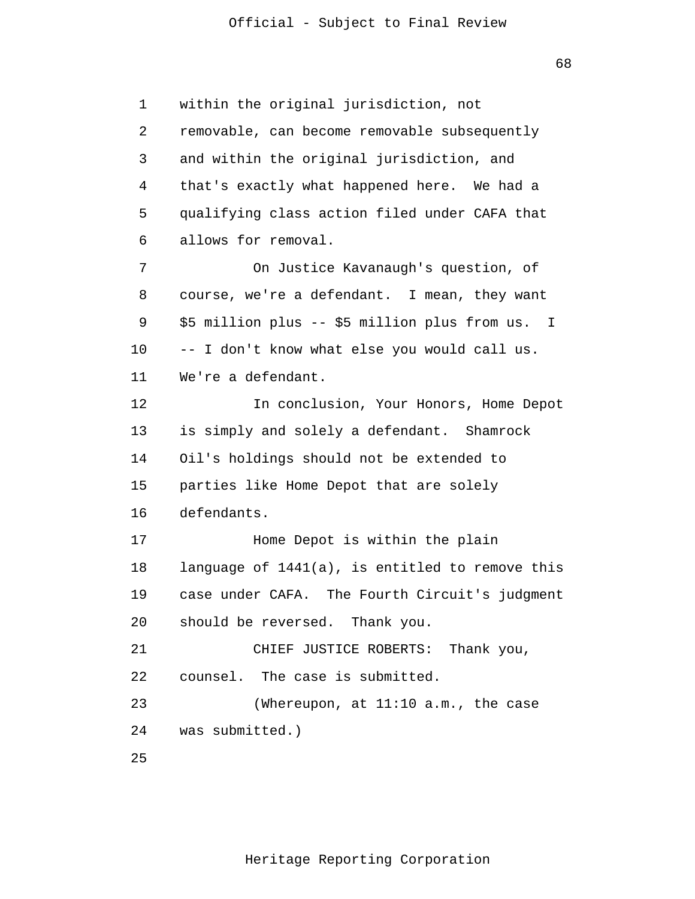within the original jurisdiction, not removable, can become removable subsequently and within the original jurisdiction, and that's exactly what happened here. We had a qualifying class action filed under CAFA that allows for removal.

On Justice Kavanaugh's question, of course, we're a defendant. I mean, they want $5 million plus -- $5 million plus from us. I -- I don't know what else you would call us. We're a defendant.

In conclusion, Your Honors, Home Depot is simply and solely a defendant. Shamrock Oil's holdings should not be extended to parties like Home Depot that are solely defendants.

Home Depot is within the plain language of 1441(a), is entitled to remove this case under CAFA. The Fourth Circuit's judgment should be reversed. Thank you.

CHIEF JUSTICE ROBERTS: Thank you, counsel. The case is submitted.

(Whereupon, at 11:10 a.m., the case was submitted.)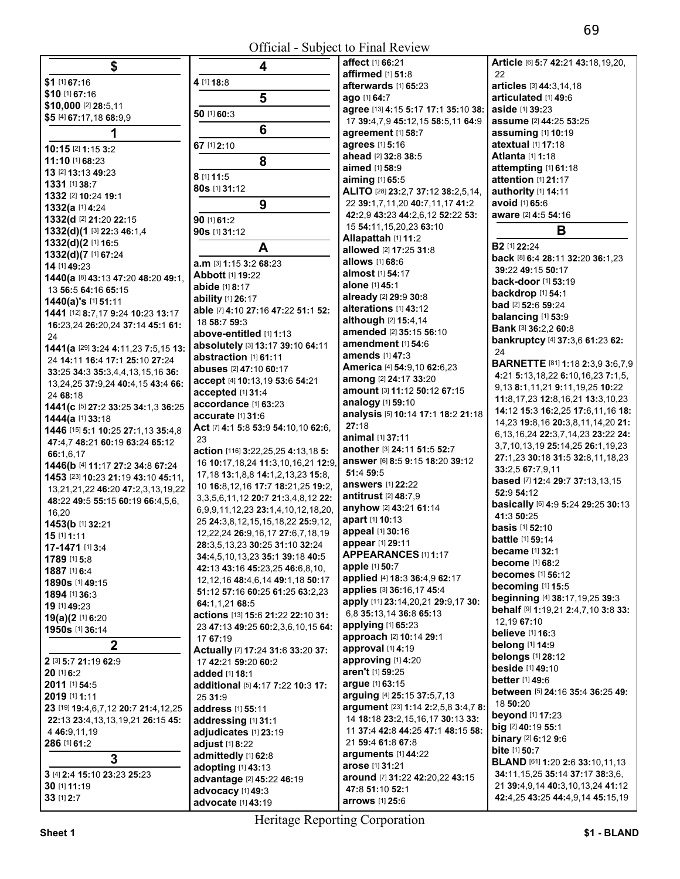## $

**$1** [1] **67:**16
**$10** [1] **67:**16
**$10,000** [2] **28:**5,11
**$5** [4] **67:**17,18 **68:**9,9

## 1

**10:15** [2] **1:**15 **3:**2
**11:10** [1] **68:**23
**13** [2] **13:**13 **49:**23
**1331** [1] **38:**7
**1332** [2] **10:**24 **19:**1
**1332(a** [1] **4:**24
**1332(d** [2] **21:**20 **22:**15
**1332(d)(1** [3] **22:**3 **46:**1,4
**1332(d)(2** [1] **16:**5
**1332(d)(7** [1] **67:**24
**14** [1] **49:**23
**1440(a** [8] **43:**13 **47:**20 **48:**20 **49:**1, 13 **56:**5 **64:**16 **65:**15
**1440(a)'s** [1] **51:**11
**1441** [12] **8:**7,17 **9:**24 **10:**23 **13:**17 **16:**23,24 **26:**20,24 **37:**14 **45:**1 **61:** 24
**1441(a** [29] **3:**24 **4:**11,23 **7:**5,15 **13:** 24 **14:**11 **16:**4 **17:**1 **25:**10 **27:**24 **33:**25 **34:**3 **35:**3,4,4,13,15,16 **36:** 13,24,25 **37:**9,24 **40:**4,15 **43:**4 **66:** 24 **68:**18
**1441(c** [5] **27:**2 **33:**25 **34:**1,3 **36:**25
**1444(a** [1] **33:**18
**1446** [15] **5:**1 **10:**25 **27:**1,13 **35:**4,8 **47:**4,7 **48:**21 **60:**19 **63:**24 **65:**12 **66:**1,6,17
**1446(b** [4] **11:**17 **27:**2 **34:**8 **67:**24
**1453** [23] **10:**23 **21:**19 **43:**10 **45:**11, 13,21,21,22 **46:**20 **47:**2,3,13,19,22 **48:**22 **49:**5 **55:**15 **60:**19 **66:**4,5,6, 16,20
**1453(b** [1] **32:**21
**15** [1] **1:**11
**17-1471** [1] **3:**4
**1789** [1] **5:**8
**1887** [1] **6:**4
**1890s** [1] **49:**15
**1894** [1] **36:**3
**19** [1] **49:**23
**19(a)(2** [1] **6:**20
**1950s** [1] **36:**14

## 2

**2** [3] **5:**7 **21:**19 **62:**9
**20** [1] **6:**2
**2011** [1] **54:**5
**2019** [1] **1:**11
**23** [19] **19:**4,6,7,12 **20:**7 **21:**4,12,25 **22:**13 **23:**4,13,13,19,21 **26:**15 **45:** 4 **46:**9,11,19
**286** [1] **61:**2

## 3

**3** [4] **2:**4 **15:**10 **23:**23 **25:**23
**30** [1] **11:**19
**33** [1] **2:**7

## 4

**4** [1] **18:**8

## 5

**50** [1] **60:**3

## 6

**67** [1] **2:**10

## 8

**8** [1] **11:**5
**80s** [1] **31:**12

## 9

**90** [1] **61:**2
**90s** [1] **31:**12

## A

**a.m** [3] **1:**15 **3:**2 **68:**23
**Abbott** [1] **19:**22
**abide** [1] **8:**17
**ability** [1] **26:**17
**able** [7] **4:**10 **27:**16 **47:**22 **51:**1 **52:** 18 **58:**7 **59:**3
**above-entitled** [1] **1:**13
**absolutely** [3] **13:**17 **39:**10 **64:**11
**abstraction** [1] **61:**11
**abuses** [2] **47:**10 **60:**17
**accept** [4] **10:**13,19 **53:**6 **54:**21
**accepted** [1] **31:**4
**accordance** [1] **63:**23
**accurate** [1] **31:**6
**Act** [7] **4:**1 **5:**8 **53:**9 **54:**10,10 **62:**6, 23
**action** [116] **3:**22,25,25 **4:**13,18 **5:** 16 **10:**17,18,24 **11:**3,10,16,21 **12:**9, 17,18 **13:**1,8,8 **14:**1,2,13,23 **15:**8, 10 **16:**8,12,16 **17:**7 **18:**21,25 **19:**2, 3,3,5,6,11,12 **20:**7 **21:**3,4,8,12 **22:** 6,9,9,11,12,23 **23:**1,4,10,12,18,20, 25 **24:**3,8,12,15,15,18,22 **25:**9,12, 12,22,24 **26:**9,16,17 **27:**6,7,18,19 **28:**3,5,13,23 **30:**25 **31:**10 **32:**24 **34:**4,5,10,13,23 **35:**1 **39:**18 **40:**5 **42:**13 **43:**16 **45:**23,25 **46:**6,8,10, 12,12,16 **48:**4,6,14 **49:**1,18 **50:**17 **51:**12 **57:**16 **60:**25 **61:**25 **63:**2,23 **64:**1,1,21 **68:**5
**actions** [13] **15:**6 **21:**22 **22:**10 **31:** 23 **47:**13 **49:**25 **60:**2,3,6,10,15 **64:** 17 **67:**19
**Actually** [7] **17:**24 **31:**6 **33:**20 **37:** 17 **42:**21 **59:**20 **60:**2
**added** [1] **18:**1
**additional** [5] **4:**17 **7:**22 **10:**3 **17:** 25 **31:**9
**address** [1] **55:**11
**addressing** [1] **31:**1
**adjudicates** [1] **23:**19
**adjust** [1] **8:**22
**admittedly** [1] **62:**8
**adopting** [1] **43:**13
**advantage** [2] **45:**22 **46:**19
**advocacy** [1] **49:**3
**advocate** [1] **43:**19
**affect** [1] **66:**21
**affirmed** [1] **51:**8
**afterwards** [1] **65:**23
**ago** [1] **64:**7
**agree** [13] **4:**15 **5:**17 **17:**1 **35:**10 **38:** 17 **39:**4,7,9 **45:**12,15 **58:**5,11 **64:**9
**agreement** [1] **58:**7
**agrees** [1] **5:**16
**ahead** [2] **32:**8 **38:**5
**aimed** [1] **58:**9
**aiming** [1] **65:**5
**ALITO** [28] **23:**2,7 **37:**12 **38:**2,5,14, 22 **39:**1,7,11,20 **40:**7,11,17 **41:**2 **42:**2,9 **43:**23 **44:**2,6,12 **52:**22 **53:** 15 **54:**11,15,20,23 **63:**10
**Allapattah** [1] **11:**2
**allowed** [2] **17:**25 **31:**8
**allows** [1] **68:**6
**almost** [1] **54:**17
**alone** [1] **45:**1
**already** [2] **29:**9 **30:**8
**alterations** [1] **43:**12
**although** [2] **15:**4,14
**amended** [2] **35:**15 **56:**10
**amendment** [1] **54:**6
**amends** [1] **47:**3
**America** [4] **54:**9,10 **62:**6,23
**among** [2] **24:**17 **33:**20
**amount** [3] **11:**12 **50:**12 **67:**15
**analogy** [1] **59:**10
**analysis** [5] **10:**14 **17:**1 **18:**2 **21:**18 **27:**18
**animal** [1] **37:**11
**another** [3] **24:**11 **51:**5 **52:**7
**answer** [6] **8:**5 **9:**15 **18:**20 **39:**12 **51:**4 **59:**5
**answers** [1] **22:**22
**antitrust** [2] **48:**7,9
**anyhow** [2] **43:**21 **61:**14
**apart** [1] **10:**13
**appeal** [1] **30:**16
**appear** [1] **29:**11
**APPEARANCES** [1] **1:**17
**apple** [1] **50:**7
**applied** [4] **18:**3 **36:**4,9 **62:**17
**applies** [3] **36:**16,17 **45:**4
**apply** [11] **23:**14,20,21 **29:**9,17 **30:** 6,8 **35:**13,14 **36:**8 **65:**13
**applying** [1] **65:**23
**approach** [2] **10:**14 **29:**1
**approval** [1] **4:**19
**approving** [1] **4:**20
**aren't** [1] **59:**25
**argue** [1] **63:**15
**arguing** [4] **25:**15 **37:**5,7,13
**argument** [23] **1:**14 **2:**2,5,8 **3:**4,7 **8:** 14 **18:**18 **23:**2,15,16,17 **30:**13 **33:** 11 **37:**4 **42:**8 **44:**25 **47:**1 **48:**15 **58:** 21 **59:**4 **61:**8 **67:**8
**arguments** [1] **44:**22
**arose** [1] **31:**21
**around** [7] **31:**22 **42:**20,22 **43:**15 **47:**8 **51:**10 **52:**1
**arrows** [1] **25:**6
**Article** [6] **5:**7 **42:**21 **43:**18,19,20, 22
**articles** [3] **44:**3,14,18
**articulated** [1] **49:**6
**aside** [1] **39:**23
**assume** [2] **44:**25 **53:**25
**assuming** [1] **10:**19
**atextual** [1] **17:**18
**Atlanta** [1] **1:**18
**attempting** [1] **61:**18
**attention** [1] **21:**17
**authority** [1] **14:**11
**avoid** [1] **65:**6
**aware** [2] **4:**5 **54:**16

## B

**B2** [1] **22:**24
**back** [8] **6:**4 **28:**11 **32:**20 **36:**1,23 **39:**22 **49:**15 **50:**17
**back-door** [1] **53:**19
**backdrop** [1] **54:**1
**bad** [2] **52:**6 **59:**24
**balancing** [1] **53:**9
**Bank** [3] **36:**2,2 **60:**8
**bankruptcy** [4] **37:**3,6 **61:**23 **62:** 24
**BARNETTE** [81] **1:**18 **2:**3,9 **3:**6,7,9 **4:**21 **5:**13,18,22 **6:**10,16,23 **7:**1,5, 9,13 **8:**1,11,21 **9:**11,19,25 **10:**22 **11:**8,17,23 **12:**8,16,21 **13:**3,10,23 **14:**12 **15:**3 **16:**2,25 **17:**6,11,16 **18:** 14,23 **19:**8,16 **20:**3,8,11,14,20 **21:** 6,13,16,24 **22:**3,7,14,23 **23:**22 **24:** 3,7,10,13,19 **25:**14,25 **26:**1,19,23 **27:**1,23 **30:**18 **31:**5 **32:**8,11,18,23 **33:**2,5 **67:**7,9,11
**based** [7] **12:**4 **29:**7 **37:**13,13,15 **52:**9 **54:**12
**basically** [6] **4:**9 **5:**24 **29:**25 **30:**13 **41:**3 **50:**25
**basis** [1] **52:**10
**battle** [1] **59:**14
**became** [1] **32:**1
**become** [1] **68:**2
**becomes** [1] **56:**12
**becoming** [1] **15:**5
**beginning** [4] **38:**17,19,25 **39:**3
**behalf** [9] **1:**19,21 **2:**4,7,10 **3:**8 **33:** 12,19 **67:**10
**believe** [1] **16:**3
**belong** [1] **14:**9
**belongs** [1] **28:**12
**beside** [1] **49:**10
**better** [1] **49:**6
**between** [5] **24:**16 **35:**4 **36:**25 **49:** 18 **50:**20
**beyond** [1] **17:**23
**big** [2] **40:**19 **55:**1
**binary** [2] **6:**12 **9:**6
**bite** [1] **50:**7
**BLAND** [61] **1:**20 **2:**6 **33:**10,11,13 **34:**11,15,25 **35:**14 **37:**17 **38:**3,6, 21 **39:**4,9,14 **40:**3,10,13,24 **41:**12 **42:**4,25 **43:**25 **44:**4,9,14 **45:**15,19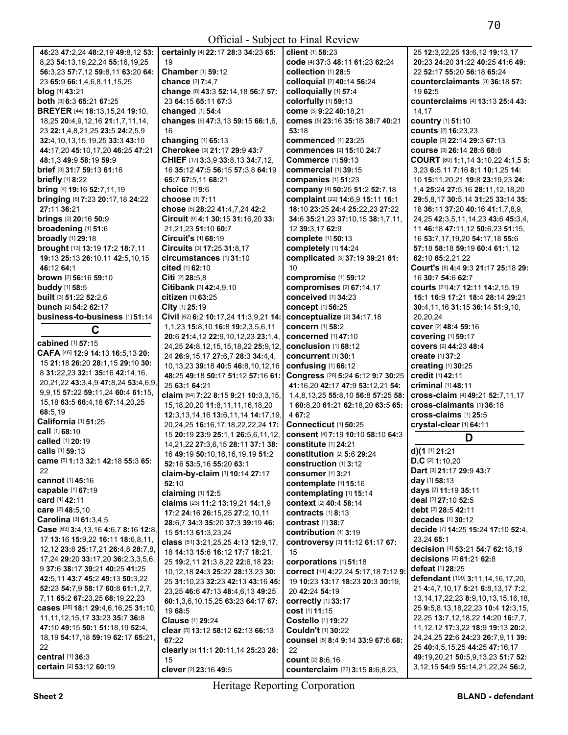Official - Subject to Final Review

46:23 47:2,24 48:2,19 49:8,12 53: 8,23 54:13,19,22,24 55:16,19,25 56:3,23 57:7,12 59:8,11 63:20 64: 23 65:9 66:1,4,6,8,11,15,25
**blog** [1] 43:21
**both** [3] 6:3 65:21 67:25
**BREYER** [44] 18:13,15,24 19:10, 18,25 20:4,9,12,16 21:1,7,11,14, 23 22:1,4,8,21,25 23:5 24:2,5,9 32:4,10,13,15,19,25 33:3 43:10 44:17,20 45:10,17,20 46:25 47:21 48:1,3 49:9 58:19 59:9
**brief** [3] 31:7 59:13 61:16
**briefly** [1] 8:22
**bring** [4] 19:16 52:7,11,19
**bringing** [6] 7:23 20:17,18 24:22 27:11 36:21
**brings** [2] 20:16 50:9
**broadening** [1] 51:6
**broadly** [1] 29:18
**brought** [13] 13:19 17:2 18:7,11 19:13 25:13 26:10,11 42:5,10,15 46:12 64:1
**brown** [2] 56:16 59:10
**buddy** [1] 58:5
**built** [3] 51:22 52:2,6
**bunch** [2] 54:2 62:17
**business-to-business** [1] 51:14

## C

**cabined** [1] 57:15
**CAFA** [46] 12:9 14:13 16:5,13 20: 15 21:18 26:20 28:1,15 29:10 30: 8 31:22,23 32:1 35:16 42:14,16, 20,21,22 43:3,4,9 47:8,24 53:4,6,9, 9,9,15 57:22 59:11,24 60:4 61:15, 15,18 63:5 66:4,18 67:14,20,25 68:5,19
**California** [1] 51:25
**call** [1] 68:10
**called** [1] 20:19
**calls** [1] 59:13
**came** [5] 1:13 32:1 42:18 55:3 65: 22
**cannot** [1] 45:16
**capable** [1] 67:19
**card** [1] 42:11
**care** [2] 48:5,10
**Carolina** [3] 61:3,4,5
**Case** [63] 3:4,13,16 4:6,7 8:16 12:8, 17 13:16 15:9,22 16:11 18:6,8,11, 12,12 23:8 25:17,21 26:4,8 28:7,8, 17,24 29:20 33:17,20 36:2,3,3,5,6, 9 37:6 38:17 39:21 40:25 41:25 42:5,11 43:7 45:2 49:13 50:3,22 52:23 54:7,9 58:17 60:8 61:1,2,7, 7,11 65:2 67:23,25 68:19,22,23
**cases** [28] 18:1 29:4,6,16,25 31:10, 11,11,12,15,17 33:23 35:7 36:8 47:10 49:15 50:1 51:18,19 52:4, 18,19 54:17,18 59:19 62:17 65:21, 22
**central** [1] 36:3
**certain** [2] 53:12 60:19
**certainly** [4] 22:17 28:3 34:23 65: 19
**Chamber** [1] 59:12
**chance** [2] 7:4,7
**change** [8] 43:3 52:14,18 56:7 57: 23 64:15 65:11 67:3
**changed** [1] 54:4
**changes** [6] 47:3,13 59:15 66:1,6, 16
**changing** [1] 65:13
**Cherokee** [3] 21:17 29:9 43:7
**CHIEF** [17] 3:3,9 33:8,13 34:7,12, 16 35:12 47:5 56:15 57:3,8 64:19 65:7 67:5,11 68:21
**choice** [1] 9:6
**choose** [1] 7:11
**chose** [5] 28:22 41:4,7,24 42:2
**Circuit** [9] 4:1 30:15 31:16,20 33: 21,21,23 51:10 60:7
**Circuit's** [1] 68:19
**Circuits** [3] 17:25 31:8,17
**circumstances** [1] 31:10
**cited** [1] 62:10
**Citi** [2] 28:5,8
**Citibank** [3] 42:4,9,10
**citizen** [1] 63:25
**City** [1] 25:19
**Civil** [62] 6:2 10:17,24 11:3,9,21 14: 1,1,23 15:8,10 16:8 19:2,3,5,6,11 20:6 21:4,12 22:9,10,12,23 23:1,4, 24,25 24:8,12,15,15,18,22 25:9,12, 24 26:9,15,17 27:6,7 28:3 34:4,4, 10,13,23 39:18 40:5 46:8,10,12,16 48:25 49:18 50:17 51:12 57:16 61: 25 63:1 64:21
**claim** [64] 7:22 8:15 9:21 10:3,3,15, 15,18,20,20 11:8,11,11,16,18,20 12:3,13,14,16 13:6,11,14 14:17,19, 20,24,25 16:16,17,18,22,22,24 17: 15 20:19 23:9 25:1,1 26:5,6,11,12, 14,21,22 27:3,6,15 28:11 37:1 38: 16 49:19 50:10,16,16,19,19 51:2 52:16 53:5,16 55:20 63:1
**claim-by-claim** [3] 10:14 27:17 52:10
**claiming** [1] 12:5
**claims** [23] 11:2 13:19,21 14:1,9 17:2 24:16 26:15,25 27:2,10,11 28:6,7 34:3 35:20 37:3 39:19 46: 15 51:13 61:3,23,24
**class** [51] 3:21,25,25 4:13 12:9,17, 18 14:13 15:6 16:12 17:7 18:21, 25 19:2,11 21:3,8,22 22:6,18 23: 10,12,18 24:3 25:22 28:13,23 30: 25 31:10,23 32:23 42:13 43:16 45: 23,25 46:6 47:13 48:4,6,13 49:25 60:1,3,6,10,15,25 63:23 64:17 67: 19 68:5
**Clause** [1] 29:24
**clear** [5] 13:12 58:12 62:13 66:13 67:22
**clearly** [5] 11:1 20:11,14 25:23 28: 15
**clever** [2] 23:16 49:5
**client** [1] 58:23
**code** [4] 37:3 48:11 61:23 62:24
**collection** [1] 28:5
**colloquial** [2] 40:14 56:24
**colloquially** [1] 57:4
**colorfully** [1] 59:13
**come** [3] 9:22 40:18,21
**comes** [5] 23:16 35:18 38:7 40:21 53:18
**commenced** [1] 23:25
**commences** [2] 15:10 24:7
**Commerce** [1] 59:13
**commercial** [1] 39:15
**companies** [1] 51:23
**company** [4] 50:25 51:2 52:7,18
**complaint** [22] 14:6,9 15:11 16:1 18:10 23:25 24:4 25:22,23 27:22 34:6 35:21,23 37:10,15 38:1,7,11, 12 39:3,17 62:9
**complete** [1] 50:13
**completely** [1] 14:24
**complicated** [3] 37:19 39:21 61: 10
**compromise** [1] 59:12
**compromises** [2] 67:14,17
**conceived** [1] 34:23
**concept** [1] 56:25
**conceptualize** [2] 34:17,18
**concern** [1] 58:2
**concerned** [1] 47:10
**conclusion** [1] 68:12
**concurrent** [1] 30:1
**confusing** [1] 66:12
**Congress** [28] 5:24 6:12 9:7 30:25 41:16,20 42:17 47:9 53:12,21 54: 1,4,8,13,25 55:8,10 56:8 57:25 58: 1 60:8,20 61:20 62:18,20 63:5 65: 4 67:2
**Connecticut** [1] 50:25
**consent** [4] 7:19 10:10 58:10 64:3
**constitute** [1] 24:21
**constitution** [2] 5:6 29:24
**construction** [1] 3:12
**consumer** [1] 3:21
**contemplate** [1] 15:16
**contemplating** [1] 15:14
**context** [2] 40:4 58:14
**contracts** [1] 8:13
**contrast** [1] 38:7
**contribution** [1] 3:19
**controversy** [3] 11:12 61:17 67: 15
**corporations** [1] 51:18
**correct** [14] 4:22,24 5:17,18 7:12 9: 19 10:23 13:17 18:23 20:3 30:19, 20 42:24 54:19
**correctly** [1] 33:17
**cost** [1] 11:15
**Costello** [1] 19:22
**Couldn't** [1] 30:22
**counsel** [5] 8:4 9:14 33:9 67:6 68: 22
**count** [2] 8:6,16
**counterclaim** [22] 3:15 8:6,8,23, 25 12:3,22,25 13:6,12 19:13,17 20:23 24:20 31:22 40:25 41:6 49: 22 52:17 55:20 56:18 65:24
**counterclaimants** [3] 36:18 57: 19 62:5
**counterclaims** [4] 13:13 25:4 43: 14,17
**country** [1] 51:10
**counts** [2] 16:23,23
**couple** [3] 22:14 29:3 67:13
**course** [3] 26:14 28:6 68:8
**COURT** [80] 1:1,14 3:10,22 4:1,5 5: 3,23 6:5,11 7:16 8:1 10:1,25 14: 10 15:11,20,21 19:8 23:19,23 24: 1,4 25:24 27:5,16 28:11,12,18,20 29:5,8,17 30:5,14 31:25 33:14 35: 18 36:11 37:20 40:16 41:1,7,8,9, 24,25 42:3,5,11,14,23 43:6 45:3,4, 11 46:18 47:11,12 50:6,23 51:15, 16 53:7,17,19,20 54:17,18 55:6 57:18 58:18 59:16 60:4 61:1,12 62:10 65:2,21,22
**Court's** [8] 4:4 9:3 21:17 25:18 29: 16 30:7 54:6 62:7
**courts** [21] 4:7 12:11 14:2,15,19 15:1 16:9 17:21 18:4 28:14 29:21 30:4,11,16 31:15 36:14 51:9,10, 20,20,24
**cover** [2] 48:4 59:16
**covering** [1] 59:17
**covers** [2] 44:23 48:4
**create** [1] 37:2
**creating** [1] 30:25
**credit** [1] 42:11
**criminal** [1] 48:11
**cross-claim** [4] 49:21 52:7,11,17
**cross-claimants** [1] 36:18
**cross-claims** [1] 25:5
**crystal-clear** [1] 64:11

## D

**d)(1** [1] 21:21
**D.C** [2] 1:10,20
**Dart** [3] 21:17 29:9 43:7
**day** [1] 58:13
**days** [2] 11:19 35:11
**deal** [2] 27:10 52:5
**debt** [2] 28:5 42:11
**decades** [1] 30:12
**decide** [7] 14:25 15:24 17:10 52:4, 23,24 65:1
**decision** [4] 53:21 54:7 62:18,19
**decisions** [2] 61:21 62:8
**defeat** [1] 28:25
**defendant** [109] 3:11,14,16,17,20, 21 4:4,7,10,17 5:21 6:8,13,17 7:2, 13,14,17,22,23 8:9,10,13,15,16,18, 25 9:5,8,13,18,22,23 10:4 12:3,15, 22,25 13:7,12,18,22 14:20 16:7,7, 11,12,12 17:3,22 18:9 19:13 20:2, 24,24,25 22:6 24:23 26:7,9,11 39: 25 40:4,5,15,25 44:25 47:16,17 49:19,20,21 50:5,9,13,23 51:7 52: 3,12,15 54:9 55:14,21,22,24 56:2,

Heritage Reporting Corporation

Sheet 2 BLAND - defendant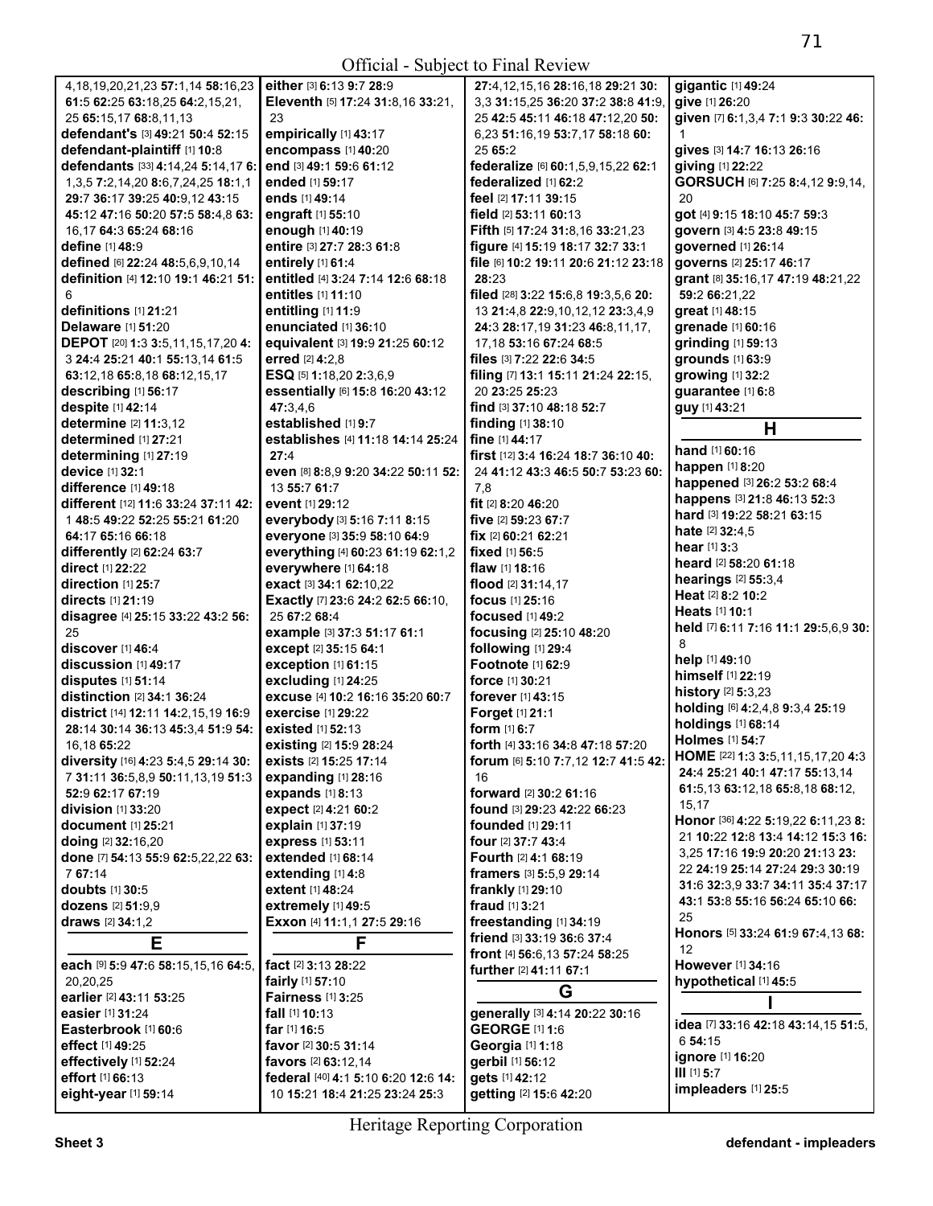4,18,19,20,21,23 **57:**1,14 **58:**16,23 **61:**5 **62:**25 **63:**18,25 **64:**2,15,21, 25 **65:**15,17 **68:**8,11,13

**defendant's** [3] **49:**21 **50:**4 **52:**15

**defendant-plaintiff** [1] **10:**8

**defendants** [33] **4:**14,24 **5:**14,17 **6:**1,3,5 **7:**2,14,20 **8:**6,7,24,25 **18:**1,1 **29:**7 **36:**17 **39:**25 **40:**9,12 **43:**15 **45:**12 **47:**16 **50:**20 **57:**5 **58:**4,8 **63:**16,17 **64:**3 **65:**24 **68:**16

**define** [1] **48:**9

**defined** [6] **22:**24 **48:**5,6,9,10,14

**definition** [4] **12:**10 **19:**1 **46:**21 **51:**6

**definitions** [1] **21:**21

**Delaware** [1] **51:**20

**DEPOT** [20] **1:**3 **3:**5,11,15,17,20 **4:**3 **24:**4 **25:**21 **40:**1 **55:**13,14 **61:**5 **63:**12,18 **65:**8,18 **68:**12,15,17

**describing** [1] **56:**17

**despite** [1] **42:**14

**determine** [2] **11:**3,12

**determined** [1] **27:**21

**determining** [1] **27:**19

**device** [1] **32:**1

**difference** [1] **49:**18

**different** [12] **11:**6 **33:**24 **37:**11 **42:**1 **48:**5 **49:**22 **52:**25 **55:**21 **61:**20 **64:**17 **65:**16 **66:**18

**differently** [2] **62:**24 **63:**7

**direct** [1] **22:**22

**direction** [1] **25:**7

**directs** [1] **21:**19

**disagree** [4] **25:**15 **33:**22 **43:**2 **56:**25

**discover** [1] **46:**4

**discussion** [1] **49:**17

**disputes** [1] **51:**14

**distinction** [2] **34:**1 **36:**24

**district** [14] **12:**11 **14:**2,15,19 **16:**9 **28:**14 **30:**14 **36:**13 **45:**3,4 **51:**9 **54:**16,18 **65:**22

**diversity** [16] **4:**23 **5:**4,5 **29:**14 **30:**7 **31:**11 **36:**5,8,9 **50:**11,13,19 **51:**3 **52:**9 **62:**17 **67:**19

**division** [1] **33:**20

**document** [1] **25:**21

**doing** [2] **32:**16,20

**done** [7] **54:**13 **55:**9 **62:**5,22,22 **63:**7 **67:**14

**doubts** [1] **30:**5

**dozens** [2] **51:**9,9

**draws** [2] **34:**1,2

## E

**each** [9] **5:**9 **47:**6 **58:**15,15,16 **64:**5, 20,20,25

**earlier** [2] **43:**11 **53:**25

**easier** [1] **31:**24

**Easterbrook** [1] **60:**6

**effect** [1] **49:**25

**effectively** [1] **52:**24

**effort** [1] **66:**13

**eight-year** [1] **59:**14

**either** [3] **6:**13 **9:**7 **28:**9

**Eleventh** [5] **17:**24 **31:**8,16 **33:**21, 23

**empirically** [1] **43:**17

**encompass** [1] **40:**20

**end** [3] **49:**1 **59:**6 **61:**12

**ended** [1] **59:**17

**ends** [1] **49:**14

**engraft** [1] **55:**10

**enough** [1] **40:**19

**entire** [3] **27:**7 **28:**3 **61:**8

**entirely** [1] **61:**4

**entitled** [4] **3:**24 **7:**14 **12:**6 **68:**18

**entitles** [1] **11:**10

**entitling** [1] **11:**9

**enunciated** [1] **36:**10

**equivalent** [3] **19:**9 **21:**25 **60:**12

**erred** [2] **4:**2,8

**ESQ** [5] **1:**18,20 **2:**3,6,9

**essentially** [6] **15:**8 **16:**20 **43:**12 **47:**3,4,6

**established** [1] **9:**7

**establishes** [4] **11:**18 **14:**14 **25:**24 **27:**4

**even** [8] **8:**8,9 **9:**20 **34:**22 **50:**11 **52:**13 **55:**7 **61:**7

**event** [1] **29:**12

**everybody** [3] **5:**16 **7:**11 **8:**15

**everyone** [3] **35:**9 **58:**10 **64:**9

**everything** [4] **60:**23 **61:**19 **62:**1,2

**everywhere** [1] **64:**18

**exact** [3] **34:**1 **62:**10,22

**Exactly** [7] **23:**6 **24:**2 **62:**5 **66:**10, 25 **67:**2 **68:**4

**example** [3] **37:**3 **51:**17 **61:**1

**except** [2] **35:**15 **64:**1

**exception** [1] **61:**15

**excluding** [1] **24:**25

**excuse** [4] **10:**2 **16:**16 **35:**20 **60:**7

**exercise** [1] **29:**22

**existed** [1] **52:**13

**existing** [2] **15:**9 **28:**24

**exists** [2] **15:**25 **17:**14

**expanding** [1] **28:**16

**expands** [1] **8:**13

**expect** [2] **4:**21 **60:**2

**explain** [1] **37:**19

**express** [1] **53:**11

**extended** [1] **68:**14

**extending** [1] **4:**8

**extent** [1] **48:**24

**extremely** [1] **49:**5

**Exxon** [4] **11:**1,1 **27:**5 **29:**16

## F

**fact** [2] **3:**13 **28:**22

**fairly** [1] **57:**10

**Fairness** [1] **3:**25

**fall** [1] **10:**13

**far** [1] **16:**5

**favor** [2] **30:**5 **31:**14

**favors** [2] **63:**12,14

**federal** [40] **4:**1 **5:**10 **6:**20 **12:**6 **14:**10 **15:**21 **18:**4 **21:**25 **23:**24 **25:**3 **27:**4,12,15,16 **28:**16,18 **29:**21 **30:**3,3 **31:**15,25 **36:**20 **37:**2 **38:**8 **41:**9, 25 **42:**5 **45:**11 **46:**18 **47:**12,20 **50:**6,23 **51:**16,19 **53:**7,17 **58:**18 **60:**25 **65:**2

**federalize** [6] **60:**1,5,9,15,22 **62:**1

**federalized** [1] **62:**2

**feel** [2] **17:**11 **39:**15

**field** [2] **53:**11 **60:**13

**Fifth** [5] **17:**24 **31:**8,16 **33:**21,23

**figure** [4] **15:**19 **18:**17 **32:**7 **33:**1

**file** [6] **10:**2 **19:**11 **20:**6 **21:**12 **23:**18 **28:**23

**filed** [28] **3:**22 **15:**6,8 **19:**3,5,6 **20:**13 **21:**4,8 **22:**9,10,12,12 **23:**3,4,9 **24:**3 **28:**17,19 **31:**23 **46:**8,11,17, 17,18 **53:**16 **67:**24 **68:**5

**files** [3] **7:**22 **22:**6 **34:**5

**filing** [7] **13:**1 **15:**11 **21:**24 **22:**15, 20 **23:**25 **25:**23

**find** [3] **37:**10 **48:**18 **52:**7

**finding** [1] **38:**10

**fine** [1] **44:**17

**first** [12] **3:**4 **16:**24 **18:**7 **36:**10 **40:**24 **41:**12 **43:**3 **46:**5 **50:**7 **53:**23 **60:**7,8

**fit** [2] **8:**20 **46:**20

**five** [2] **59:**23 **67:**7

**fix** [2] **60:**21 **62:**21

**fixed** [1] **56:**5

**flaw** [1] **18:**16

**flood** [2] **31:**14,17

**focus** [1] **25:**16

**focused** [1] **49:**2

**focusing** [2] **25:**10 **48:**20

**following** [1] **29:**4

**Footnote** [1] **62:**9

**force** [1] **30:**21

**forever** [1] **43:**15

**Forget** [1] **21:**1

**form** [1] **6:**7

**forth** [4] **33:**16 **34:**8 **47:**18 **57:**20

**forum** [6] **5:**10 **7:**7,12 **12:**7 **41:**5 **42:**16

**forward** [2] **30:**2 **61:**16

**found** [3] **29:**23 **42:**22 **66:**23

**founded** [1] **29:**11

**four** [2] **37:**7 **43:**4

**Fourth** [2] **4:**1 **68:**19

**framers** [3] **5:**5,9 **29:**14

**frankly** [1] **29:**10

**fraud** [1] **3:**21

**freestanding** [1] **34:**19

**friend** [3] **33:**19 **36:**6 **37:**4

**front** [4] **56:**6,13 **57:**24 **58:**25

**further** [2] **41:**11 **67:**1

## G

**generally** [3] **4:**14 **20:**22 **30:**16

**GEORGE** [1] **1:**6

**Georgia** [1] **1:**18

**gerbil** [1] **56:**12

**gets** [1] **42:**12

**getting** [2] **15:**6 **42:**20

**gigantic** [1] **49:**24

**give** [1] **26:**20

**given** [7] **6:**1,3,4 **7:**1 **9:**3 **30:**22 **46:**1

**gives** [3] **14:**7 **16:**13 **26:**16

**giving** [1] **22:**22

**GORSUCH** [6] **7:**25 **8:**4,12 **9:**9,14, 20

**got** [4] **9:**15 **18:**10 **45:**7 **59:**3

**govern** [3] **4:**5 **23:**8 **49:**15

**governed** [1] **26:**14

**governs** [2] **25:**17 **46:**17

**grant** [8] **35:**16,17 **47:**19 **48:**21,22 **59:**2 **66:**21,22

**great** [1] **48:**15

**grenade** [1] **60:**16

**grinding** [1] **59:**13

**grounds** [1] **63:**9

**growing** [1] **32:**2

**guarantee** [1] **6:**8

**guy** [1] **43:**21

## H

**hand** [1] **60:**16

**happen** [1] **8:**20

**happened** [3] **26:**2 **53:**2 **68:**4

**happens** [3] **21:**8 **46:**13 **52:**3

**hard** [3] **19:**22 **58:**21 **63:**15

**hate** [2] **32:**4,5

**hear** [1] **3:**3

**heard** [2] **58:**20 **61:**18

**hearings** [2] **55:**3,4

**Heat** [2] **8:**2 **10:**2

**Heats** [1] **10:**1

**held** [7] **6:**11 **7:**16 **11:**1 **29:**5,6,9 **30:**8

**help** [1] **49:**10

**himself** [1] **22:**19

**history** [2] **5:**3,23

**holding** [6] **4:**2,4,8 **9:**3,4 **25:**19

**holdings** [1] **68:**14

**Holmes** [1] **54:**7

**HOME** [22] **1:**3 **3:**5,11,15,17,20 **4:**3 **24:**4 **25:**21 **40:**1 **47:**17 **55:**13,14 **61:**5,13 **63:**12,18 **65:**8,18 **68:**12, 15,17

**Honor** [36] **4:**22 **5:**19,22 **6:**11,23 **8:**21 **10:**22 **12:**8 **13:**4 **14:**12 **15:**3 **16:**3,25 **17:**16 **19:**9 **20:**20 **21:**13 **23:**22 **24:**19 **25:**14 **27:**24 **29:**3 **30:**19 **31:**6 **32:**3,9 **33:**7 **34:**11 **35:**4 **37:**17 **43:**1 **53:**8 **55:**16 **56:**24 **65:**10 **66:**25

**Honors** [5] **33:**24 **61:**9 **67:**4,13 **68:**12

**However** [1] **34:**16

**hypothetical** [1] **45:**5

## I

**idea** [7] **33:**16 **42:**18 **43:**14,15 **51:**5, 6 **54:**15

**ignore** [1] **16:**20

**III** [1] **5:**7

**impleaders** [1] **25:**5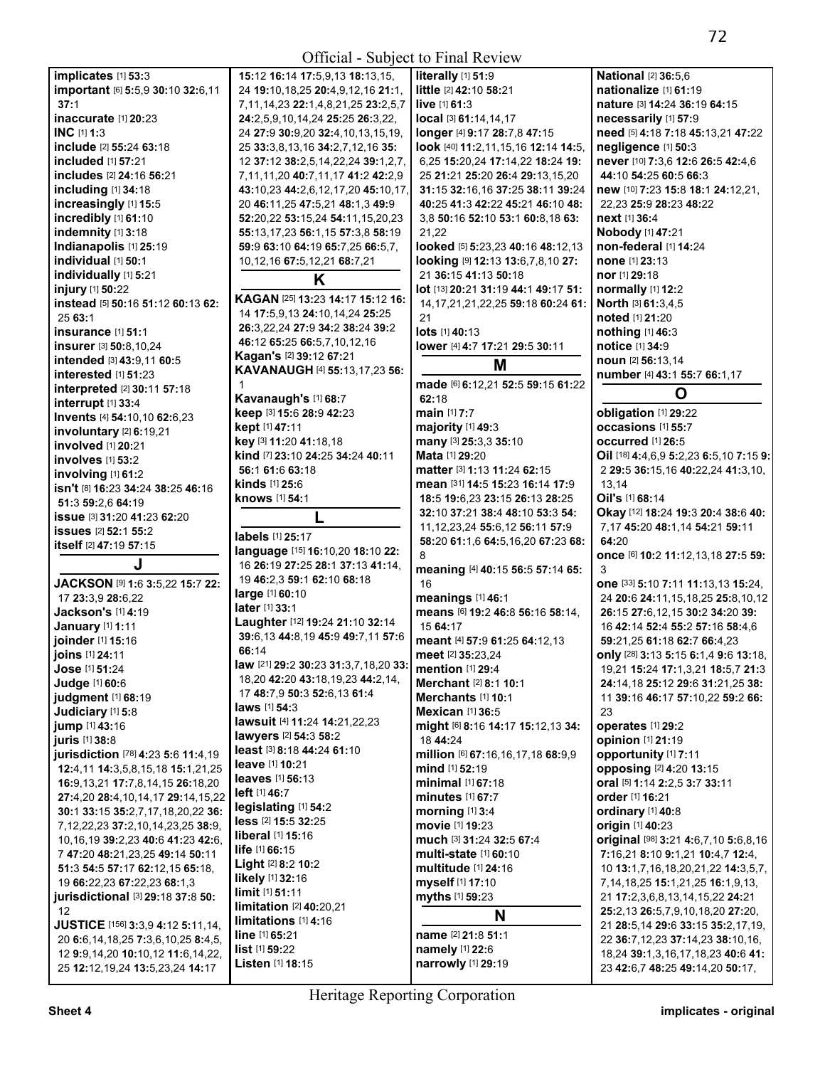**implicates** [1] **53:**3
**important** [6] **5:**5,9 **30:**10 **32:**6,11 **37:**1
**inaccurate** [1] **20:**23
**INC** [1] **1:**3
**include** [2] **55:**24 **63:**18
**included** [1] **57:**21
**includes** [2] **24:**16 **56:**21
**including** [1] **34:**18
**increasingly** [1] **15:**5
**incredibly** [1] **61:**10
**indemnity** [1] **3:**18
**Indianapolis** [1] **25:**19
**individual** [1] **50:**1
**individually** [1] **5:**21
**injury** [1] **50:**22
**instead** [5] **50:**16 **51:**12 **60:**13 **62:**25 **63:**1
**insurance** [1] **51:**1
**insurer** [3] **50:**8,10,24
**intended** [3] **43:**9,11 **60:**5
**interested** [1] **51:**23
**interpreted** [2] **30:**11 **57:**18
**interrupt** [1] **33:**4
**Invents** [4] **54:**10,10 **62:**6,23
**involuntary** [2] **6:**19,21
**involved** [1] **20:**21
**involves** [1] **53:**2
**involving** [1] **61:**2
**isn't** [8] **16:**23 **34:**24 **38:**25 **46:**16 **51:**3 **59:**2,6 **64:**19
**issue** [3] **31:**20 **41:**23 **62:**20
**issues** [2] **52:**1 **55:**2
**itself** [2] **47:**19 **57:**15

## J

**JACKSON** [9] **1:**6 **3:**5,22 **15:**7 **22:**17 **23:**3,9 **28:**6,22
**Jackson's** [1] **4:**19
**January** [1] **1:**11
**joinder** [1] **15:**16
**joins** [1] **24:**11
**Jose** [1] **51:**24
**Judge** [1] **60:**6
**judgment** [1] **68:**19
**Judiciary** [1] **5:**8
**jump** [1] **43:**16
**juris** [1] **38:**8
**jurisdiction** [78] **4:**23 **5:**6 **11:**4,19 **12:**4,11 **14:**3,5,8,15,18 **15:**1,21,25 **16:**9,13,21 **17:**7,8,14,15 **26:**18,20 **27:**4,20 **28:**4,10,14,17 **29:**14,15,22 **30:**1 **33:**15 **35:**2,7,17,18,20,22 **36:**7,12,22,23 **37:**2,10,14,23,25 **38:**9,10,16,19 **39:**2,23 **40:**6 **41:**23 **42:**6,7 **47:**20 **48:**21,23,25 **49:**14 **50:**11 **51:**3 **54:**5 **57:**17 **62:**12,15 **65:**18,19 **66:**22,23 **67:**22,23 **68:**1,3
**jurisdictional** [3] **29:**18 **37:**8 **50:**12
**JUSTICE** [156] **3:**3,9 **4:**12 **5:**11,14,20 **6:**6,14,18,25 **7:**3,6,10,25 **8:**4,5,12 **9:**9,14,20 **10:**10,12 **11:**6,14,22,25 **12:**12,19,24 **13:**5,23,24 **14:**17 **15:**12 **16:**14 **17:**5,9,13 **18:**13,15,24 **19:**10,18,25 **20:**4,9,12,16 **21:**1,7,11,14,23 **22:**1,4,8,21,25 **23:**2,5,7 **24:**2,5,9,10,14,24 **25:**25 **26:**3,22,24 **27:**9 **30:**9,20 **32:**4,10,13,15,19,25 **33:**3,8,13,16 **34:**2,7,12,16 **35:**12 **37:**12 **38:**2,5,14,22,24 **39:**1,2,7,7,11,11,20 **40:**7,11,17 **41:**2 **42:**2,9 **43:**10,23 **44:**2,6,12,17,20 **45:**10,17,20 **46:**11,25 **47:**5,21 **48:**1,3 **49:**9 **52:**20,22 **53:**15,24 **54:**11,15,20,23 **55:**13,17,23 **56:**1,15 **57:**3,8 **58:**19 **59:**9 **63:**10 **64:**19 **65:**7,25 **66:**5,7,10,12,16 **67:**5,12,21 **68:**7,21

## K

**KAGAN** [25] **13:**23 **14:**17 **15:**12 **16:**14 **17:**5,9,13 **24:**10,14,24 **25:**25 **26:**3,22,24 **27:**9 **34:**2 **38:**24 **39:**2 **46:**12 **65:**25 **66:**5,7,10,12,16
**Kagan's** [2] **39:**12 **67:**21
**KAVANAUGH** [4] **55:**13,17,23 **56:**1
**Kavanaugh's** [1] **68:**7
**keep** [3] **15:**6 **28:**9 **42:**23
**kept** [1] **47:**11
**key** [3] **11:**20 **41:**18,18
**kind** [7] **23:**10 **24:**25 **34:**24 **40:**11 **56:**1 **61:**6 **63:**18
**kinds** [1] **25:**6
**knows** [1] **54:**1

## L

**labels** [1] **25:**17
**language** [15] **16:**10,20 **18:**10 **22:**16 **26:**19 **27:**25 **28:**1 **37:**13 **41:**14,19 **46:**2,3 **59:**1 **62:**10 **68:**18
**large** [1] **60:**10
**later** [1] **33:**1
**Laughter** [12] **19:**24 **21:**10 **32:**14 **39:**6,13 **44:**8,19 **45:**9 **49:**7,11 **57:**6 **66:**14
**law** [21] **29:**2 **30:**23 **31:**3,7,18,20 **33:**18,20 **42:**20 **43:**18,19,23 **44:**2,14,17 **48:**7,9 **50:**3 **52:**6,13 **61:**4
**laws** [1] **54:**3
**lawsuit** [4] **11:**24 **14:**21,22,23
**lawyers** [2] **54:**3 **58:**2
**least** [3] **8:**18 **44:**24 **61:**10
**leave** [1] **10:**21
**leaves** [1] **56:**13
**left** [1] **46:**7
**legislating** [1] **54:**2
**less** [2] **15:**5 **32:**25
**liberal** [1] **15:**16
**life** [1] **66:**15
**Light** [2] **8:**2 **10:**2
**likely** [1] **32:**16
**limit** [1] **51:**11
**limitation** [2] **40:**20,21
**limitations** [1] **4:**16
**line** [1] **65:**21
**list** [1] **59:**22
**Listen** [1] **18:**15
**literally** [1] **51:**9
**little** [2] **42:**10 **58:**21
**live** [1] **61:**3
**local** [3] **61:**14,14,17
**longer** [4] **9:**17 **28:**7,8 **47:**15
**look** [40] **11:**2,11,15,16 **12:**14 **14:**5,6,25 **15:**20,24 **17:**14,22 **18:**24 **19:**25 **21:**21 **25:**20 **26:**4 **29:**13,15,20 **31:**15 **32:**16,16 **37:**25 **38:**11 **39:**24 **40:**25 **41:**3 **42:**22 **45:**21 **46:**10 **48:**3,8 **50:**16 **52:**10 **53:**1 **60:**8,18 **63:**21,22
**looked** [5] **5:**23,23 **40:**16 **48:**12,13
**looking** [9] **12:**13 **13:**6,7,8,10 **27:**21 **36:**15 **41:**13 **50:**18
**lot** [13] **20:**21 **31:**19 **44:**1 **49:**17 **51:**14,17,21,21,22,25 **59:**18 **60:**24 **61:**21
**lots** [1] **40:**13
**lower** [4] **4:**7 **17:**21 **29:**5 **30:**11

## M

**made** [6] **6:**12,21 **52:**5 **59:**15 **61:**22 **62:**18
**main** [1] **7:**7
**majority** [1] **49:**3
**many** [3] **25:**3,3 **35:**10
**Mata** [1] **29:**20
**matter** [3] **1:**13 **11:**24 **62:**15
**mean** [31] **14:**5 **15:**23 **16:**14 **17:**9 **18:**5 **19:**6,23 **23:**15 **26:**13 **28:**25 **32:**10 **37:**21 **38:**4 **48:**10 **53:**3 **54:**11,12,23,24 **55:**6,12 **56:**11 **57:**9 **58:**20 **61:**1,6 **64:**5,16,20 **67:**23 **68:**8
**meaning** [4] **40:**15 **56:**5 **57:**14 **65:**16
**meanings** [1] **46:**1
**means** [6] **19:**2 **46:**8 **56:**16 **58:**14,15 **64:**17
**meant** [4] **57:**9 **61:**25 **64:**12,13
**meet** [2] **35:**23,24
**mention** [1] **29:**4
**Merchant** [2] **8:**1 **10:**1
**Merchants** [1] **10:**1
**Mexican** [1] **36:**5
**might** [6] **8:**16 **14:**17 **15:**12,13 **34:**18 **44:**24
**million** [6] **67:**16,16,17,18 **68:**9,9
**mind** [1] **52:**19
**minimal** [1] **67:**18
**minutes** [1] **67:**7
**morning** [1] **3:**4
**movie** [1] **19:**23
**much** [3] **31:**24 **32:**5 **67:**4
**multi-state** [1] **60:**10
**multitude** [1] **24:**16
**myself** [1] **17:**10
**myths** [1] **59:**23

## N

**name** [2] **21:**8 **51:**1
**namely** [1] **22:**6
**narrowly** [1] **29:**19
**National** [2] **36:**5,6
**nationalize** [1] **61:**19
**nature** [3] **14:**24 **36:**19 **64:**15
**necessarily** [1] **57:**9
**need** [5] **4:**18 **7:**18 **45:**13,21 **47:**22
**negligence** [1] **50:**3
**never** [10] **7:**3,6 **12:**6 **26:**5 **42:**4,6 **44:**10 **54:**25 **60:**5 **66:**3
**new** [10] **7:**23 **15:**8 **18:**1 **24:**12,21,22,23 **25:**9 **28:**23 **48:**22
**next** [1] **36:**4
**Nobody** [1] **47:**21
**non-federal** [1] **14:**24
**none** [1] **23:**13
**nor** [1] **29:**18
**normally** [1] **12:**2
**North** [3] **61:**3,4,5
**noted** [1] **21:**20
**nothing** [1] **46:**3
**notice** [1] **34:**9
**noun** [2] **56:**13,14
**number** [4] **43:**1 **55:**7 **66:**1,17

## O

**obligation** [1] **29:**22
**occasions** [1] **55:**7
**occurred** [1] **26:**5
**Oil** [18] **4:**4,6,9 **5:**2,23 **6:**5,10 **7:**15 **9:**2 **29:**5 **36:**15,16 **40:**22,24 **41:**3,10,13,14
**Oil's** [1] **68:**14
**Okay** [12] **18:**24 **19:**3 **20:**4 **38:**6 **40:**7,17 **45:**20 **48:**1,14 **54:**21 **59:**11 **64:**20
**once** [6] **10:**2 **11:**12,13,18 **27:**5 **59:**3
**one** [33] **5:**10 **7:**11 **11:**13,13 **15:**24,24 **20:**6 **24:**11,15,18,25 **25:**8,10,12 **26:**15 **27:**6,12,15 **30:**2 **34:**20 **39:**16 **42:**14 **52:**4 **55:**2 **57:**16 **58:**4,6 **59:**21,25 **61:**18 **62:**7 **66:**4,23
**only** [28] **3:**13 **5:**15 **6:**1,4 **9:**6 **13:**18,19,21 **15:**24 **17:**1,3,21 **18:**5,7 **21:**3 **24:**14,18 **25:**12 **29:**6 **31:**21,25 **38:**11 **39:**16 **46:**17 **57:**10,22 **59:**2 **66:**23
**operates** [1] **29:**2
**opinion** [1] **21:**19
**opportunity** [1] **7:**11
**opposing** [2] **4:**20 **13:**15
**oral** [5] **1:**14 **2:**2,5 **3:**7 **33:**11
**order** [1] **16:**21
**ordinary** [1] **40:**8
**origin** [1] **40:**23
**original** [98] **3:**21 **4:**6,7,10 **5:**6,8,16 **7:**16,21 **8:**10 **9:**1,21 **10:**4,7 **12:**4,10 **13:**1,7,16,18,20,21,22 **14:**3,5,7,14,18,25 **15:**1,21,25 **16:**1,9,13,21 **17:**2,3,6,8,13,14,15,22 **24:**21 **25:**2,13 **26:**5,7,9,10,18,20 **27:**20,21 **28:**5,14 **29:**6 **33:**15 **35:**2,17,19,22 **36:**7,12,23 **37:**14,23 **38:**10,16,18,24 **39:**1,3,16,17,18,23 **40:**6 **41:**23 **42:**6,7 **48:**25 **49:**14,20 **50:**17,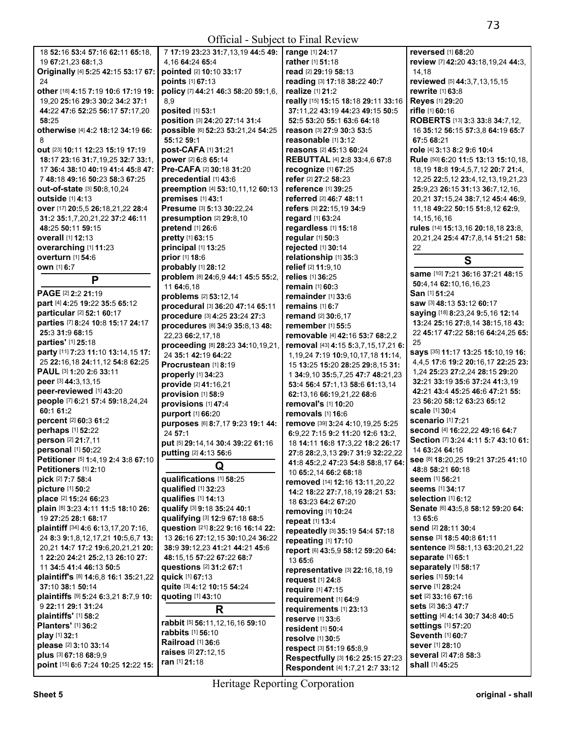18 **52:**16 **53:**4 **57:**16 **62:**11 **65:**18, 19 **67:**21,23 **68:**1,3
**Originally** [4] **5:**25 **42:**15 **53:**17 **67:**24
**other** [18] **4:**15 **7:**19 **10:**6 **17:**19 **19:**19,20 **25:**16 **29:**3 **30:**2 **34:**2 **37:**1 **44:**22 **47:**6 **52:**25 **56:**17 **57:**17,20 **58:**25
**otherwise** [4] **4:**2 **18:**12 **34:**19 **66:**8
**out** [23] **10:**11 **12:**23 **15:**19 **17:**19 **18:**17 **23:**16 **31:**7,19,25 **32:**7 **33:**1, 17 **36:**4 **38:**10 **40:**19 **41:**4 **45:**8 **47:**7 **48:**18 **49:**16 **50:**23 **58:**3 **67:**25
**out-of-state** [3] **50:**8,10,24
**outside** [1] **4:**13
**over** [17] **20:**5,5 **26:**18,21,22 **28:**4 **31:**2 **35:**1,7,20,21,22 **37:**2 **46:**11 **48:**25 **50:**11 **59:**15
**overall** [1] **12:**13
**overarching** [1] **11:**23
**overturn** [1] **54:**6
**own** [1] **6:**7

## P

**PAGE** [2] **2:**2 **21:**19
**part** [4] **4:**25 **19:**22 **35:**5 **65:**12
**particular** [2] **52:**1 **60:**17
**parties** [7] **8:**24 **10:**8 **15:**17 **24:**17 **25:**3 **31:**9 **68:**15
**parties'** [1] **25:**18
**party** [11] **7:**23 **11:**10 **13:**14,15 **17:**25 **22:**16,18 **24:**11,12 **54:**8 **62:**25
**PAUL** [3] **1:**20 **2:**6 **33:**11
**peer** [3] **44:**3,13,15
**peer-reviewed** [1] **43:**20
**people** [7] **6:**21 **57:**4 **59:**18,24,24 **60:**1 **61:**2
**percent** [2] **60:**3 **61:**2
**perhaps** [1] **52:**22
**person** [2] **21:**7,11
**personal** [1] **50:**22
**Petitioner** [5] **1:**4,19 **2:**4 **3:**8 **67:**10
**Petitioners** [1] **2:**10
**pick** [2] **7:**7 **58:**4
**picture** [1] **50:**2
**place** [2] **15:**24 **66:**23
**plain** [8] **3:**23 **4:**11 **11:**5 **18:**10 **26:**19 **27:**25 **28:**1 **68:**17
**plaintiff** [34] **4:**6 **6:**13,17,20 **7:**16, 24 **8:**3 **9:**1,8,12,17,21 **10:**5,6,7 **13:**20,21 **14:**7 **17:**2 **19:**6,20,21,21 **20:**1 **22:**20 **24:**21 **25:**2,13 **26:**10 **27:**11 **34:**5 **41:**4 **46:**13 **50:**5
**plaintiff's** [8] **14:**6,8 **16:**1 **35:**21,22 **37:**10 **38:**1 **50:**14
**plaintiffs** [9] **5:**24 **6:**3,21 **8:**7,9 **10:**9 **22:**11 **29:**1 **31:**24
**plaintiffs'** [1] **58:**2
**Planters'** [1] **36:**2
**play** [1] **32:**1
**please** [2] **3:**10 **33:**14
**plus** [3] **67:**18 **68:**9,9
**point** [15] **6:**6 **7:**24 **10:**25 **12:**22 **15:**7 **17:**19 **23:**23 **31:**7,13,19 **44:**5 **49:**4,16 **64:**24 **65:**4
**pointed** [2] **10:**10 **33:**17
**points** [1] **67:**13
**policy** [7] **44:**21 **46:**3 **58:**20 **59:**1,6, 8,9
**posited** [1] **53:**1
**position** [3] **24:**20 **27:**14 **31:**4
**possible** [6] **52:**23 **53:**21,24 **54:**25 **55:**12 **59:**1
**post-CAFA** [1] **31:**21
**power** [2] **6:**8 **65:**14
**Pre-CAFA** [2] **30:**18 **31:**20
**precedential** [1] **43:**6
**preemption** [4] **53:**10,11,12 **60:**13
**premises** [1] **43:**1
**Presume** [3] **5:**13 **30:**22,24
**presumption** [2] **29:**8,10
**pretend** [1] **26:**6
**pretty** [1] **63:**15
**principal** [1] **13:**25
**prior** [1] **18:**6
**probably** [1] **28:**12
**problem** [8] **24:**6,9 **44:**1 **45:**5 **55:**2, 11 **64:**6,18
**problems** [2] **53:**12,14
**procedural** [3] **36:**20 **47:**14 **65:**11
**procedure** [3] **4:**25 **23:**24 **27:**3
**procedures** [8] **34:**9 **35:**8,13 **48:**22,23 **66:**2,17,18
**proceeding** [8] **28:**23 **34:**10,19,21, 24 **35:**1 **42:**19 **64:**22
**Procrustean** [1] **8:**19
**properly** [1] **34:**23
**provide** [2] **41:**16,21
**provision** [1] **58:**9
**provisions** [1] **47:**4
**purport** [1] **66:**20
**purposes** [6] **8:**7,17 **9:**23 **19:**1 **44:**24 **57:**1
**put** [5] **29:**14,14 **30:**4 **39:**22 **61:**16
**putting** [2] **4:**13 **56:**6

## Q

**qualifications** [1] **58:**25
**qualified** [1] **32:**23
**qualifies** [1] **14:**13
**qualify** [3] **9:**18 **35:**24 **40:**1
**qualifying** [3] **12:**9 **67:**18 **68:**5
**question** [21] **8:**22 **9:**16 **16:**14 **22:**13 **26:**16 **27:**12,15 **30:**10,24 **36:**22 **38:**9 **39:**12,23 **41:**21 **44:**21 **45:**6 **48:**15,15 **57:**22 **67:**22 **68:**7
**questions** [2] **31:**2 **67:**1
**quick** [1] **67:**13
**quite** [3] **4:**12 **10:**15 **54:**24
**quoting** [1] **43:**10

## R

**rabbit** [5] **56:**11,12,16,16 **59:**10
**rabbits** [1] **56:**10
**Railroad** [1] **36:**6
**raises** [2] **27:**12,15
**ran** [1] **21:**18
**range** [1] **24:**17
**rather** [1] **51:**18
**read** [2] **29:**19 **58:**13
**reading** [3] **17:**18 **38:**22 **40:**7
**realize** [1] **21:**2
**really** [15] **15:**15 **18:**18 **29:**11 **33:**16 **37:**11,22 **43:**19 **44:**23 **49:**15 **50:**5 **52:**5 **53:**20 **55:**1 **63:**6 **64:**18
**reason** [3] **27:**9 **30:**3 **53:**5
**reasonable** [1] **3:**12
**reasons** [2] **45:**13 **60:**24
**REBUTTAL** [4] **2:**8 **33:**4,6 **67:**8
**recognize** [1] **67:**25
**refer** [2] **27:**2 **58:**23
**reference** [1] **39:**25
**referred** [2] **46:**7 **48:**11
**refers** [3] **22:**15,19 **34:**9
**regard** [1] **63:**24
**regardless** [1] **15:**18
**regular** [1] **50:**3
**rejected** [1] **30:**14
**relationship** [1] **35:**3
**relief** [2] **11:**9,10
**relies** [1] **36:**25
**remain** [1] **60:**3
**remainder** [1] **33:**6
**remains** [1] **6:**7
**remand** [2] **30:**6,17
**remember** [1] **55:**5
**removable** [4] **42:**16 **53:**7 **68:**2,2
**removal** [43] **4:**15 **5:**3,7,15,17,21 **6:**1,19,24 **7:**19 **10:**9,10,17,18 **11:**14, 15 **13:**25 **15:**20 **28:**25 **29:**8,15 **31:**1 **34:**9,10 **35:**5,7,25 **47:**7 **48:**21,23 **53:**4 **56:**4 **57:**1,13 **58:**6 **61:**13,14 **62:**13,16 **66:**19,21,22 **68:**6
**removal's** [1] **10:**20
**removals** [1] **16:**6
**remove** [39] **3:**24 **4:**10,19,25 **5:**25 **6:**9,22 **7:**15 **9:**2 **11:**20 **12:**6 **13:**2, 18 **14:**11 **16:**8 **17:**3,22 **18:**2 **26:**17 **27:**8 **28:**2,3,13 **29:**7 **31:**9 **32:**22,22 **41:**8 **45:**2,2 **47:**23 **54:**8 **58:**8,17 **64:**10 **65:**2,14 **66:**2 **68:**18
**removed** [14] **12:**16 **13:**11,20,22 **14:**2 **18:**22 **27:**7,18,19 **28:**21 **53:**18 **63:**23 **64:**2 **67:**20
**removing** [1] **10:**24
**repeat** [1] **13:**4
**repeatedly** [3] **35:**19 **54:**4 **57:**18
**repeating** [1] **17:**10
**report** [6] **43:**5,9 **58:**12 **59:**20 **64:**13 **65:**6
**representative** [3] **22:**16,18,19
**request** [1] **24:**8
**require** [1] **47:**15
**requirement** [1] **64:**9
**requirements** [1] **23:**13
**reserve** [1] **33:**6
**resident** [1] **50:**4
**resolve** [1] **30:**5
**respect** [3] **51:**19 **65:**8,9
**Respectfully** [3] **16:**2 **25:**15 **27:**23
**Respondent** [4] **1:**7,21 **2:**7 **33:**12
**reversed** [1] **68:**20
**review** [7] **42:**20 **43:**18,19,24 **44:**3, 14,18
**reviewed** [5] **44:**3,7,13,15,15
**rewrite** [1] **63:**8
**Reyes** [1] **29:**20
**rifle** [1] **60:**16
**ROBERTS** [13] **3:**3 **33:**8 **34:**7,12, 16 **35:**12 **56:**15 **57:**3,8 **64:**19 **65:**7 **67:**5 **68:**21
**role** [4] **3:**13 **8:**2 **9:**6 **10:**4
**Rule** [50] **6:**20 **11:**5 **13:**13 **15:**10,18, 18,19 **18:**8 **19:**4,5,7,12 **20:**7 **21:**4, 12,25 **22:**5,12 **23:**4,12,13,19,21,23 **25:**9,23 **26:**15 **31:**13 **36:**7,12,16, 20,21 **37:**15,24 **38:**7,12 **45:**4 **46:**9, 11,18 **49:**22 **50:**15 **51:**8,12 **62:**9, 14,15,16,16
**rules** [14] **15:**13,16 **20:**18,18 **23:**8, 20,21,24 **25:**4 **47:**7,8,14 **51:**21 **58:**22

## S

**same** [10] **7:**21 **36:**16 **37:**21 **48:**15 **50:**4,14 **62:**10,16,16,23
**San** [1] **51:**24
**saw** [3] **48:**13 **53:**12 **60:**17
**saying** [18] **8:**23,24 **9:**5,16 **12:**14 **13:**24 **25:**16 **27:**8,14 **38:**15,18 **43:**22 **45:**17 **47:**22 **58:**16 **64:**24,25 **65:**25
**says** [35] **11:**17 **13:**25 **15:**10,19 **16:**4,4,5 **17:**6 **19:**2 **20:**16,17 **22:**25 **23:**1,24 **25:**23 **27:**2,24 **28:**15 **29:**20 **32:**21 **33:**19 **35:**6 **37:**24 **41:**3,19 **42:**21 **43:**4 **45:**25 **46:**6 **47:**21 **55:**23 **56:**20 **58:**12 **63:**23 **65:**12
**scale** [1] **30:**4
**scenario** [1] **7:**21
**second** [4] **16:**22,22 **49:**16 **64:**7
**Section** [7] **3:**24 **4:**11 **5:**7 **43:**10 **61:**14 **63:**24 **64:**16
**see** [8] **18:**20,25 **19:**21 **37:**25 **41:**10 **48:**8 **58:**21 **60:**18
**seem** [1] **56:**21
**seems** [1] **34:**17
**selection** [1] **6:**12
**Senate** [6] **43:**5,8 **58:**12 **59:**20 **64:**13 **65:**6
**send** [2] **28:**11 **30:**4
**sense** [3] **18:**5 **40:**8 **61:**11
**sentence** [5] **58:**1,13 **63:**20,21,22
**separate** [1] **65:**1
**separately** [1] **58:**17
**series** [1] **59:**14
**serve** [1] **28:**24
**set** [2] **33:**16 **67:**16
**sets** [2] **36:**3 **47:**7
**setting** [4] **4:**14 **30:**7 **34:**8 **40:**5
**settings** [1] **57:**20
**Seventh** [1] **60:**7
**sever** [1] **28:**10
**several** [2] **47:**8 **58:**3
**shall** [1] **45:**25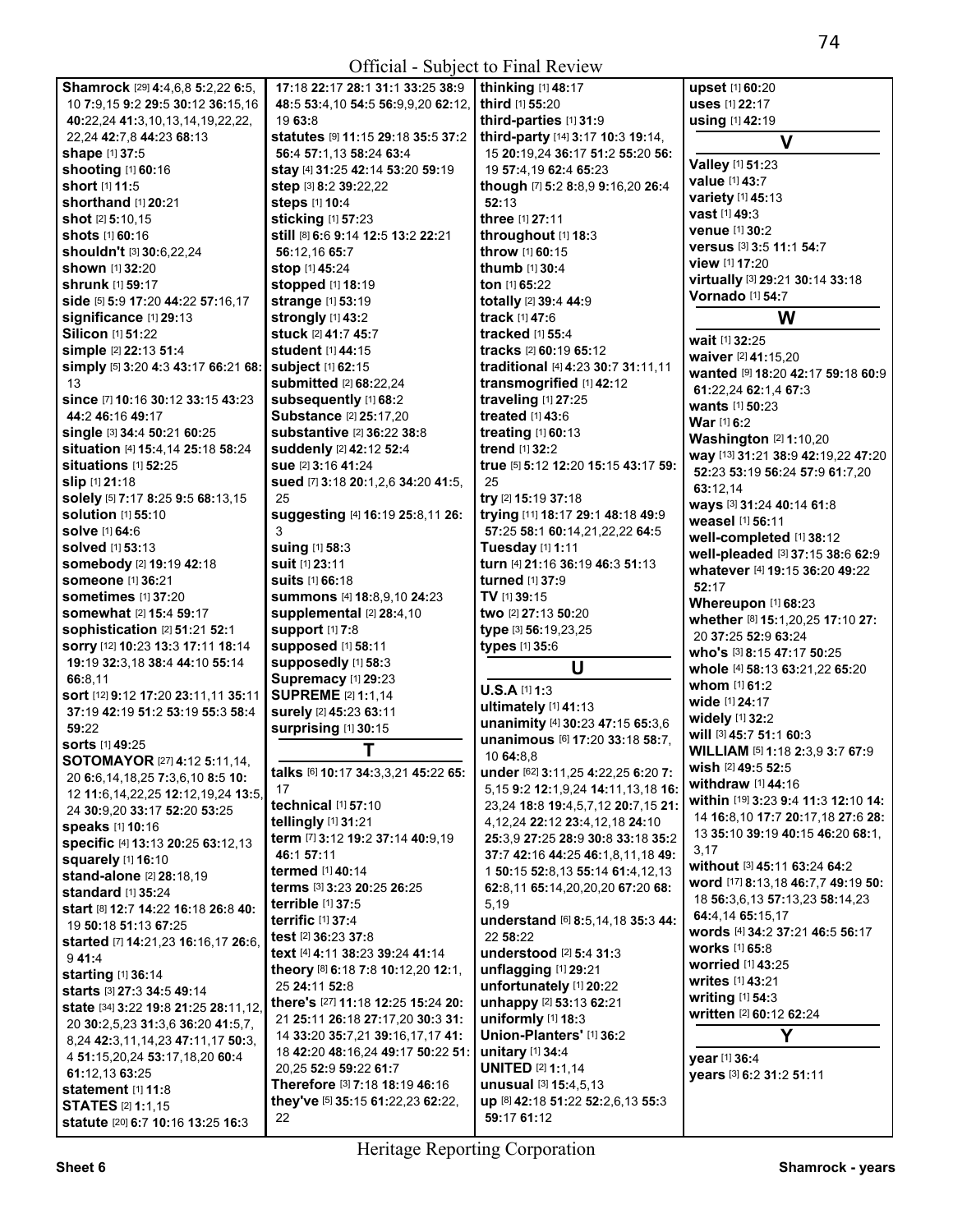**Shamrock** [29] **4**:4,6,8 **5**:2,22 **6**:5,10 **7**:9,15 **9**:2 **29**:5 **30**:12 **36**:15,16 **40**:22,24 **41**:3,10,13,14,19,22,22, 22,24 **42**:7,8 **44**:23 **68**:13
**shape** [1] **37**:5
**shooting** [1] **60**:16
**short** [1] **11**:5
**shorthand** [1] **20**:21
**shot** [2] **5**:10,15
**shots** [1] **60**:16
**shouldn't** [3] **30**:6,22,24
**shown** [1] **32**:20
**shrunk** [1] **59**:17
**side** [5] **5**:9 **17**:20 **44**:22 **57**:16,17
**significance** [1] **29**:13
**Silicon** [1] **51**:22
**simple** [2] **22**:13 **51**:4
**simply** [5] **3**:20 **4**:3 **43**:17 **66**:21 **68**:13
**since** [7] **10**:16 **30**:12 **33**:15 **43**:23 **44**:2 **46**:16 **49**:17
**single** [3] **34**:4 **50**:21 **60**:25
**situation** [4] **15**:4,14 **25**:18 **58**:24
**situations** [1] **52**:25
**slip** [1] **21**:18
**solely** [5] **7**:17 **8**:25 **9**:5 **68**:13,15
**solution** [1] **55**:10
**solve** [1] **64**:6
**solved** [1] **53**:13
**somebody** [2] **19**:19 **42**:18
**someone** [1] **36**:21
**sometimes** [1] **37**:20
**somewhat** [2] **15**:4 **59**:17
**sophistication** [2] **51**:21 **52**:1
**sorry** [12] **10**:23 **13**:3 **17**:11 **18**:14 **19**:19 **32**:3,18 **38**:4 **44**:10 **55**:14 **66**:8,11
**sort** [12] **9**:12 **17**:20 **23**:11,11 **35**:11 **37**:19 **42**:19 **51**:2 **53**:19 **55**:3 **58**:4 **59**:22
**sorts** [1] **49**:25
**SOTOMAYOR** [27] **4**:12 **5**:11,14, 20 **6**:6,14,18,25 **7**:3,6,10 **8**:5 **10**:12 **11**:6,14,22,25 **12**:12,19,24 **13**:5, 24 **30**:9,20 **33**:17 **52**:20 **53**:25
**speaks** [1] **10**:16
**specific** [4] **13**:13 **20**:25 **63**:12,13
**squarely** [1] **16**:10
**stand-alone** [2] **28**:18,19
**standard** [1] **35**:24
**start** [8] **12**:7 **14**:22 **16**:18 **26**:8 **40**:19 **50**:18 **51**:13 **67**:25
**started** [7] **14**:21,23 **16**:16,17 **26**:6, 9 **41**:4
**starting** [1] **36**:14
**starts** [3] **27**:3 **34**:5 **49**:14
**state** [34] **3**:22 **19**:8 **21**:25 **28**:11,12, 20 **30**:2,5,23 **31**:3,6 **36**:20 **41**:5,7, 8,24 **42**:3,11,14,23 **47**:11,17 **50**:3, 4 **51**:15,20,24 **53**:17,18,20 **60**:4 **61**:12,13 **63**:25
**statement** [1] **11**:8
**STATES** [2] **1**:1,15
**statute** [20] **6**:7 **10**:16 **13**:25 **16**:3 **17**:18 **22**:17 **28**:1 **31**:1 **33**:25 **38**:9 **48**:5 **53**:4,10 **54**:5 **56**:9,9,20 **62**:12, 19 **63**:8
**statutes** [9] **11**:15 **29**:18 **35**:5 **37**:2 **56**:4 **57**:1,13 **58**:24 **63**:4
**stay** [4] **31**:25 **42**:14 **53**:20 **59**:19
**step** [3] **8**:2 **39**:22,22
**steps** [1] **10**:4
**sticking** [1] **57**:23
**still** [8] **6**:6 **9**:14 **12**:5 **13**:2 **22**:21 **56**:12,16 **65**:7
**stop** [1] **45**:24
**stopped** [1] **18**:19
**strange** [1] **53**:19
**strongly** [1] **43**:2
**stuck** [2] **41**:7 **45**:7
**student** [1] **44**:15
**subject** [1] **62**:15
**submitted** [2] **68**:22,24
**subsequently** [1] **68**:2
**Substance** [2] **25**:17,20
**substantive** [2] **36**:22 **38**:8
**suddenly** [2] **42**:12 **52**:4
**sue** [2] **3**:16 **41**:24
**sued** [7] **3**:18 **20**:1,2,6 **34**:20 **41**:5, 25
**suggesting** [4] **16**:19 **25**:8,11 **26**:3
**suing** [1] **58**:3
**suit** [1] **23**:11
**suits** [1] **66**:18
**summons** [4] **18**:8,9,10 **24**:23
**supplemental** [2] **28**:4,10
**support** [1] **7**:8
**supposed** [1] **58**:11
**supposedly** [1] **58**:3
**Supremacy** [1] **29**:23
**SUPREME** [2] **1**:1,14
**surely** [2] **45**:23 **63**:11
**surprising** [1] **30**:15

## T

**talks** [6] **10**:17 **34**:3,3,21 **45**:22 **65**:17
**technical** [1] **57**:10
**tellingly** [1] **31**:21
**term** [7] **3**:12 **19**:2 **37**:14 **40**:9,19 **46**:1 **57**:11
**termed** [1] **40**:14
**terms** [3] **3**:23 **20**:25 **26**:25
**terrible** [1] **37**:5
**terrific** [1] **37**:4
**test** [2] **36**:23 **37**:8
**text** [4] **4**:11 **38**:23 **39**:24 **41**:14
**theory** [8] **6**:18 **7**:8 **10**:12,20 **12**:1, 25 **24**:11 **52**:8
**there's** [27] **11**:18 **12**:25 **15**:24 **20**:21 **25**:11 **26**:18 **27**:17,20 **30**:3 **31**:14 **33**:20 **35**:7,21 **39**:16,17,17 **41**:18 **42**:20 **48**:16,24 **49**:17 **50**:22 **51**:20,25 **52**:9 **59**:22 **61**:7
**Therefore** [3] **7**:18 **18**:19 **46**:16
**they've** [5] **35**:15 **61**:22,23 **62**:22, 22
**thinking** [1] **48**:17
**third** [1] **55**:20
**third-parties** [1] **31**:9
**third-party** [14] **3**:17 **10**:3 **19**:14, 15 **20**:19,24 **36**:17 **51**:2 **55**:20 **56**:19 **57**:4,19 **62**:4 **65**:23
**though** [7] **5**:2 **8**:8,9 **9**:16,20 **26**:4 **52**:13
**three** [1] **27**:11
**throughout** [1] **18**:3
**throw** [1] **60**:15
**thumb** [1] **30**:4
**ton** [1] **65**:22
**totally** [2] **39**:4 **44**:9
**track** [1] **47**:6
**tracked** [1] **55**:4
**tracks** [2] **60**:19 **65**:12
**traditional** [4] **4**:23 **30**:7 **31**:11,11
**transmogrified** [1] **42**:12
**traveling** [1] **27**:25
**treated** [1] **43**:6
**treating** [1] **60**:13
**trend** [1] **32**:2
**true** [5] **5**:12 **12**:20 **15**:15 **43**:17 **59**:25
**try** [2] **15**:19 **37**:18
**trying** [11] **18**:17 **29**:1 **48**:18 **49**:9 **57**:25 **58**:1 **60**:14,21,22,22 **64**:5
**Tuesday** [1] **1**:11
**turn** [4] **21**:16 **36**:19 **46**:3 **51**:13
**turned** [1] **37**:9
**TV** [1] **39**:15
**two** [2] **27**:13 **50**:20
**type** [3] **56**:19,23,25
**types** [1] **35**:6

## U

**U.S.A** [1] **1**:3
**ultimately** [1] **41**:13
**unanimity** [4] **30**:23 **47**:15 **65**:3,6
**unanimous** [6] **17**:20 **33**:18 **58**:7, 10 **64**:8,8
**under** [62] **3**:11,25 **4**:22,25 **6**:20 **7**:5,15 **9**:2 **12**:1,9,24 **14**:11,13,18 **16**:23,24 **18**:8 **19**:4,5,7,12 **20**:7,15 **21**:4,12,24 **22**:12 **23**:4,12,18 **24**:10 **25**:3,9 **27**:25 **28**:9 **30**:8 **33**:18 **35**:2 **37**:7 **42**:16 **44**:25 **46**:1,8,11,18 **49**:1 **50**:15 **52**:8,13 **55**:14 **61**:4,12,13 **62**:8,11 **65**:14,20,20,20 **67**:20 **68**:5,19
**understand** [6] **8**:5,14,18 **35**:3 **44**:22 **58**:22
**understood** [2] **5**:4 **31**:3
**unflagging** [1] **29**:21
**unfortunately** [1] **20**:22
**unhappy** [2] **53**:13 **62**:21
**uniformly** [1] **18**:3
**Union-Planters'** [1] **36**:2
**unitary** [1] **34**:4
**UNITED** [2] **1**:1,14
**unusual** [3] **15**:4,5,13
**up** [8] **42**:18 **51**:22 **52**:2,6,13 **55**:3 **59**:17 **61**:12
**upset** [1] **60**:20
**uses** [1] **22**:17
**using** [1] **42**:19

## V

**Valley** [1] **51**:23
**value** [1] **43**:7
**variety** [1] **45**:13
**vast** [1] **49**:3
**venue** [1] **30**:2
**versus** [3] **3**:5 **11**:1 **54**:7
**view** [1] **17**:20
**virtually** [3] **29**:21 **30**:14 **33**:18
**Vornado** [1] **54**:7

## W

**wait** [1] **32**:25
**waiver** [2] **41**:15,20
**wanted** [9] **18**:20 **42**:17 **59**:18 **60**:9 **61**:22,24 **62**:1,4 **67**:3
**wants** [1] **50**:23
**War** [1] **6**:2
**Washington** [2] **1**:10,20
**way** [13] **31**:21 **38**:9 **42**:19,22 **47**:20 **52**:23 **53**:19 **56**:24 **57**:9 **61**:7,20 **63**:12,14
**ways** [3] **31**:24 **40**:14 **61**:8
**weasel** [1] **56**:11
**well-completed** [1] **38**:12
**well-pleaded** [3] **37**:15 **38**:6 **62**:9
**whatever** [4] **19**:15 **36**:20 **49**:22 **52**:17
**Whereupon** [1] **68**:23
**whether** [8] **15**:1,20,25 **17**:10 **27**:20 **37**:25 **52**:9 **63**:24
**who's** [3] **8**:15 **47**:17 **50**:25
**whole** [4] **58**:13 **63**:21,22 **65**:20
**whom** [1] **61**:2
**wide** [1] **24**:17
**widely** [1] **32**:2
**will** [3] **45**:7 **51**:1 **60**:3
**WILLIAM** [5] **1**:18 **2**:3,9 **3**:7 **67**:9
**wish** [2] **49**:5 **52**:5
**withdraw** [1] **44**:16
**within** [19] **3**:23 **9**:4 **11**:3 **12**:10 **14**:14 **16**:8,10 **17**:7 **20**:17,18 **27**:6 **28**:13 **35**:10 **39**:19 **40**:15 **46**:20 **68**:1, 3,17
**without** [3] **45**:11 **63**:24 **64**:2
**word** [17] **8**:13,18 **46**:7,7 **49**:19 **50**:18 **56**:3,6,13 **57**:13,23 **58**:14,23 **64**:4,14 **65**:15,17
**words** [4] **34**:2 **37**:21 **46**:5 **56**:17
**works** [1] **65**:8
**worried** [1] **43**:25
**writes** [1] **43**:21
**writing** [1] **54**:3
**written** [2] **60**:12 **62**:24

## Y

**year** [1] **36**:4
**years** [3] **6**:2 **31**:2 **51**:11